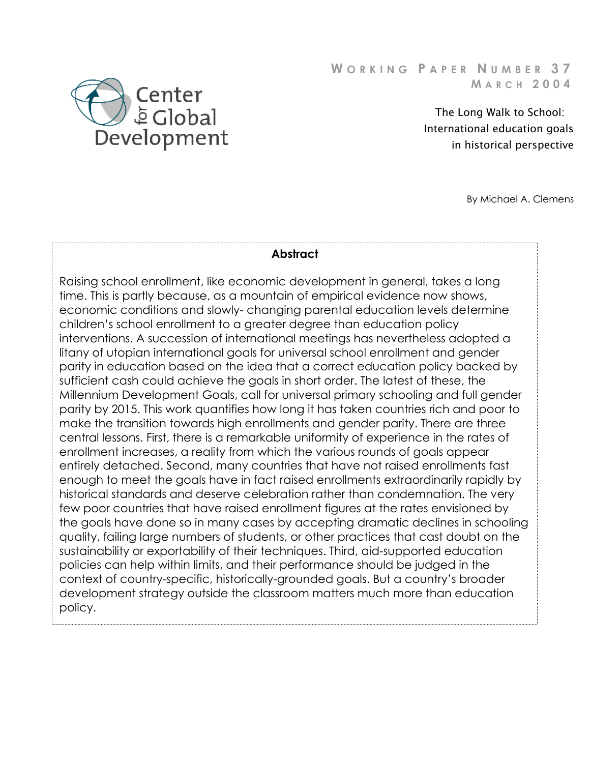Center for Global Development

**WORKING PAPER NUMBER 37**
**MARCH 2004**

# The Long Walk to School: International education goals in historical perspective

By Michael A. Clemens

## Abstract

Raising school enrollment, like economic development in general, takes a long time. This is partly because, as a mountain of empirical evidence now shows, economic conditions and slowly- changing parental education levels determine children's school enrollment to a greater degree than education policy interventions. A succession of international meetings has nevertheless adopted a litany of utopian international goals for universal school enrollment and gender parity in education based on the idea that a correct education policy backed by sufficient cash could achieve the goals in short order. The latest of these, the Millennium Development Goals, call for universal primary schooling and full gender parity by 2015. This work quantifies how long it has taken countries rich and poor to make the transition towards high enrollments and gender parity. There are three central lessons. First, there is a remarkable uniformity of experience in the rates of enrollment increases, a reality from which the various rounds of goals appear entirely detached. Second, many countries that have not raised enrollments fast enough to meet the goals have in fact raised enrollments extraordinarily rapidly by historical standards and deserve celebration rather than condemnation. The very few poor countries that have raised enrollment figures at the rates envisioned by the goals have done so in many cases by accepting dramatic declines in schooling quality, failing large numbers of students, or other practices that cast doubt on the sustainability or exportability of their techniques. Third, aid-supported education policies can help within limits, and their performance should be judged in the context of country-specific, historically-grounded goals. But a country's broader development strategy outside the classroom matters much more than education policy.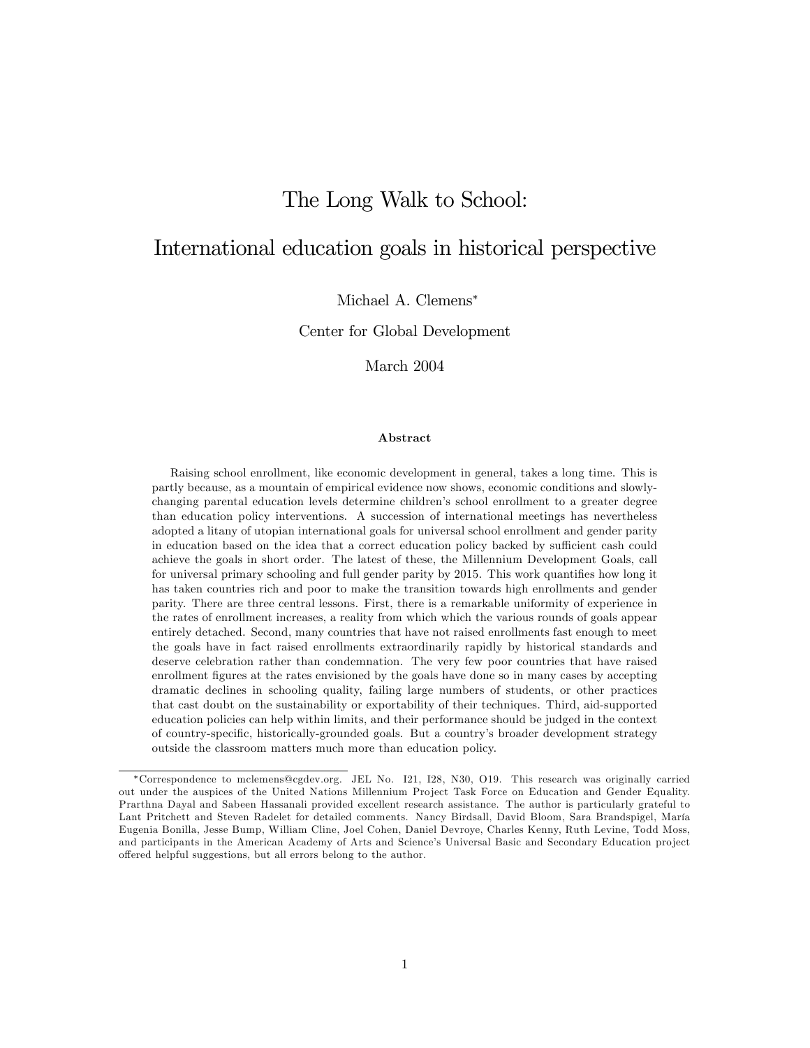# The Long Walk to School:

# International education goals in historical perspective

Michael A. Clemens*

Center for Global Development

March 2004

### Abstract

Raising school enrollment, like economic development in general, takes a long time. This is partly because, as a mountain of empirical evidence now shows, economic conditions and slowly-changing parental education levels determine children's school enrollment to a greater degree than education policy interventions. A succession of international meetings has nevertheless adopted a litany of utopian international goals for universal school enrollment and gender parity in education based on the idea that a correct education policy backed by sufficient cash could achieve the goals in short order. The latest of these, the Millennium Development Goals, call for universal primary schooling and full gender parity by 2015. This work quantifies how long it has taken countries rich and poor to make the transition towards high enrollments and gender parity. There are three central lessons. First, there is a remarkable uniformity of experience in the rates of enrollment increases, a reality from which which the various rounds of goals appear entirely detached. Second, many countries that have not raised enrollments fast enough to meet the goals have in fact raised enrollments extraordinarily rapidly by historical standards and deserve celebration rather than condemnation. The very few poor countries that have raised enrollment figures at the rates envisioned by the goals have done so in many cases by accepting dramatic declines in schooling quality, failing large numbers of students, or other practices that cast doubt on the sustainability or exportability of their techniques. Third, aid-supported education policies can help within limits, and their performance should be judged in the context of country-specific, historically-grounded goals. But a country's broader development strategy outside the classroom matters much more than education policy.

---

*Correspondence to mclemens@cgdev.org. JEL No. I21, I28, N30, O19. This research was originally carried out under the auspices of the United Nations Millennium Project Task Force on Education and Gender Equality. Prarthna Dayal and Sabeen Hassanali provided excellent research assistance. The author is particularly grateful to Lant Pritchett and Steven Radelet for detailed comments. Nancy Birdsall, David Bloom, Sara Brandspigel, María Eugenia Bonilla, Jesse Bump, William Cline, Joel Cohen, Daniel Devroye, Charles Kenny, Ruth Levine, Todd Moss, and participants in the American Academy of Arts and Science's Universal Basic and Secondary Education project offered helpful suggestions, but all errors belong to the author.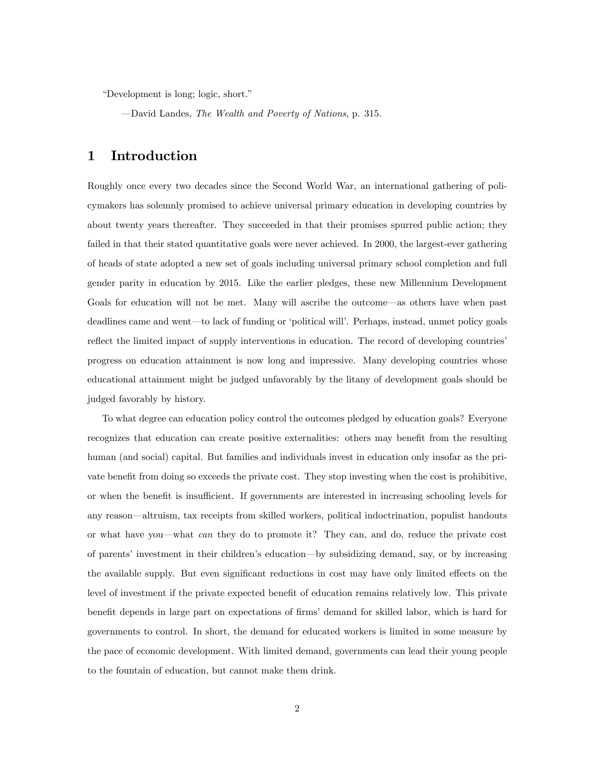"Development is long; logic, short."

—David Landes, *The Wealth and Poverty of Nations*, p. 315.

# 1 Introduction

Roughly once every two decades since the Second World War, an international gathering of policymakers has solemnly promised to achieve universal primary education in developing countries by about twenty years thereafter. They succeeded in that their promises spurred public action; they failed in that their stated quantitative goals were never achieved. In 2000, the largest-ever gathering of heads of state adopted a new set of goals including universal primary school completion and full gender parity in education by 2015. Like the earlier pledges, these new Millennium Development Goals for education will not be met. Many will ascribe the outcome—as others have when past deadlines came and went—to lack of funding or 'political will'. Perhaps, instead, unmet policy goals reflect the limited impact of supply interventions in education. The record of developing countries' progress on education attainment is now long and impressive. Many developing countries whose educational attainment might be judged unfavorably by the litany of development goals should be judged favorably by history.

To what degree can education policy control the outcomes pledged by education goals? Everyone recognizes that education can create positive externalities: others may benefit from the resulting human (and social) capital. But families and individuals invest in education only insofar as the private benefit from doing so exceeds the private cost. They stop investing when the cost is prohibitive, or when the benefit is insufficient. If governments are interested in increasing schooling levels for any reason—altruism, tax receipts from skilled workers, political indoctrination, populist handouts or what have you—what *can* they do to promote it? They can, and do, reduce the private cost of parents' investment in their children's education—by subsidizing demand, say, or by increasing the available supply. But even significant reductions in cost may have only limited effects on the level of investment if the private expected benefit of education remains relatively low. This private benefit depends in large part on expectations of firms' demand for skilled labor, which is hard for governments to control. In short, the demand for educated workers is limited in some measure by the pace of economic development. With limited demand, governments can lead their young people to the fountain of education, but cannot make them drink.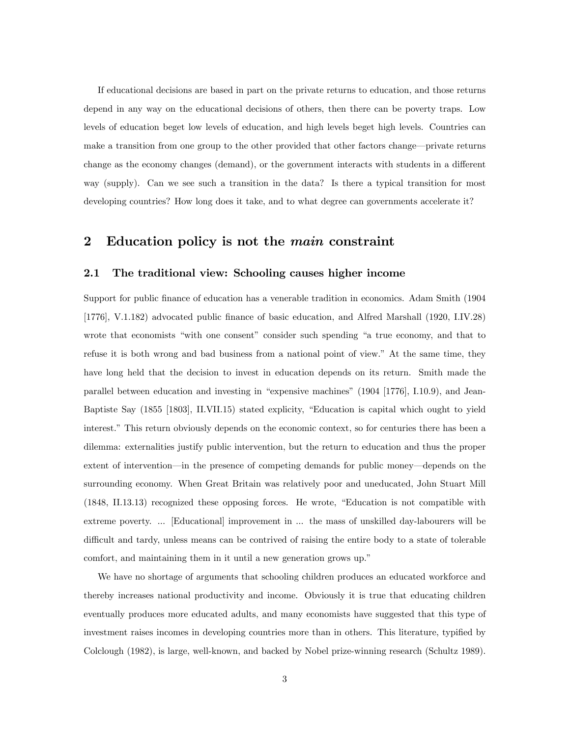If educational decisions are based in part on the private returns to education, and those returns depend in any way on the educational decisions of others, then there can be poverty traps. Low levels of education beget low levels of education, and high levels beget high levels. Countries can make a transition from one group to the other provided that other factors change—private returns change as the economy changes (demand), or the government interacts with students in a different way (supply). Can we see such a transition in the data? Is there a typical transition for most developing countries? How long does it take, and to what degree can governments accelerate it?

## 2 Education policy is not the *main* constraint

### 2.1 The traditional view: Schooling causes higher income

Support for public finance of education has a venerable tradition in economics. Adam Smith (1904 [1776], V.1.182) advocated public finance of basic education, and Alfred Marshall (1920, I.IV.28) wrote that economists "with one consent" consider such spending "a true economy, and that to refuse it is both wrong and bad business from a national point of view." At the same time, they have long held that the decision to invest in education depends on its return. Smith made the parallel between education and investing in "expensive machines" (1904 [1776], I.10.9), and Jean-Baptiste Say (1855 [1803], II.VII.15) stated explicity, "Education is capital which ought to yield interest." This return obviously depends on the economic context, so for centuries there has been a dilemma: externalities justify public intervention, but the return to education and thus the proper extent of intervention—in the presence of competing demands for public money—depends on the surrounding economy. When Great Britain was relatively poor and uneducated, John Stuart Mill (1848, II.13.13) recognized these opposing forces. He wrote, "Education is not compatible with extreme poverty. ... [Educational] improvement in ... the mass of unskilled day-labourers will be difficult and tardy, unless means can be contrived of raising the entire body to a state of tolerable comfort, and maintaining them in it until a new generation grows up."

We have no shortage of arguments that schooling children produces an educated workforce and thereby increases national productivity and income. Obviously it is true that educating children eventually produces more educated adults, and many economists have suggested that this type of investment raises incomes in developing countries more than in others. This literature, typified by Colclough (1982), is large, well-known, and backed by Nobel prize-winning research (Schultz 1989).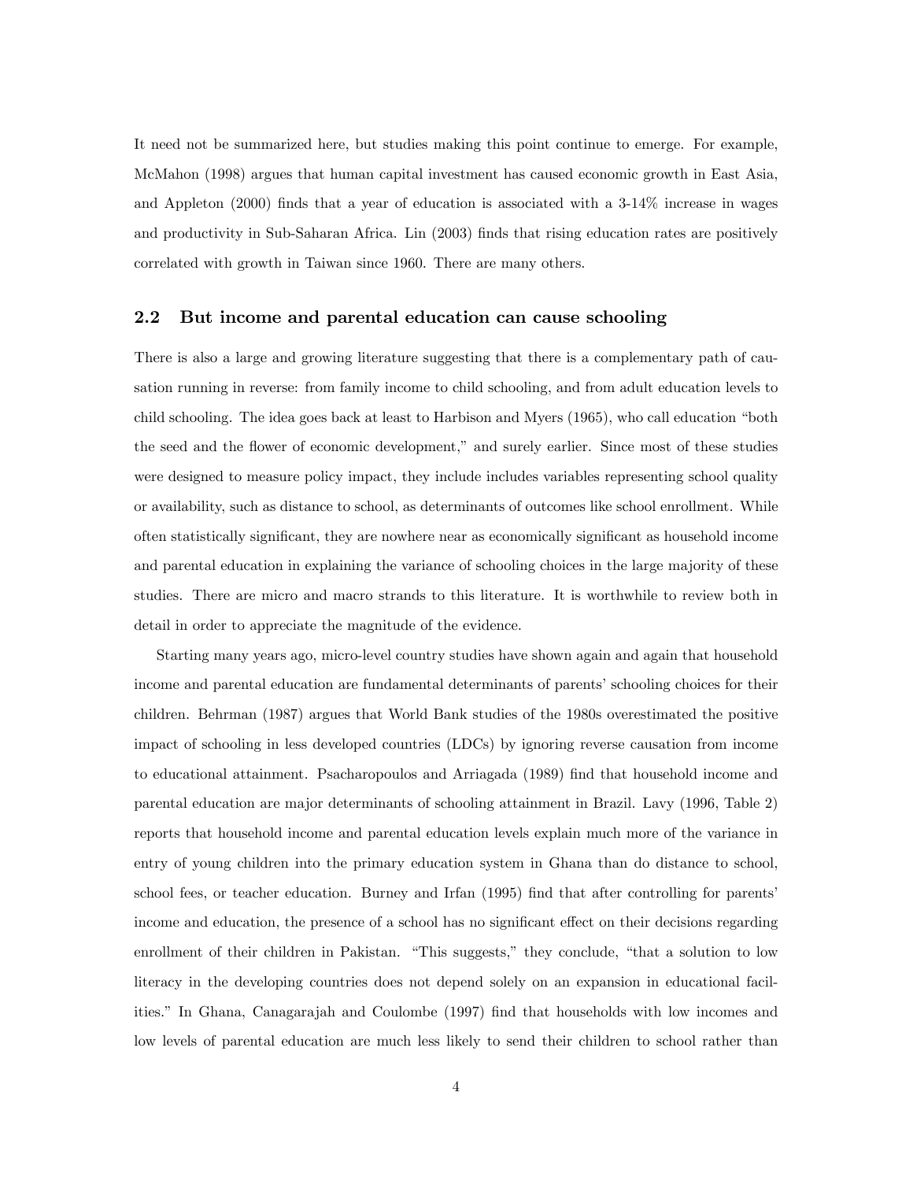It need not be summarized here, but studies making this point continue to emerge. For example, McMahon (1998) argues that human capital investment has caused economic growth in East Asia, and Appleton (2000) finds that a year of education is associated with a 3-14% increase in wages and productivity in Sub-Saharan Africa. Lin (2003) finds that rising education rates are positively correlated with growth in Taiwan since 1960. There are many others.

## 2.2 But income and parental education can cause schooling

There is also a large and growing literature suggesting that there is a complementary path of causation running in reverse: from family income to child schooling, and from adult education levels to child schooling. The idea goes back at least to Harbison and Myers (1965), who call education "both the seed and the flower of economic development," and surely earlier. Since most of these studies were designed to measure policy impact, they include includes variables representing school quality or availability, such as distance to school, as determinants of outcomes like school enrollment. While often statistically significant, they are nowhere near as economically significant as household income and parental education in explaining the variance of schooling choices in the large majority of these studies. There are micro and macro strands to this literature. It is worthwhile to review both in detail in order to appreciate the magnitude of the evidence.

Starting many years ago, micro-level country studies have shown again and again that household income and parental education are fundamental determinants of parents' schooling choices for their children. Behrman (1987) argues that World Bank studies of the 1980s overestimated the positive impact of schooling in less developed countries (LDCs) by ignoring reverse causation from income to educational attainment. Psacharopoulos and Arriagada (1989) find that household income and parental education are major determinants of schooling attainment in Brazil. Lavy (1996, Table 2) reports that household income and parental education levels explain much more of the variance in entry of young children into the primary education system in Ghana than do distance to school, school fees, or teacher education. Burney and Irfan (1995) find that after controlling for parents' income and education, the presence of a school has no significant effect on their decisions regarding enrollment of their children in Pakistan. "This suggests," they conclude, "that a solution to low literacy in the developing countries does not depend solely on an expansion in educational facilities." In Ghana, Canagarajah and Coulombe (1997) find that households with low incomes and low levels of parental education are much less likely to send their children to school rather than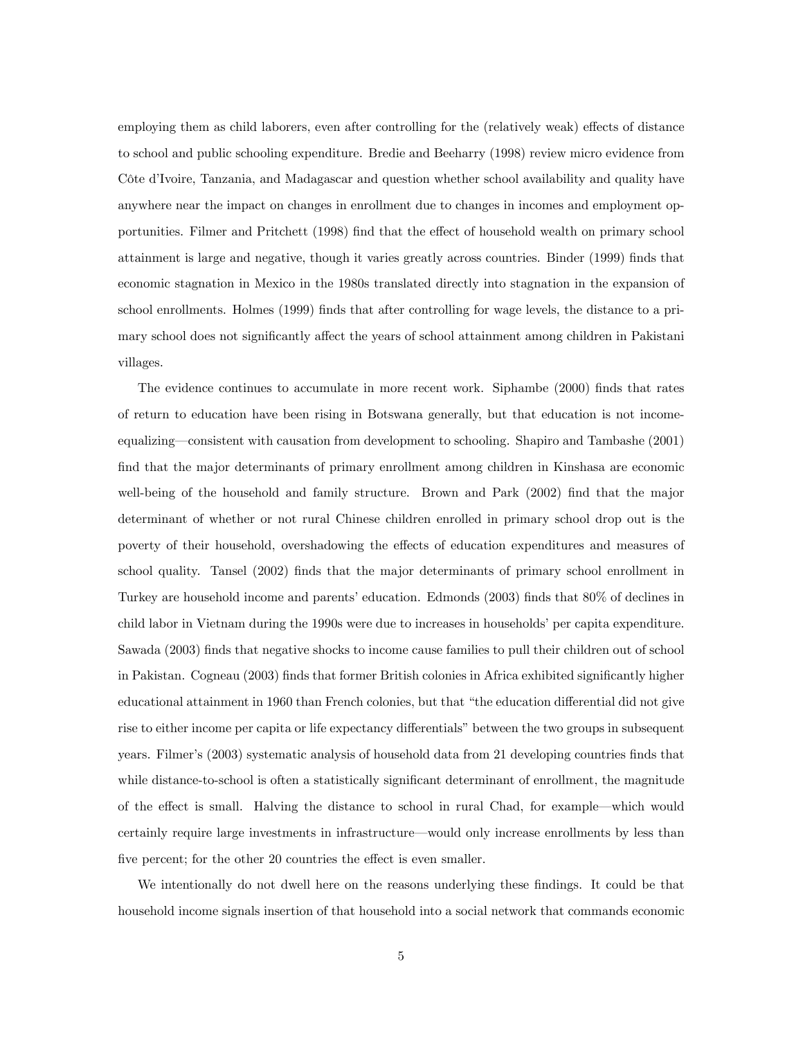employing them as child laborers, even after controlling for the (relatively weak) effects of distance to school and public schooling expenditure. Bredie and Beeharry (1998) review micro evidence from Côte d'Ivoire, Tanzania, and Madagascar and question whether school availability and quality have anywhere near the impact on changes in enrollment due to changes in incomes and employment opportunities. Filmer and Pritchett (1998) find that the effect of household wealth on primary school attainment is large and negative, though it varies greatly across countries. Binder (1999) finds that economic stagnation in Mexico in the 1980s translated directly into stagnation in the expansion of school enrollments. Holmes (1999) finds that after controlling for wage levels, the distance to a primary school does not significantly affect the years of school attainment among children in Pakistani villages.

The evidence continues to accumulate in more recent work. Siphambe (2000) finds that rates of return to education have been rising in Botswana generally, but that education is not income-equalizing—consistent with causation from development to schooling. Shapiro and Tambashe (2001) find that the major determinants of primary enrollment among children in Kinshasa are economic well-being of the household and family structure. Brown and Park (2002) find that the major determinant of whether or not rural Chinese children enrolled in primary school drop out is the poverty of their household, overshadowing the effects of education expenditures and measures of school quality. Tansel (2002) finds that the major determinants of primary school enrollment in Turkey are household income and parents' education. Edmonds (2003) finds that 80% of declines in child labor in Vietnam during the 1990s were due to increases in households' per capita expenditure. Sawada (2003) finds that negative shocks to income cause families to pull their children out of school in Pakistan. Cogneau (2003) finds that former British colonies in Africa exhibited significantly higher educational attainment in 1960 than French colonies, but that "the education differential did not give rise to either income per capita or life expectancy differentials" between the two groups in subsequent years. Filmer's (2003) systematic analysis of household data from 21 developing countries finds that while distance-to-school is often a statistically significant determinant of enrollment, the magnitude of the effect is small. Halving the distance to school in rural Chad, for example—which would certainly require large investments in infrastructure—would only increase enrollments by less than five percent; for the other 20 countries the effect is even smaller.

We intentionally do not dwell here on the reasons underlying these findings. It could be that household income signals insertion of that household into a social network that commands economic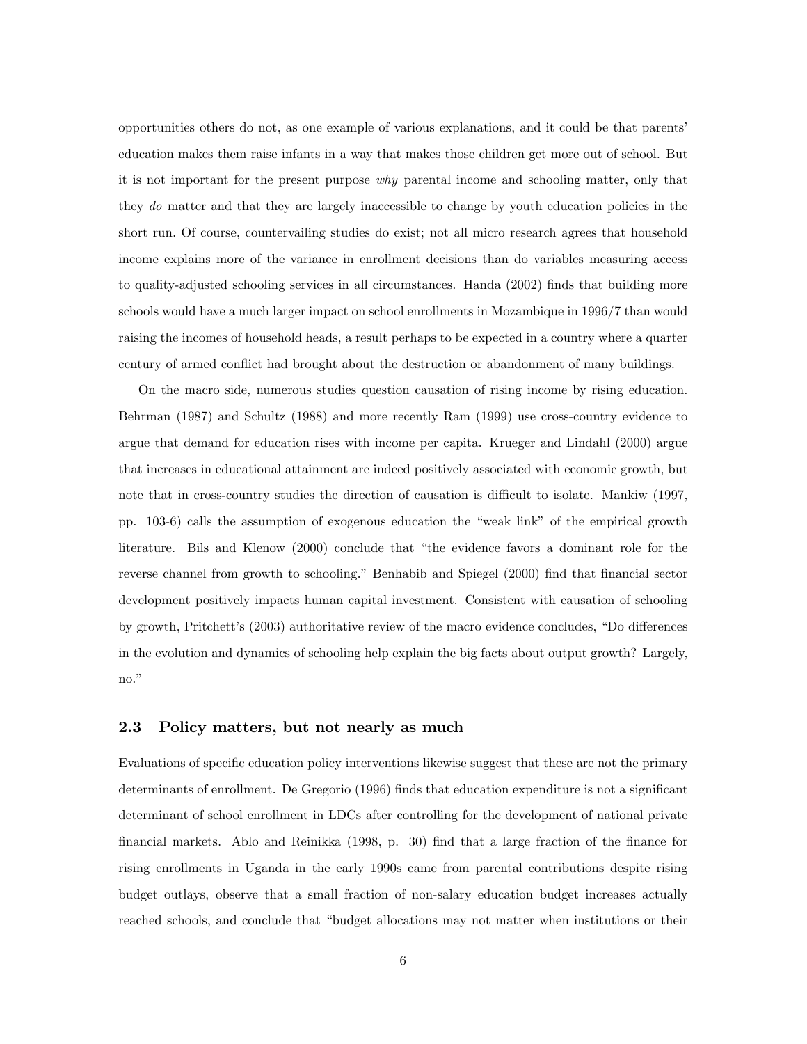opportunities others do not, as one example of various explanations, and it could be that parents' education makes them raise infants in a way that makes those children get more out of school. But it is not important for the present purpose *why* parental income and schooling matter, only that they *do* matter and that they are largely inaccessible to change by youth education policies in the short run. Of course, countervailing studies do exist; not all micro research agrees that household income explains more of the variance in enrollment decisions than do variables measuring access to quality-adjusted schooling services in all circumstances. Handa (2002) finds that building more schools would have a much larger impact on school enrollments in Mozambique in 1996/7 than would raising the incomes of household heads, a result perhaps to be expected in a country where a quarter century of armed conflict had brought about the destruction or abandonment of many buildings.

On the macro side, numerous studies question causation of rising income by rising education. Behrman (1987) and Schultz (1988) and more recently Ram (1999) use cross-country evidence to argue that demand for education rises with income per capita. Krueger and Lindahl (2000) argue that increases in educational attainment are indeed positively associated with economic growth, but note that in cross-country studies the direction of causation is difficult to isolate. Mankiw (1997, pp. 103-6) calls the assumption of exogenous education the "weak link" of the empirical growth literature. Bils and Klenow (2000) conclude that "the evidence favors a dominant role for the reverse channel from growth to schooling." Benhabib and Spiegel (2000) find that financial sector development positively impacts human capital investment. Consistent with causation of schooling by growth, Pritchett's (2003) authoritative review of the macro evidence concludes, "Do differences in the evolution and dynamics of schooling help explain the big facts about output growth? Largely, no."

### 2.3 Policy matters, but not nearly as much

Evaluations of specific education policy interventions likewise suggest that these are not the primary determinants of enrollment. De Gregorio (1996) finds that education expenditure is not a significant determinant of school enrollment in LDCs after controlling for the development of national private financial markets. Ablo and Reinikka (1998, p. 30) find that a large fraction of the finance for rising enrollments in Uganda in the early 1990s came from parental contributions despite rising budget outlays, observe that a small fraction of non-salary education budget increases actually reached schools, and conclude that "budget allocations may not matter when institutions or their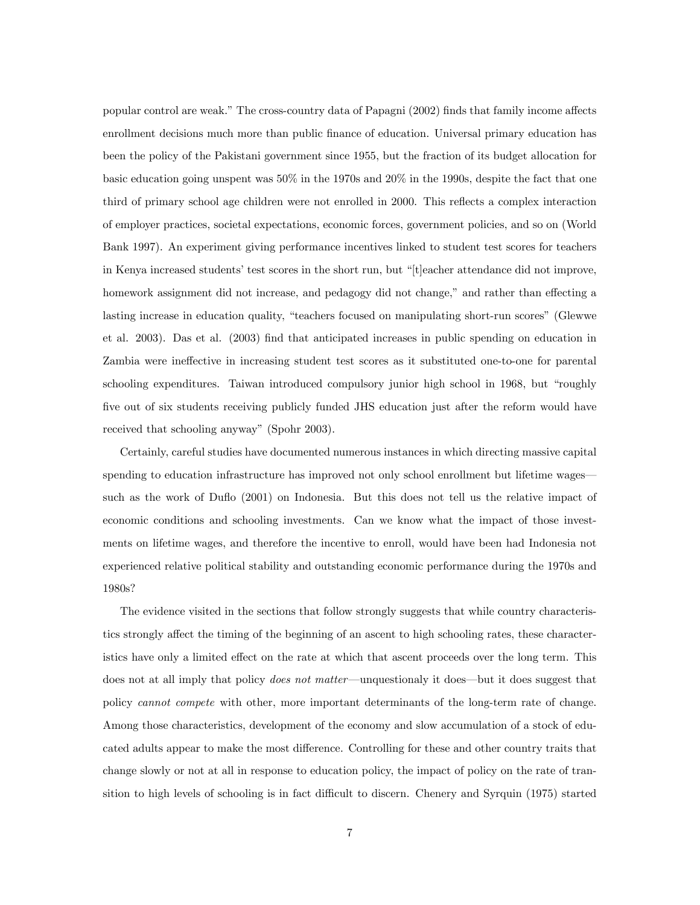popular control are weak." The cross-country data of Papagni (2002) finds that family income affects enrollment decisions much more than public finance of education. Universal primary education has been the policy of the Pakistani government since 1955, but the fraction of its budget allocation for basic education going unspent was 50% in the 1970s and 20% in the 1990s, despite the fact that one third of primary school age children were not enrolled in 2000. This reflects a complex interaction of employer practices, societal expectations, economic forces, government policies, and so on (World Bank 1997). An experiment giving performance incentives linked to student test scores for teachers in Kenya increased students' test scores in the short run, but "[t]eacher attendance did not improve, homework assignment did not increase, and pedagogy did not change," and rather than effecting a lasting increase in education quality, "teachers focused on manipulating short-run scores" (Glewwe et al. 2003). Das et al. (2003) find that anticipated increases in public spending on education in Zambia were ineffective in increasing student test scores as it substituted one-to-one for parental schooling expenditures. Taiwan introduced compulsory junior high school in 1968, but "roughly five out of six students receiving publicly funded JHS education just after the reform would have received that schooling anyway" (Spohr 2003).

Certainly, careful studies have documented numerous instances in which directing massive capital spending to education infrastructure has improved not only school enrollment but lifetime wages—such as the work of Duflo (2001) on Indonesia. But this does not tell us the relative impact of economic conditions and schooling investments. Can we know what the impact of those investments on lifetime wages, and therefore the incentive to enroll, would have been had Indonesia not experienced relative political stability and outstanding economic performance during the 1970s and 1980s?

The evidence visited in the sections that follow strongly suggests that while country characteristics strongly affect the timing of the beginning of an ascent to high schooling rates, these characteristics have only a limited effect on the rate at which that ascent proceeds over the long term. This does not at all imply that policy *does not matter*—unquestionaly it does—but it does suggest that policy *cannot compete* with other, more important determinants of the long-term rate of change. Among those characteristics, development of the economy and slow accumulation of a stock of educated adults appear to make the most difference. Controlling for these and other country traits that change slowly or not at all in response to education policy, the impact of policy on the rate of transition to high levels of schooling is in fact difficult to discern. Chenery and Syrquin (1975) started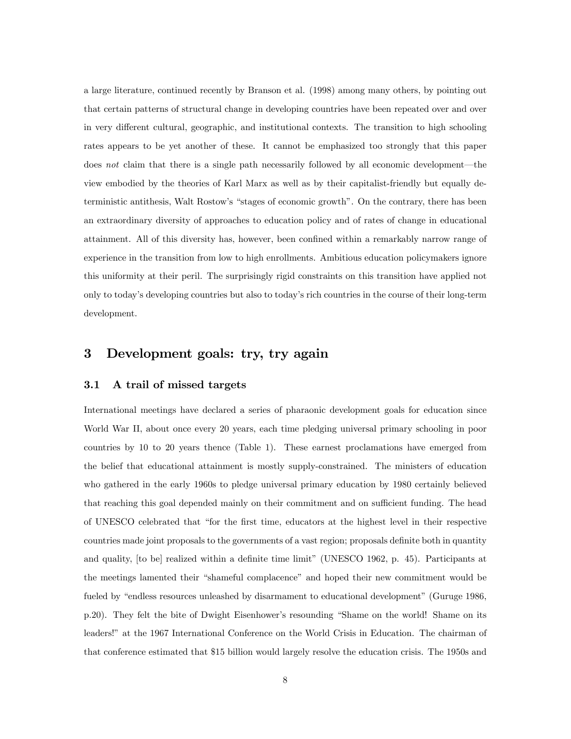a large literature, continued recently by Branson et al. (1998) among many others, by pointing out that certain patterns of structural change in developing countries have been repeated over and over in very different cultural, geographic, and institutional contexts. The transition to high schooling rates appears to be yet another of these. It cannot be emphasized too strongly that this paper does *not* claim that there is a single path necessarily followed by all economic development—the view embodied by the theories of Karl Marx as well as by their capitalist-friendly but equally deterministic antithesis, Walt Rostow's "stages of economic growth". On the contrary, there has been an extraordinary diversity of approaches to education policy and of rates of change in educational attainment. All of this diversity has, however, been confined within a remarkably narrow range of experience in the transition from low to high enrollments. Ambitious education policymakers ignore this uniformity at their peril. The surprisingly rigid constraints on this transition have applied not only to today's developing countries but also to today's rich countries in the course of their long-term development.

# 3 Development goals: try, try again

## 3.1 A trail of missed targets

International meetings have declared a series of pharaonic development goals for education since World War II, about once every 20 years, each time pledging universal primary schooling in poor countries by 10 to 20 years thence (Table 1). These earnest proclamations have emerged from the belief that educational attainment is mostly supply-constrained. The ministers of education who gathered in the early 1960s to pledge universal primary education by 1980 certainly believed that reaching this goal depended mainly on their commitment and on sufficient funding. The head of UNESCO celebrated that "for the first time, educators at the highest level in their respective countries made joint proposals to the governments of a vast region; proposals definite both in quantity and quality, [to be] realized within a definite time limit" (UNESCO 1962, p. 45). Participants at the meetings lamented their "shameful complacence" and hoped their new commitment would be fueled by "endless resources unleashed by disarmament to educational development" (Guruge 1986, p.20). They felt the bite of Dwight Eisenhower's resounding "Shame on the world! Shame on its leaders!" at the 1967 International Conference on the World Crisis in Education. The chairman of that conference estimated that $15 billion would largely resolve the education crisis. The 1950s and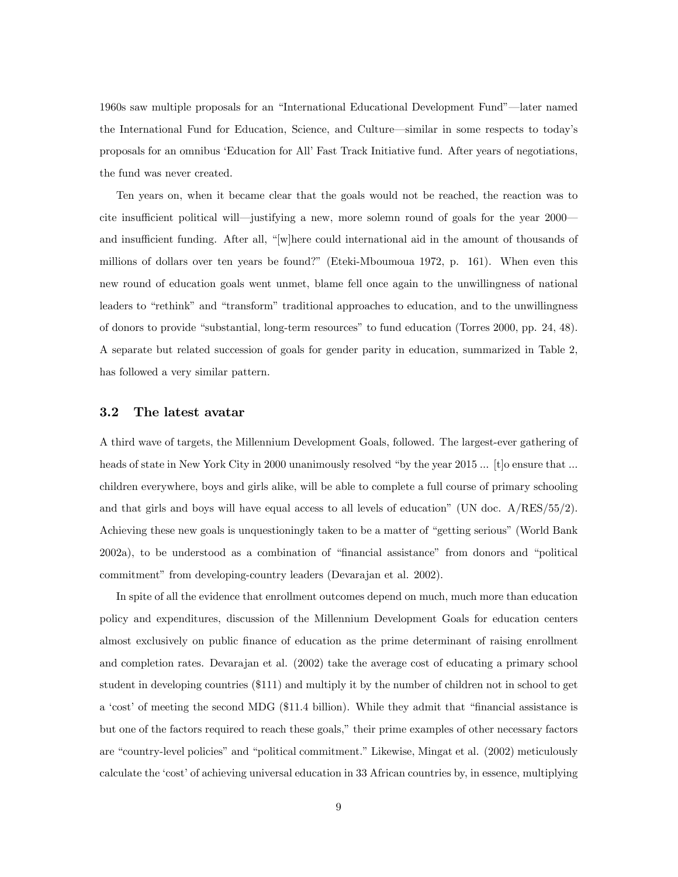1960s saw multiple proposals for an "International Educational Development Fund"—later named the International Fund for Education, Science, and Culture—similar in some respects to today's proposals for an omnibus 'Education for All' Fast Track Initiative fund. After years of negotiations, the fund was never created.

Ten years on, when it became clear that the goals would not be reached, the reaction was to cite insufficient political will—justifying a new, more solemn round of goals for the year 2000—and insufficient funding. After all, "[w]here could international aid in the amount of thousands of millions of dollars over ten years be found?" (Eteki-Mboumoua 1972, p. 161). When even this new round of education goals went unmet, blame fell once again to the unwillingness of national leaders to "rethink" and "transform" traditional approaches to education, and to the unwillingness of donors to provide "substantial, long-term resources" to fund education (Torres 2000, pp. 24, 48). A separate but related succession of goals for gender parity in education, summarized in Table 2, has followed a very similar pattern.

### 3.2 The latest avatar

A third wave of targets, the Millennium Development Goals, followed. The largest-ever gathering of heads of state in New York City in 2000 unanimously resolved "by the year 2015 ... [t]o ensure that ... children everywhere, boys and girls alike, will be able to complete a full course of primary schooling and that girls and boys will have equal access to all levels of education" (UN doc. A/RES/55/2). Achieving these new goals is unquestioningly taken to be a matter of "getting serious" (World Bank 2002a), to be understood as a combination of "financial assistance" from donors and "political commitment" from developing-country leaders (Devarajan et al. 2002).

In spite of all the evidence that enrollment outcomes depend on much, much more than education policy and expenditures, discussion of the Millennium Development Goals for education centers almost exclusively on public finance of education as the prime determinant of raising enrollment and completion rates. Devarajan et al. (2002) take the average cost of educating a primary school student in developing countries ($111) and multiply it by the number of children not in school to get a 'cost' of meeting the second MDG ($11.4 billion). While they admit that "financial assistance is but one of the factors required to reach these goals," their prime examples of other necessary factors are "country-level policies" and "political commitment." Likewise, Mingat et al. (2002) meticulously calculate the 'cost' of achieving universal education in 33 African countries by, in essence, multiplying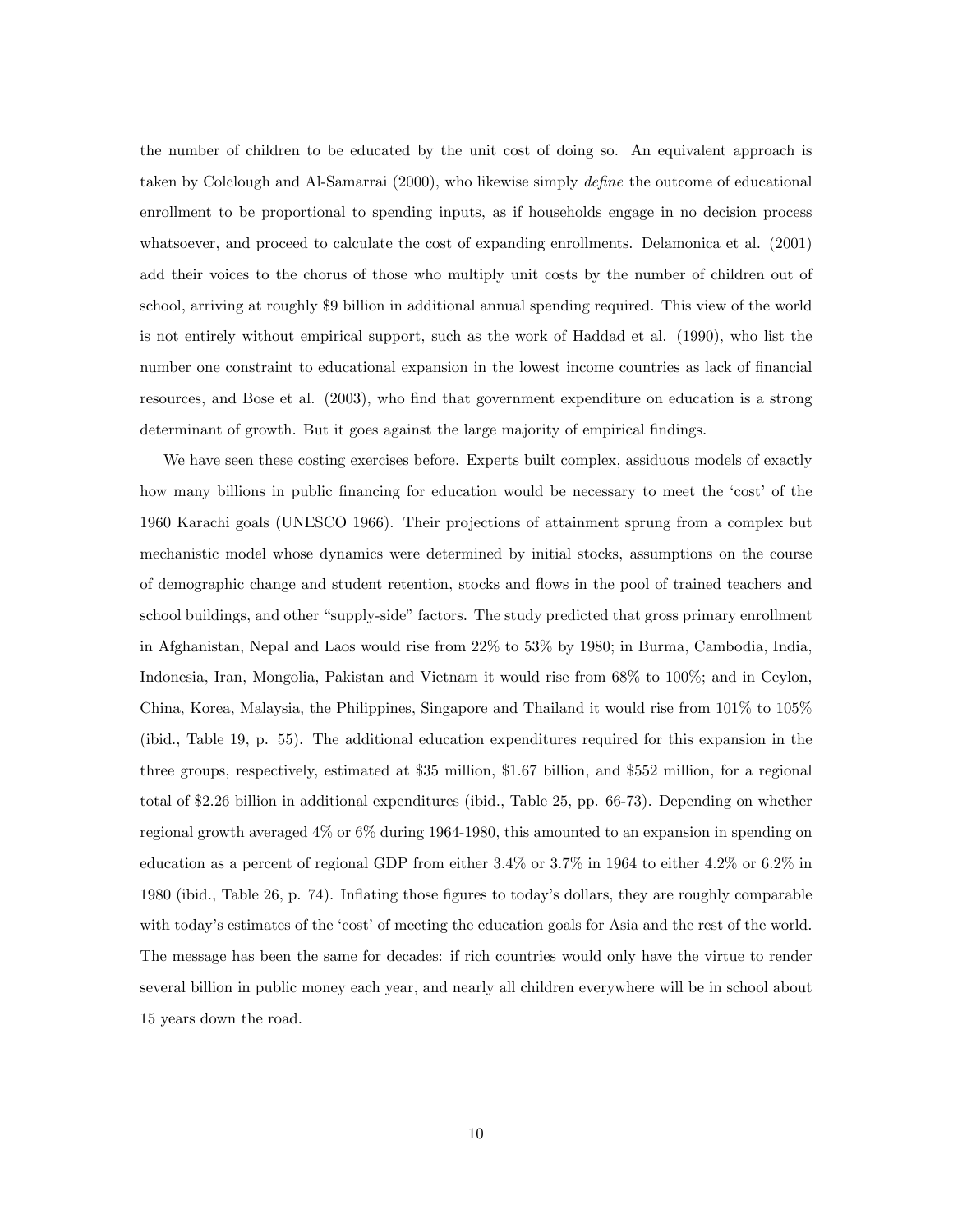the number of children to be educated by the unit cost of doing so. An equivalent approach is taken by Colclough and Al-Samarrai (2000), who likewise simply *define* the outcome of educational enrollment to be proportional to spending inputs, as if households engage in no decision process whatsoever, and proceed to calculate the cost of expanding enrollments. Delamonica et al. (2001) add their voices to the chorus of those who multiply unit costs by the number of children out of school, arriving at roughly \$9 billion in additional annual spending required. This view of the world is not entirely without empirical support, such as the work of Haddad et al. (1990), who list the number one constraint to educational expansion in the lowest income countries as lack of financial resources, and Bose et al. (2003), who find that government expenditure on education is a strong determinant of growth. But it goes against the large majority of empirical findings.

We have seen these costing exercises before. Experts built complex, assiduous models of exactly how many billions in public financing for education would be necessary to meet the 'cost' of the 1960 Karachi goals (UNESCO 1966). Their projections of attainment sprung from a complex but mechanistic model whose dynamics were determined by initial stocks, assumptions on the course of demographic change and student retention, stocks and flows in the pool of trained teachers and school buildings, and other "supply-side" factors. The study predicted that gross primary enrollment in Afghanistan, Nepal and Laos would rise from 22% to 53% by 1980; in Burma, Cambodia, India, Indonesia, Iran, Mongolia, Pakistan and Vietnam it would rise from 68% to 100%; and in Ceylon, China, Korea, Malaysia, the Philippines, Singapore and Thailand it would rise from 101% to 105% (ibid., Table 19, p. 55). The additional education expenditures required for this expansion in the three groups, respectively, estimated at \$35 million, \$1.67 billion, and \$552 million, for a regional total of \$2.26 billion in additional expenditures (ibid., Table 25, pp. 66-73). Depending on whether regional growth averaged 4% or 6% during 1964-1980, this amounted to an expansion in spending on education as a percent of regional GDP from either 3.4% or 3.7% in 1964 to either 4.2% or 6.2% in 1980 (ibid., Table 26, p. 74). Inflating those figures to today's dollars, they are roughly comparable with today's estimates of the 'cost' of meeting the education goals for Asia and the rest of the world. The message has been the same for decades: if rich countries would only have the virtue to render several billion in public money each year, and nearly all children everywhere will be in school about 15 years down the road.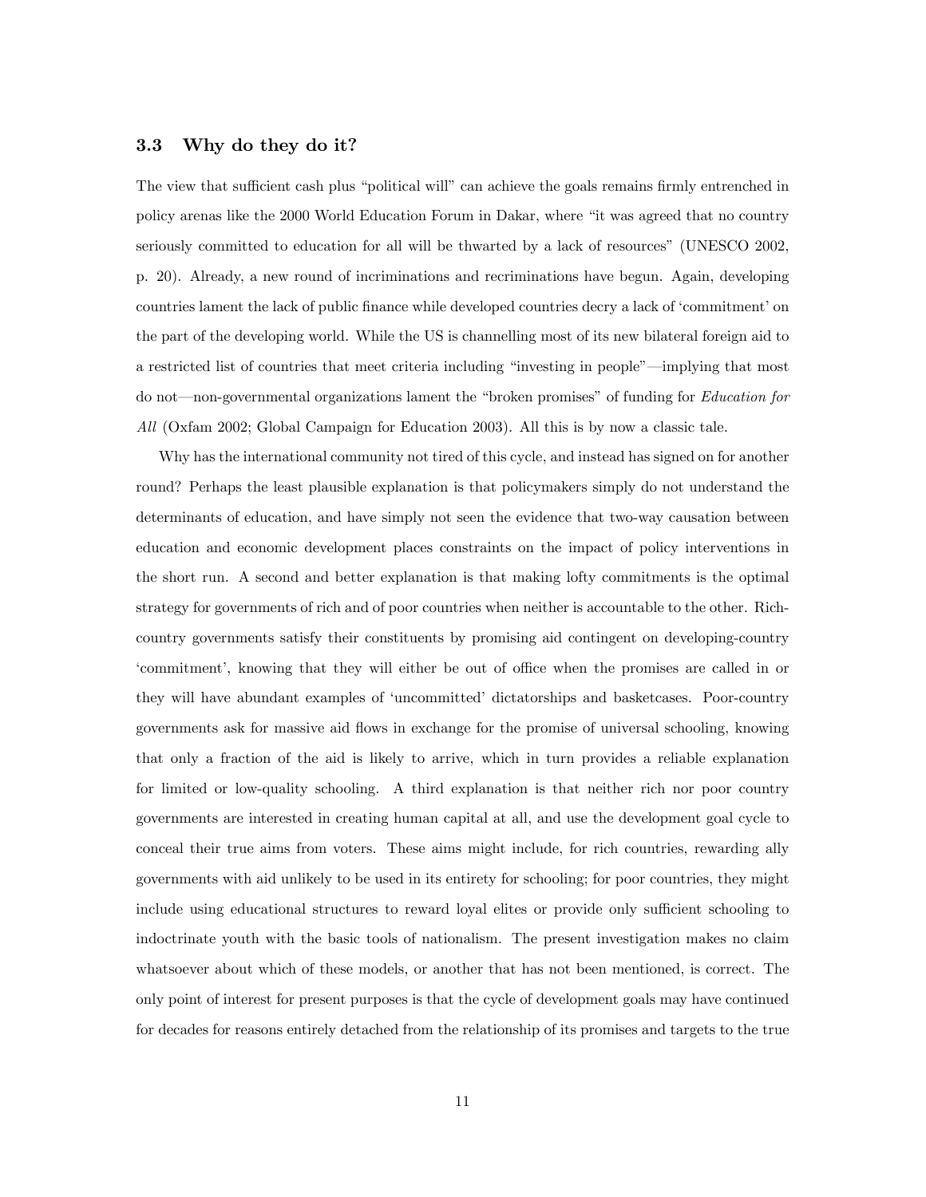### 3.3 Why do they do it?

The view that sufficient cash plus "political will" can achieve the goals remains firmly entrenched in policy arenas like the 2000 World Education Forum in Dakar, where "it was agreed that no country seriously committed to education for all will be thwarted by a lack of resources" (UNESCO 2002, p. 20). Already, a new round of incriminations and recriminations have begun. Again, developing countries lament the lack of public finance while developed countries decry a lack of 'commitment' on the part of the developing world. While the US is channelling most of its new bilateral foreign aid to a restricted list of countries that meet criteria including "investing in people"—implying that most do not—non-governmental organizations lament the "broken promises" of funding for *Education for All* (Oxfam 2002; Global Campaign for Education 2003). All this is by now a classic tale.

Why has the international community not tired of this cycle, and instead has signed on for another round? Perhaps the least plausible explanation is that policymakers simply do not understand the determinants of education, and have simply not seen the evidence that two-way causation between education and economic development places constraints on the impact of policy interventions in the short run. A second and better explanation is that making lofty commitments is the optimal strategy for governments of rich and of poor countries when neither is accountable to the other. Rich-country governments satisfy their constituents by promising aid contingent on developing-country 'commitment', knowing that they will either be out of office when the promises are called in or they will have abundant examples of 'uncommitted' dictatorships and basketcases. Poor-country governments ask for massive aid flows in exchange for the promise of universal schooling, knowing that only a fraction of the aid is likely to arrive, which in turn provides a reliable explanation for limited or low-quality schooling. A third explanation is that neither rich nor poor country governments are interested in creating human capital at all, and use the development goal cycle to conceal their true aims from voters. These aims might include, for rich countries, rewarding ally governments with aid unlikely to be used in its entirety for schooling; for poor countries, they might include using educational structures to reward loyal elites or provide only sufficient schooling to indoctrinate youth with the basic tools of nationalism. The present investigation makes no claim whatsoever about which of these models, or another that has not been mentioned, is correct. The only point of interest for present purposes is that the cycle of development goals may have continued for decades for reasons entirely detached from the relationship of its promises and targets to the true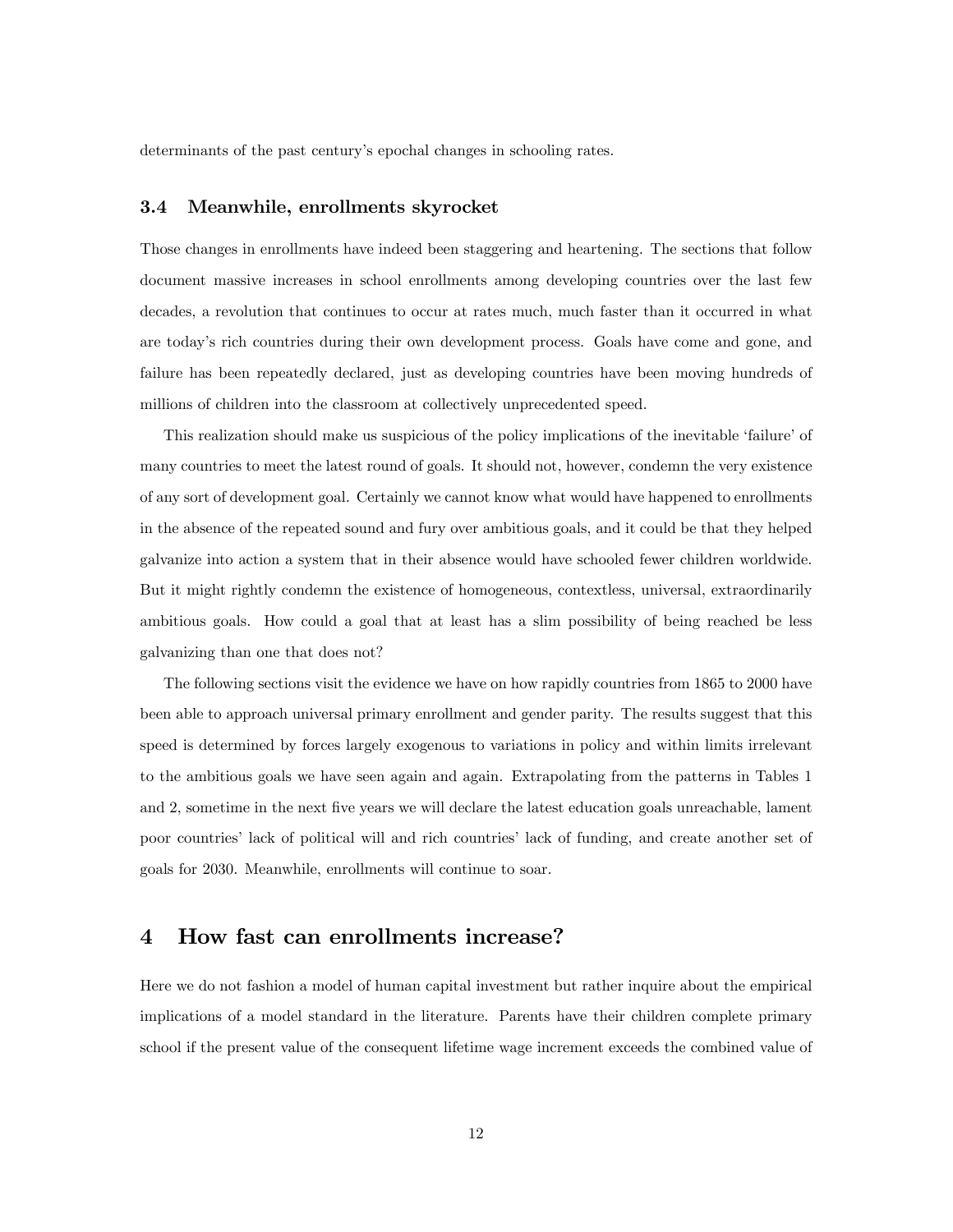determinants of the past century's epochal changes in schooling rates.

### 3.4 Meanwhile, enrollments skyrocket

Those changes in enrollments have indeed been staggering and heartening. The sections that follow document massive increases in school enrollments among developing countries over the last few decades, a revolution that continues to occur at rates much, much faster than it occurred in what are today's rich countries during their own development process. Goals have come and gone, and failure has been repeatedly declared, just as developing countries have been moving hundreds of millions of children into the classroom at collectively unprecedented speed.

This realization should make us suspicious of the policy implications of the inevitable 'failure' of many countries to meet the latest round of goals. It should not, however, condemn the very existence of any sort of development goal. Certainly we cannot know what would have happened to enrollments in the absence of the repeated sound and fury over ambitious goals, and it could be that they helped galvanize into action a system that in their absence would have schooled fewer children worldwide. But it might rightly condemn the existence of homogeneous, contextless, universal, extraordinarily ambitious goals. How could a goal that at least has a slim possibility of being reached be less galvanizing than one that does not?

The following sections visit the evidence we have on how rapidly countries from 1865 to 2000 have been able to approach universal primary enrollment and gender parity. The results suggest that this speed is determined by forces largely exogenous to variations in policy and within limits irrelevant to the ambitious goals we have seen again and again. Extrapolating from the patterns in Tables 1 and 2, sometime in the next five years we will declare the latest education goals unreachable, lament poor countries' lack of political will and rich countries' lack of funding, and create another set of goals for 2030. Meanwhile, enrollments will continue to soar.

## 4 How fast can enrollments increase?

Here we do not fashion a model of human capital investment but rather inquire about the empirical implications of a model standard in the literature. Parents have their children complete primary school if the present value of the consequent lifetime wage increment exceeds the combined value of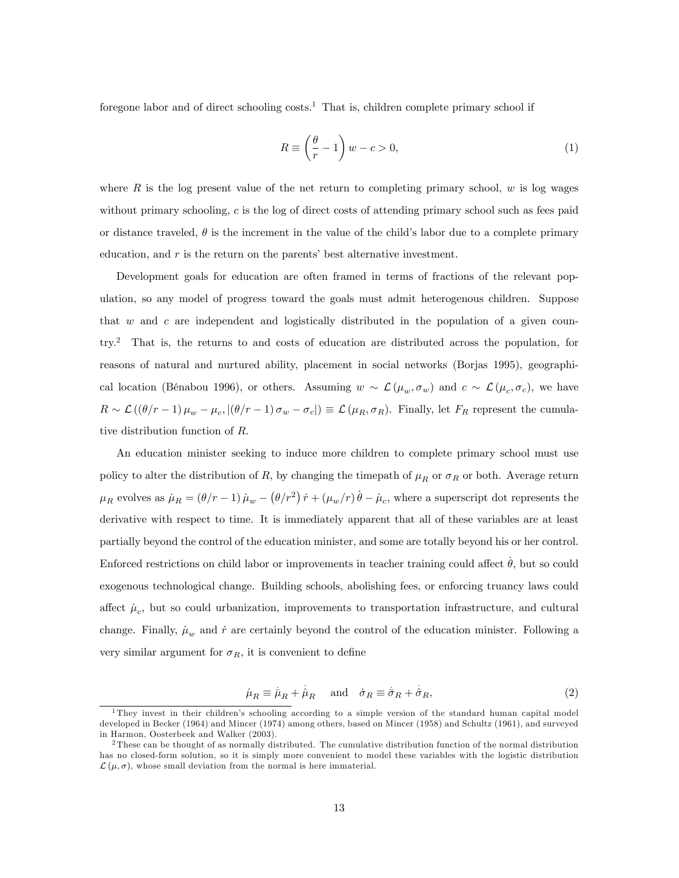foregone labor and of direct schooling costs.[1] That is, children complete primary school if

$$R \equiv \left(\frac{\theta}{r} - 1\right) w - c > 0, \tag{1}$$

where $R$ is the log present value of the net return to completing primary school, $w$ is log wages without primary schooling, $c$ is the log of direct costs of attending primary school such as fees paid or distance traveled, $\theta$ is the increment in the value of the child's labor due to a complete primary education, and $r$ is the return on the parents' best alternative investment.

Development goals for education are often framed in terms of fractions of the relevant population, so any model of progress toward the goals must admit heterogenous children. Suppose that $w$ and $c$ are independent and logistically distributed in the population of a given country.[2] That is, the returns to and costs of education are distributed across the population, for reasons of natural and nurtured ability, placement in social networks (Borjas 1995), geographical location (Bénabou 1996), or others. Assuming $w \sim \mathcal{L}(\mu_w, \sigma_w)$ and $c \sim \mathcal{L}(\mu_c, \sigma_c)$, we have $R \sim \mathcal{L}\left((\theta/r - 1)\,\mu_w - \mu_c, \left|(\theta/r - 1)\,\sigma_w - \sigma_c\right|\right) \equiv \mathcal{L}(\mu_R, \sigma_R)$. Finally, let $F_R$ represent the cumulative distribution function of $R$.

An education minister seeking to induce more children to complete primary school must use policy to alter the distribution of $R$, by changing the timepath of $\mu_R$ or $\sigma_R$ or both. Average return $\mu_R$ evolves as $\dot{\mu}_R = (\theta/r - 1)\,\dot{\mu}_w - \left(\theta/r^2\right)\dot{r} + (\mu_w/r)\,\dot{\theta} - \dot{\mu}_c$, where a superscript dot represents the derivative with respect to time. It is immediately apparent that all of these variables are at least partially beyond the control of the education minister, and some are totally beyond his or her control. Enforced restrictions on child labor or improvements in teacher training could affect $\dot{\theta}$, but so could exogenous technological change. Building schools, abolishing fees, or enforcing truancy laws could affect $\dot{\mu}_c$, but so could urbanization, improvements to transportation infrastructure, and cultural change. Finally, $\dot{\mu}_w$ and $\dot{r}$ are certainly beyond the control of the education minister. Following a very similar argument for $\sigma_R$, it is convenient to define

$$\dot{\mu}_R \equiv \dot{\bar{\mu}}_R + \dot{\hat{\mu}}_R \quad \text{and} \quad \dot{\sigma}_R \equiv \dot{\bar{\sigma}}_R + \dot{\hat{\sigma}}_R, \tag{2}$$

[1] They invest in their children's schooling according to a simple version of the standard human capital model developed in Becker (1964) and Mincer (1974) among others, based on Mincer (1958) and Schultz (1961), and surveyed in Harmon, Oosterbeek and Walker (2003).

[2] These can be thought of as normally distributed. The cumulative distribution function of the normal distribution has no closed-form solution, so it is simply more convenient to model these variables with the logistic distribution $\mathcal{L}(\mu, \sigma)$, whose small deviation from the normal is here immaterial.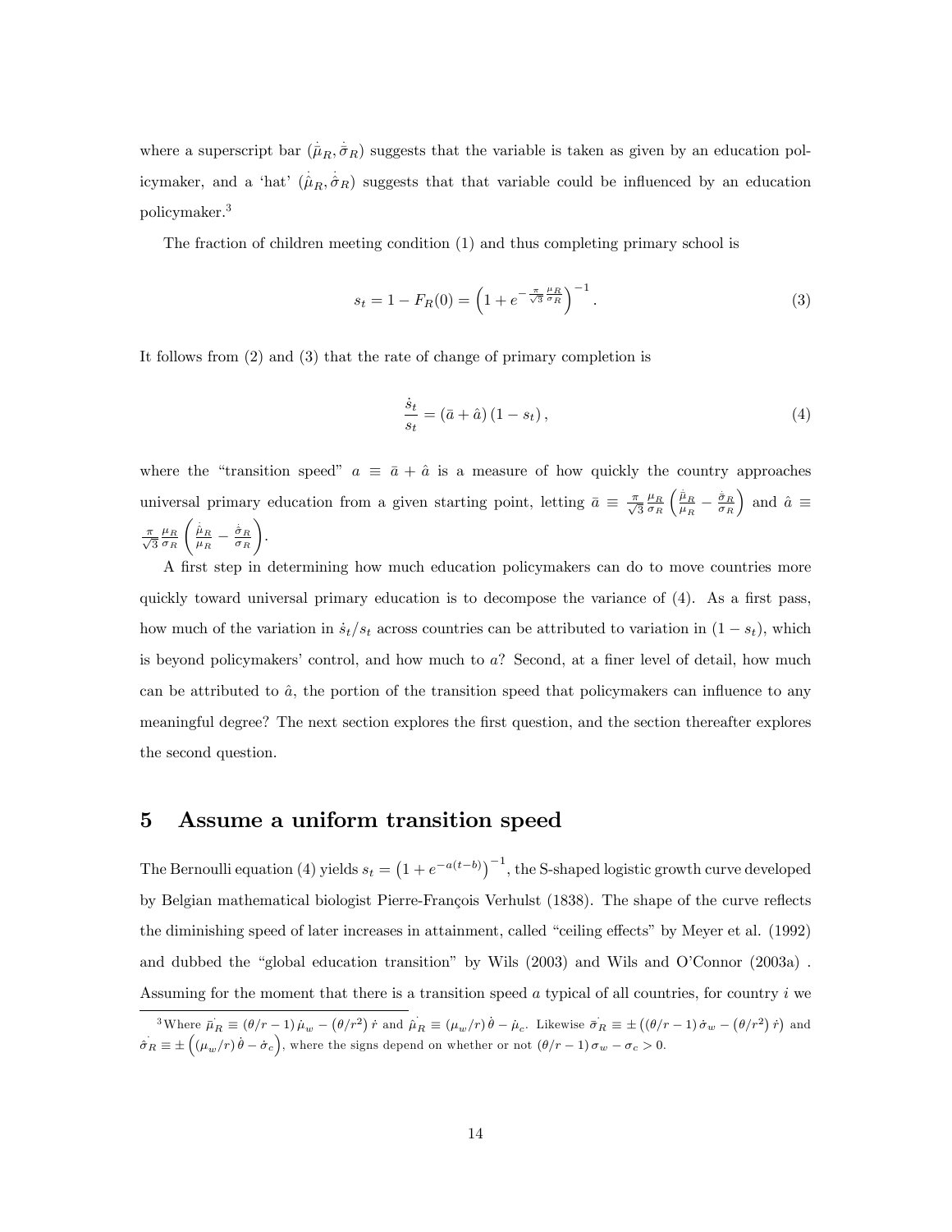where a superscript bar ($\dot{\bar{\mu}}_R, \dot{\bar{\sigma}}_R$) suggests that the variable is taken as given by an education policymaker, and a 'hat' ($\dot{\hat{\mu}}_R, \dot{\hat{\sigma}}_R$) suggests that that variable could be influenced by an education policymaker.[3]

The fraction of children meeting condition (1) and thus completing primary school is

$$s_t = 1 - F_R(0) = \left(1 + e^{-\frac{\pi}{\sqrt{3}}\frac{\mu_R}{\sigma_R}}\right)^{-1}. \tag{3}$$

It follows from (2) and (3) that the rate of change of primary completion is

$$\frac{\dot{s}_t}{s_t} = (\bar{a} + \hat{a})(1 - s_t), \tag{4}$$

where the "transition speed" $a \equiv \bar{a} + \hat{a}$ is a measure of how quickly the country approaches universal primary education from a given starting point, letting $\bar{a} \equiv \frac{\pi}{\sqrt{3}}\frac{\mu_R}{\sigma_R}\left(\frac{\dot{\bar{\mu}}_R}{\mu_R} - \frac{\dot{\bar{\sigma}}_R}{\sigma_R}\right)$ and $\hat{a} \equiv \frac{\pi}{\sqrt{3}}\frac{\mu_R}{\sigma_R}\left(\frac{\dot{\hat{\mu}}_R}{\mu_R} - \frac{\dot{\hat{\sigma}}_R}{\sigma_R}\right)$.

A first step in determining how much education policymakers can do to move countries more quickly toward universal primary education is to decompose the variance of (4). As a first pass, how much of the variation in $\dot{s}_t/s_t$ across countries can be attributed to variation in $(1 - s_t)$, which is beyond policymakers' control, and how much to $a$? Second, at a finer level of detail, how much can be attributed to $\hat{a}$, the portion of the transition speed that policymakers can influence to any meaningful degree? The next section explores the first question, and the section thereafter explores the second question.

## 5 Assume a uniform transition speed

The Bernoulli equation (4) yields $s_t = \left(1 + e^{-a(t-b)}\right)^{-1}$, the S-shaped logistic growth curve developed by Belgian mathematical biologist Pierre-François Verhulst (1838). The shape of the curve reflects the diminishing speed of later increases in attainment, called "ceiling effects" by Meyer et al. (1992) and dubbed the "global education transition" by Wils (2003) and Wils and O'Connor (2003a) . Assuming for the moment that there is a transition speed $a$ typical of all countries, for country $i$ we

---

[3] Where $\dot{\bar{\mu}}_R \equiv (\theta/r - 1)\dot{\mu}_w - (\theta/r^2)\dot{r}$ and $\dot{\hat{\mu}}_R \equiv (\mu_w/r)\dot{\theta} - \dot{\mu}_c$. Likewise $\dot{\bar{\sigma}}_R \equiv \pm\left((\theta/r - 1)\dot{\sigma}_w - (\theta/r^2)\dot{r}\right)$ and $\dot{\hat{\sigma}}_R \equiv \pm\left((\mu_w/r)\dot{\theta} - \dot{\sigma}_c\right)$, where the signs depend on whether or not $(\theta/r - 1)\sigma_w - \sigma_c > 0$.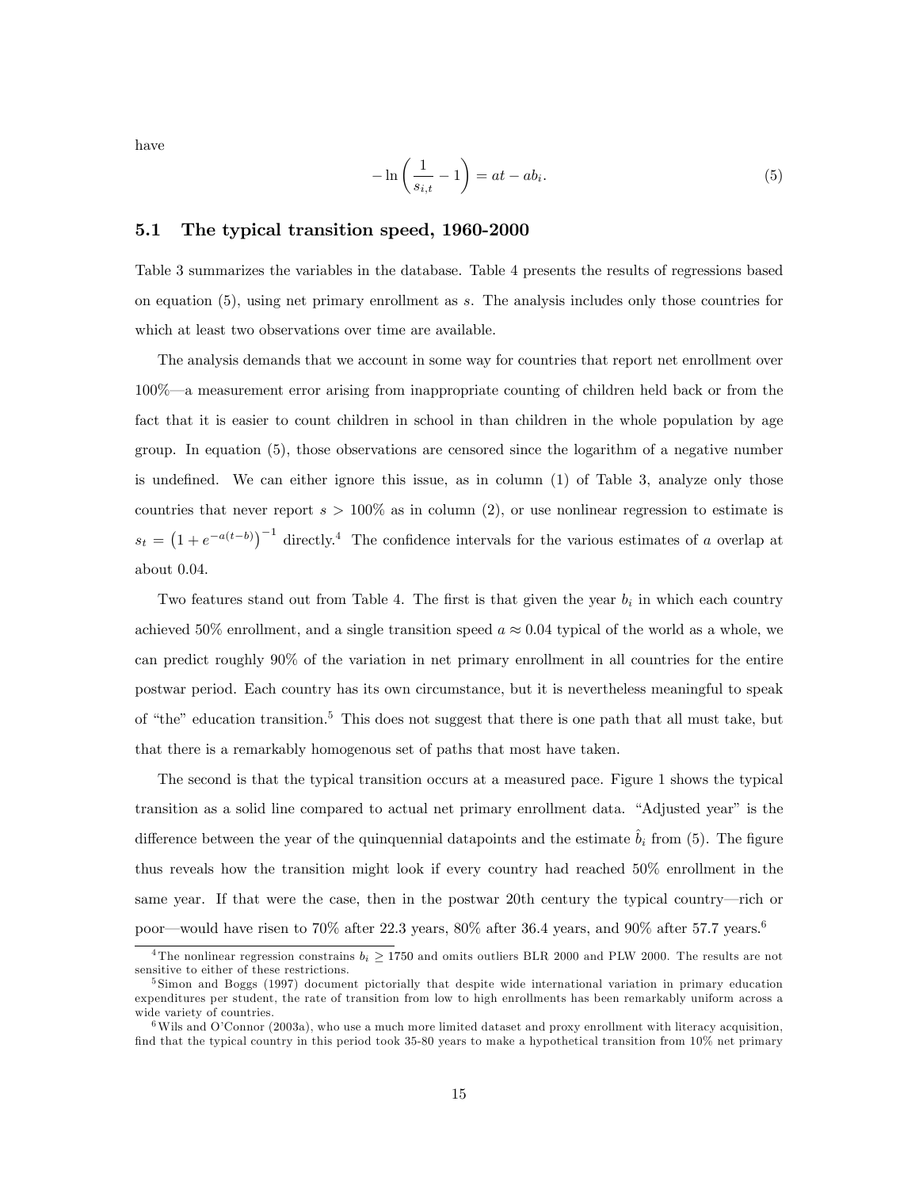have

$$-\ln\left(\frac{1}{s_{i,t}}-1\right)=at-ab_i. \tag{5}$$

### 5.1 The typical transition speed, 1960-2000

Table 3 summarizes the variables in the database. Table 4 presents the results of regressions based on equation (5), using net primary enrollment as $s$. The analysis includes only those countries for which at least two observations over time are available.

The analysis demands that we account in some way for countries that report net enrollment over 100%—a measurement error arising from inappropriate counting of children held back or from the fact that it is easier to count children in school in than children in the whole population by age group. In equation (5), those observations are censored since the logarithm of a negative number is undefined. We can either ignore this issue, as in column (1) of Table 3, analyze only those countries that never report $s > 100\%$ as in column (2), or use nonlinear regression to estimate is $s_t = \left(1+e^{-a(t-b)}\right)^{-1}$ directly.[4] The confidence intervals for the various estimates of $a$ overlap at about 0.04.

Two features stand out from Table 4. The first is that given the year $b_i$ in which each country achieved 50% enrollment, and a single transition speed $a \approx 0.04$ typical of the world as a whole, we can predict roughly 90% of the variation in net primary enrollment in all countries for the entire postwar period. Each country has its own circumstance, but it is nevertheless meaningful to speak of "the" education transition.[5] This does not suggest that there is one path that all must take, but that there is a remarkably homogenous set of paths that most have taken.

The second is that the typical transition occurs at a measured pace. Figure 1 shows the typical transition as a solid line compared to actual net primary enrollment data. "Adjusted year" is the difference between the year of the quinquennial datapoints and the estimate $\hat{b}_i$ from (5). The figure thus reveals how the transition might look if every country had reached 50% enrollment in the same year. If that were the case, then in the postwar 20th century the typical country—rich or poor—would have risen to 70% after 22.3 years, 80% after 36.4 years, and 90% after 57.7 years.[6]

[4] The nonlinear regression constrains $b_i \geq 1750$ and omits outliers BLR 2000 and PLW 2000. The results are not sensitive to either of these restrictions.

[5] Simon and Boggs (1997) document pictorially that despite wide international variation in primary education expenditures per student, the rate of transition from low to high enrollments has been remarkably uniform across a wide variety of countries.

[6] Wils and O'Connor (2003a), who use a much more limited dataset and proxy enrollment with literacy acquisition, find that the typical country in this period took 35-80 years to make a hypothetical transition from 10% net primary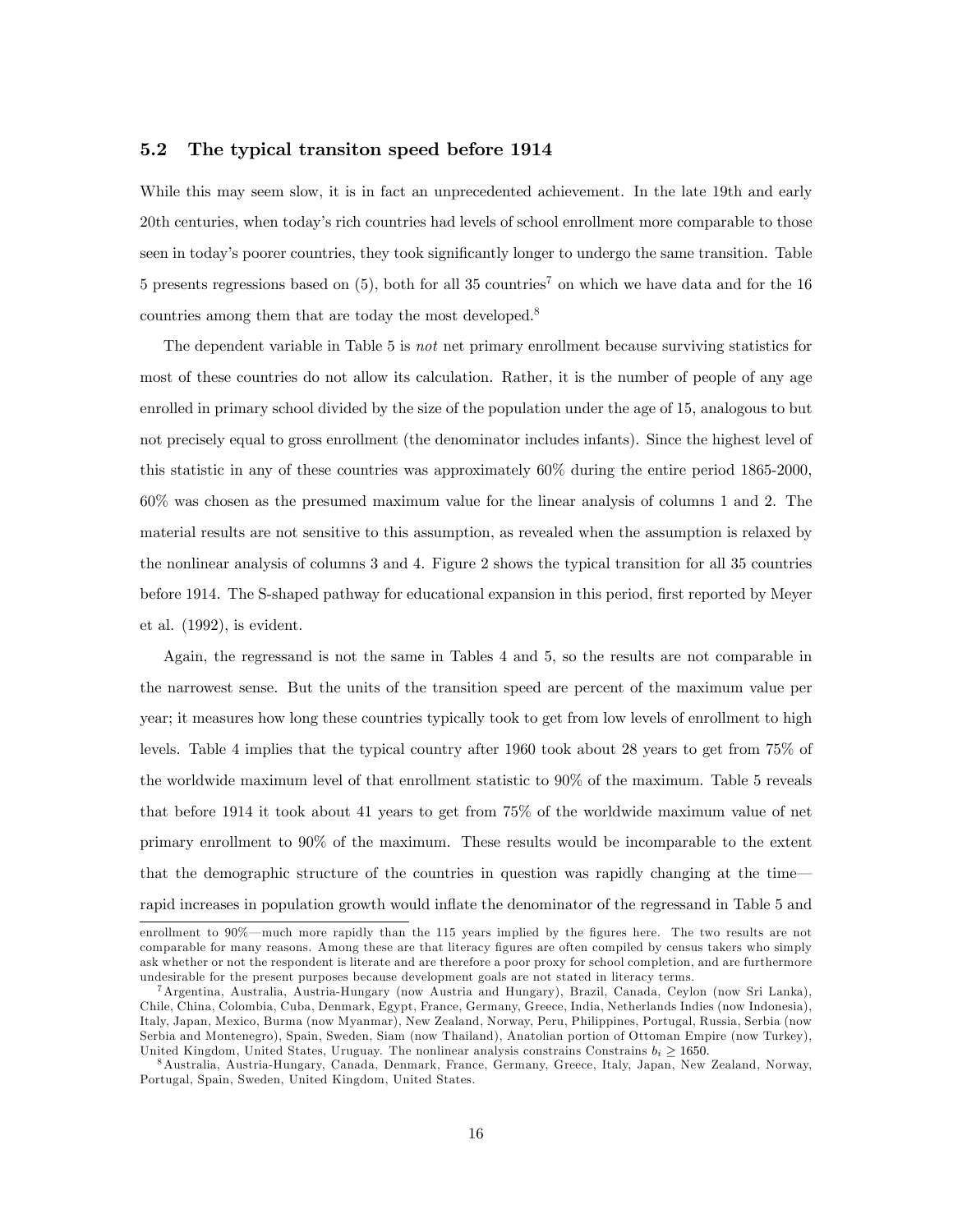### 5.2 The typical transiton speed before 1914

While this may seem slow, it is in fact an unprecedented achievement. In the late 19th and early 20th centuries, when today's rich countries had levels of school enrollment more comparable to those seen in today's poorer countries, they took significantly longer to undergo the same transition. Table 5 presents regressions based on (5), both for all 35 countries[7] on which we have data and for the 16 countries among them that are today the most developed.[8]

The dependent variable in Table 5 is *not* net primary enrollment because surviving statistics for most of these countries do not allow its calculation. Rather, it is the number of people of any age enrolled in primary school divided by the size of the population under the age of 15, analogous to but not precisely equal to gross enrollment (the denominator includes infants). Since the highest level of this statistic in any of these countries was approximately 60% during the entire period 1865-2000, 60% was chosen as the presumed maximum value for the linear analysis of columns 1 and 2. The material results are not sensitive to this assumption, as revealed when the assumption is relaxed by the nonlinear analysis of columns 3 and 4. Figure 2 shows the typical transition for all 35 countries before 1914. The S-shaped pathway for educational expansion in this period, first reported by Meyer et al. (1992), is evident.

Again, the regressand is not the same in Tables 4 and 5, so the results are not comparable in the narrowest sense. But the units of the transition speed are percent of the maximum value per year; it measures how long these countries typically took to get from low levels of enrollment to high levels. Table 4 implies that the typical country after 1960 took about 28 years to get from 75% of the worldwide maximum level of that enrollment statistic to 90% of the maximum. Table 5 reveals that before 1914 it took about 41 years to get from 75% of the worldwide maximum value of net primary enrollment to 90% of the maximum. These results would be incomparable to the extent that the demographic structure of the countries in question was rapidly changing at the time—rapid increases in population growth would inflate the denominator of the regressand in Table 5 and

---

enrollment to 90%—much more rapidly than the 115 years implied by the figures here. The two results are not comparable for many reasons. Among these are that literacy figures are often compiled by census takers who simply ask whether or not the respondent is literate and are therefore a poor proxy for school completion, and are furthermore undesirable for the present purposes because development goals are not stated in literacy terms.

[7] Argentina, Australia, Austria-Hungary (now Austria and Hungary), Brazil, Canada, Ceylon (now Sri Lanka), Chile, China, Colombia, Cuba, Denmark, Egypt, France, Germany, Greece, India, Netherlands Indies (now Indonesia), Italy, Japan, Mexico, Burma (now Myanmar), New Zealand, Norway, Peru, Philippines, Portugal, Russia, Serbia (now Serbia and Montenegro), Spain, Sweden, Siam (now Thailand), Anatolian portion of Ottoman Empire (now Turkey), United Kingdom, United States, Uruguay. The nonlinear analysis constrains Constrains $b_i \geq 1650$.

[8] Australia, Austria-Hungary, Canada, Denmark, France, Germany, Greece, Italy, Japan, New Zealand, Norway, Portugal, Spain, Sweden, United Kingdom, United States.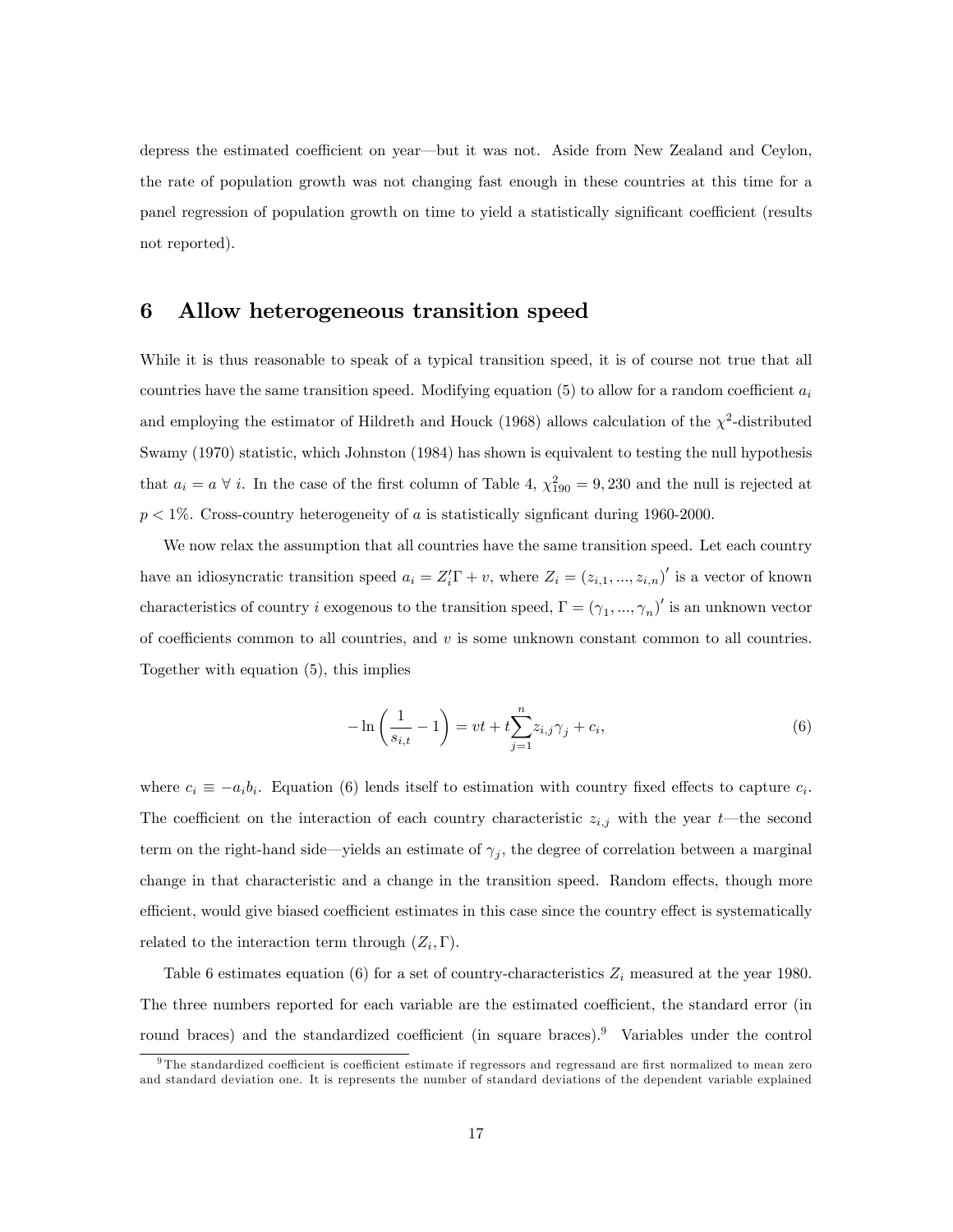depress the estimated coefficient on year—but it was not. Aside from New Zealand and Ceylon, the rate of population growth was not changing fast enough in these countries at this time for a panel regression of population growth on time to yield a statistically significant coefficient (results not reported).

## 6 Allow heterogeneous transition speed

While it is thus reasonable to speak of a typical transition speed, it is of course not true that all countries have the same transition speed. Modifying equation (5) to allow for a random coefficient $a_i$ and employing the estimator of Hildreth and Houck (1968) allows calculation of the $\chi^2$-distributed Swamy (1970) statistic, which Johnston (1984) has shown is equivalent to testing the null hypothesis that $a_i = a \; \forall \; i$. In the case of the first column of Table 4, $\chi^2_{190} = 9,230$ and the null is rejected at $p < 1\%$. Cross-country heterogeneity of $a$ is statistically signficant during 1960-2000.

We now relax the assumption that all countries have the same transition speed. Let each country have an idiosyncratic transition speed $a_i = Z_i'\Gamma + v$, where $Z_i = (z_{i,1}, ..., z_{i,n})'$ is a vector of known characteristics of country $i$ exogenous to the transition speed, $\Gamma = (\gamma_1, ..., \gamma_n)'$ is an unknown vector of coefficients common to all countries, and $v$ is some unknown constant common to all countries. Together with equation (5), this implies

$$-\ln\left(\frac{1}{s_{i,t}} - 1\right) = vt + t\sum_{j=1}^{n} z_{i,j}\gamma_j + c_i, \tag{6}$$

where $c_i \equiv -a_i b_i$. Equation (6) lends itself to estimation with country fixed effects to capture $c_i$. The coefficient on the interaction of each country characteristic $z_{i,j}$ with the year $t$—the second term on the right-hand side—yields an estimate of $\gamma_j$, the degree of correlation between a marginal change in that characteristic and a change in the transition speed. Random effects, though more efficient, would give biased coefficient estimates in this case since the country effect is systematically related to the interaction term through $(Z_i, \Gamma)$.

Table 6 estimates equation (6) for a set of country-characteristics $Z_i$ measured at the year 1980. The three numbers reported for each variable are the estimated coefficient, the standard error (in round braces) and the standardized coefficient (in square braces).[9] Variables under the control

[9] The standardized coefficient is coefficient estimate if regressors and regressand are first normalized to mean zero and standard deviation one. It is represents the number of standard deviations of the dependent variable explained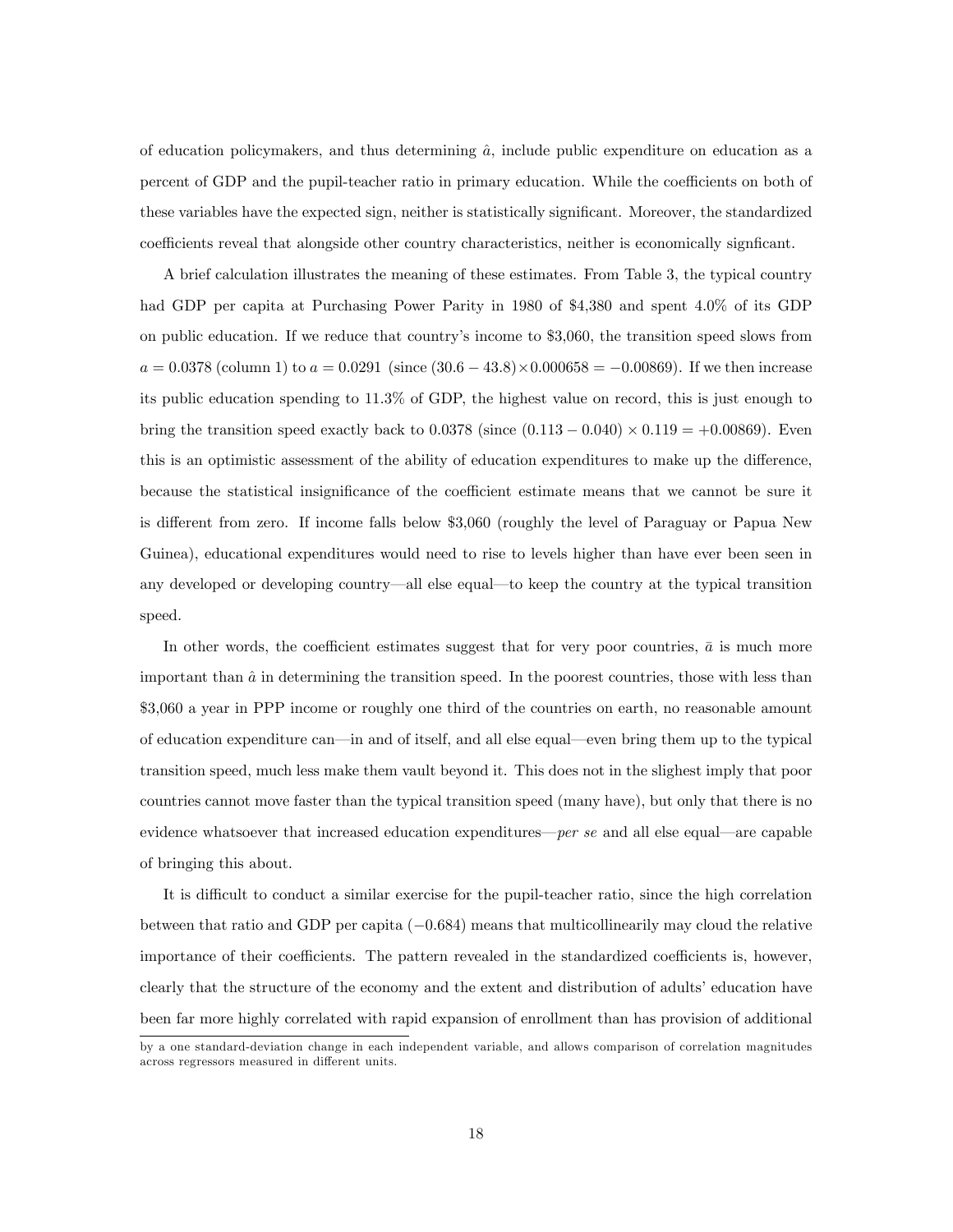of education policymakers, and thus determining $\hat{a}$, include public expenditure on education as a percent of GDP and the pupil-teacher ratio in primary education. While the coefficients on both of these variables have the expected sign, neither is statistically significant. Moreover, the standardized coefficients reveal that alongside other country characteristics, neither is economically signficant.

A brief calculation illustrates the meaning of these estimates. From Table 3, the typical country had GDP per capita at Purchasing Power Parity in 1980 of \$4,380 and spent 4.0% of its GDP on public education. If we reduce that country's income to \$3,060, the transition speed slows from $a = 0.0378$ (column 1) to $a = 0.0291$ (since $(30.6 - 43.8) \times 0.000658 = -0.00869$). If we then increase its public education spending to 11.3% of GDP, the highest value on record, this is just enough to bring the transition speed exactly back to 0.0378 (since $(0.113 - 0.040) \times 0.119 = +0.00869$). Even this is an optimistic assessment of the ability of education expenditures to make up the difference, because the statistical insignificance of the coefficient estimate means that we cannot be sure it is different from zero. If income falls below \$3,060 (roughly the level of Paraguay or Papua New Guinea), educational expenditures would need to rise to levels higher than have ever been seen in any developed or developing country—all else equal—to keep the country at the typical transition speed.

In other words, the coefficient estimates suggest that for very poor countries, $\bar{a}$ is much more important than $\hat{a}$ in determining the transition speed. In the poorest countries, those with less than \$3,060 a year in PPP income or roughly one third of the countries on earth, no reasonable amount of education expenditure can—in and of itself, and all else equal—even bring them up to the typical transition speed, much less make them vault beyond it. This does not in the slighest imply that poor countries cannot move faster than the typical transition speed (many have), but only that there is no evidence whatsoever that increased education expenditures—*per se* and all else equal—are capable of bringing this about.

It is difficult to conduct a similar exercise for the pupil-teacher ratio, since the high correlation between that ratio and GDP per capita ($-0.684$) means that multicollinearily may cloud the relative importance of their coefficients. The pattern revealed in the standardized coefficients is, however, clearly that the structure of the economy and the extent and distribution of adults' education have been far more highly correlated with rapid expansion of enrollment than has provision of additional

by a one standard-deviation change in each independent variable, and allows comparison of correlation magnitudes across regressors measured in different units.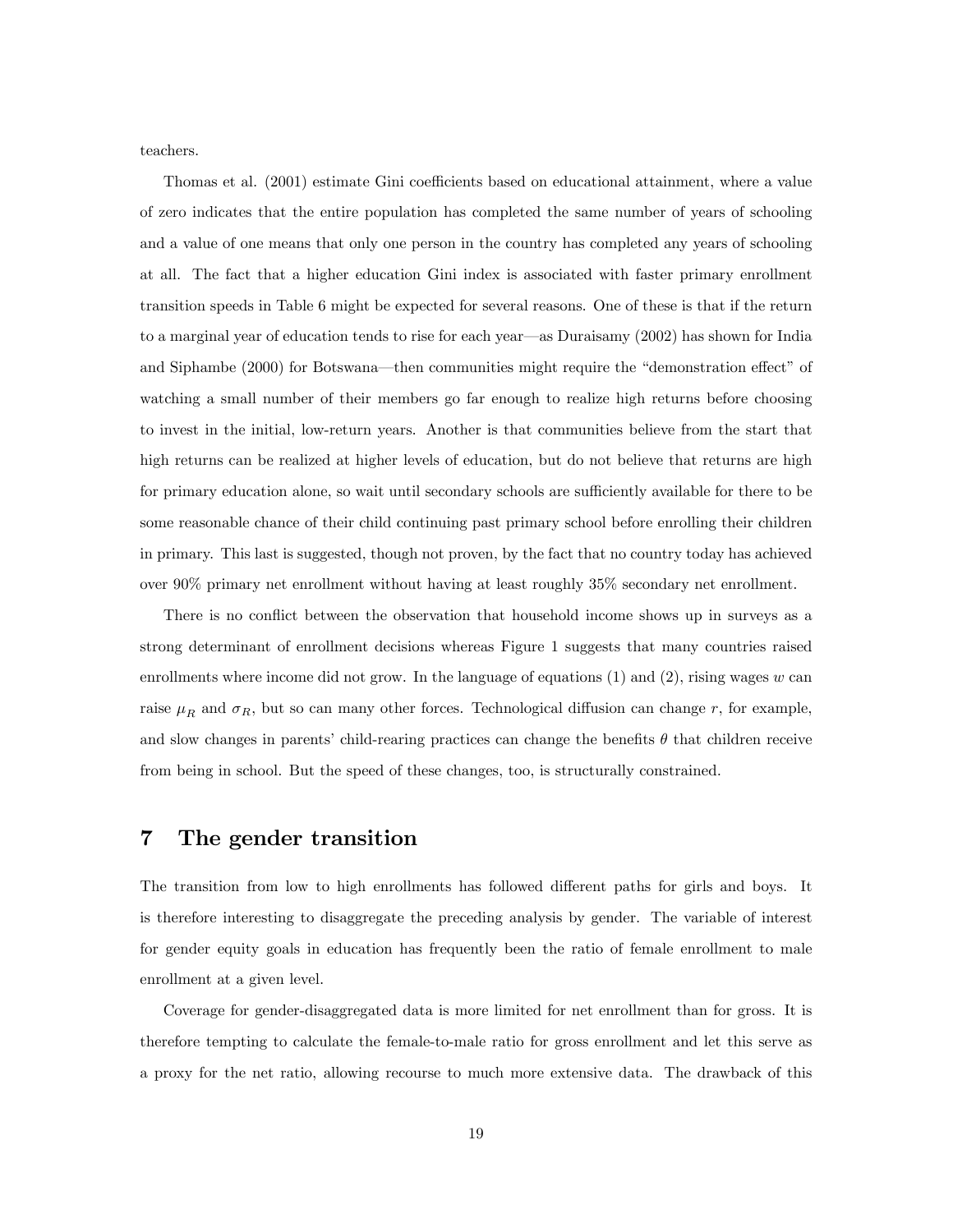teachers.

Thomas et al. (2001) estimate Gini coefficients based on educational attainment, where a value of zero indicates that the entire population has completed the same number of years of schooling and a value of one means that only one person in the country has completed any years of schooling at all. The fact that a higher education Gini index is associated with faster primary enrollment transition speeds in Table 6 might be expected for several reasons. One of these is that if the return to a marginal year of education tends to rise for each year—as Duraisamy (2002) has shown for India and Siphambe (2000) for Botswana—then communities might require the "demonstration effect" of watching a small number of their members go far enough to realize high returns before choosing to invest in the initial, low-return years. Another is that communities believe from the start that high returns can be realized at higher levels of education, but do not believe that returns are high for primary education alone, so wait until secondary schools are sufficiently available for there to be some reasonable chance of their child continuing past primary school before enrolling their children in primary. This last is suggested, though not proven, by the fact that no country today has achieved over 90% primary net enrollment without having at least roughly 35% secondary net enrollment.

There is no conflict between the observation that household income shows up in surveys as a strong determinant of enrollment decisions whereas Figure 1 suggests that many countries raised enrollments where income did not grow. In the language of equations (1) and (2), rising wages $w$ can raise $\mu_R$ and $\sigma_R$, but so can many other forces. Technological diffusion can change $r$, for example, and slow changes in parents' child-rearing practices can change the benefits $\theta$ that children receive from being in school. But the speed of these changes, too, is structurally constrained.

# 7 The gender transition

The transition from low to high enrollments has followed different paths for girls and boys. It is therefore interesting to disaggregate the preceding analysis by gender. The variable of interest for gender equity goals in education has frequently been the ratio of female enrollment to male enrollment at a given level.

Coverage for gender-disaggregated data is more limited for net enrollment than for gross. It is therefore tempting to calculate the female-to-male ratio for gross enrollment and let this serve as a proxy for the net ratio, allowing recourse to much more extensive data. The drawback of this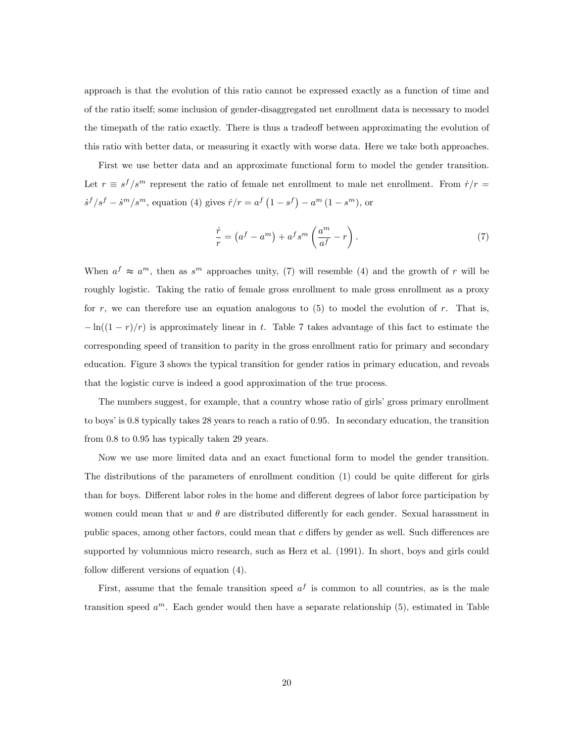approach is that the evolution of this ratio cannot be expressed exactly as a function of time and of the ratio itself; some inclusion of gender-disaggregated net enrollment data is necessary to model the timepath of the ratio exactly. There is thus a tradeoff between approximating the evolution of this ratio with better data, or measuring it exactly with worse data. Here we take both approaches.

First we use better data and an approximate functional form to model the gender transition. Let $r \equiv s^f/s^m$ represent the ratio of female net enrollment to male net enrollment. From $\dot{r}/r = \dot{s}^f/s^f - \dot{s}^m/s^m$, equation (4) gives $\dot{r}/r = a^f\left(1 - s^f\right) - a^m\left(1 - s^m\right)$, or

$$\frac{\dot{r}}{r} = \left(a^f - a^m\right) + a^f s^m \left(\frac{a^m}{a^f} - r\right). \tag{7}$$

When $a^f \approx a^m$, then as $s^m$ approaches unity, (7) will resemble (4) and the growth of $r$ will be roughly logistic. Taking the ratio of female gross enrollment to male gross enrollment as a proxy for $r$, we can therefore use an equation analogous to (5) to model the evolution of $r$. That is, $-\ln((1-r)/r)$ is approximately linear in $t$. Table 7 takes advantage of this fact to estimate the corresponding speed of transition to parity in the gross enrollment ratio for primary and secondary education. Figure 3 shows the typical transition for gender ratios in primary education, and reveals that the logistic curve is indeed a good approximation of the true process.

The numbers suggest, for example, that a country whose ratio of girls' gross primary enrollment to boys' is 0.8 typically takes 28 years to reach a ratio of 0.95. In secondary education, the transition from 0.8 to 0.95 has typically taken 29 years.

Now we use more limited data and an exact functional form to model the gender transition. The distributions of the parameters of enrollment condition (1) could be quite different for girls than for boys. Different labor roles in the home and different degrees of labor force participation by women could mean that $w$ and $\theta$ are distributed differently for each gender. Sexual harassment in public spaces, among other factors, could mean that $c$ differs by gender as well. Such differences are supported by voluminous micro research, such as Herz et al. (1991). In short, boys and girls could follow different versions of equation (4).

First, assume that the female transition speed $a^f$ is common to all countries, as is the male transition speed $a^m$. Each gender would then have a separate relationship (5), estimated in Table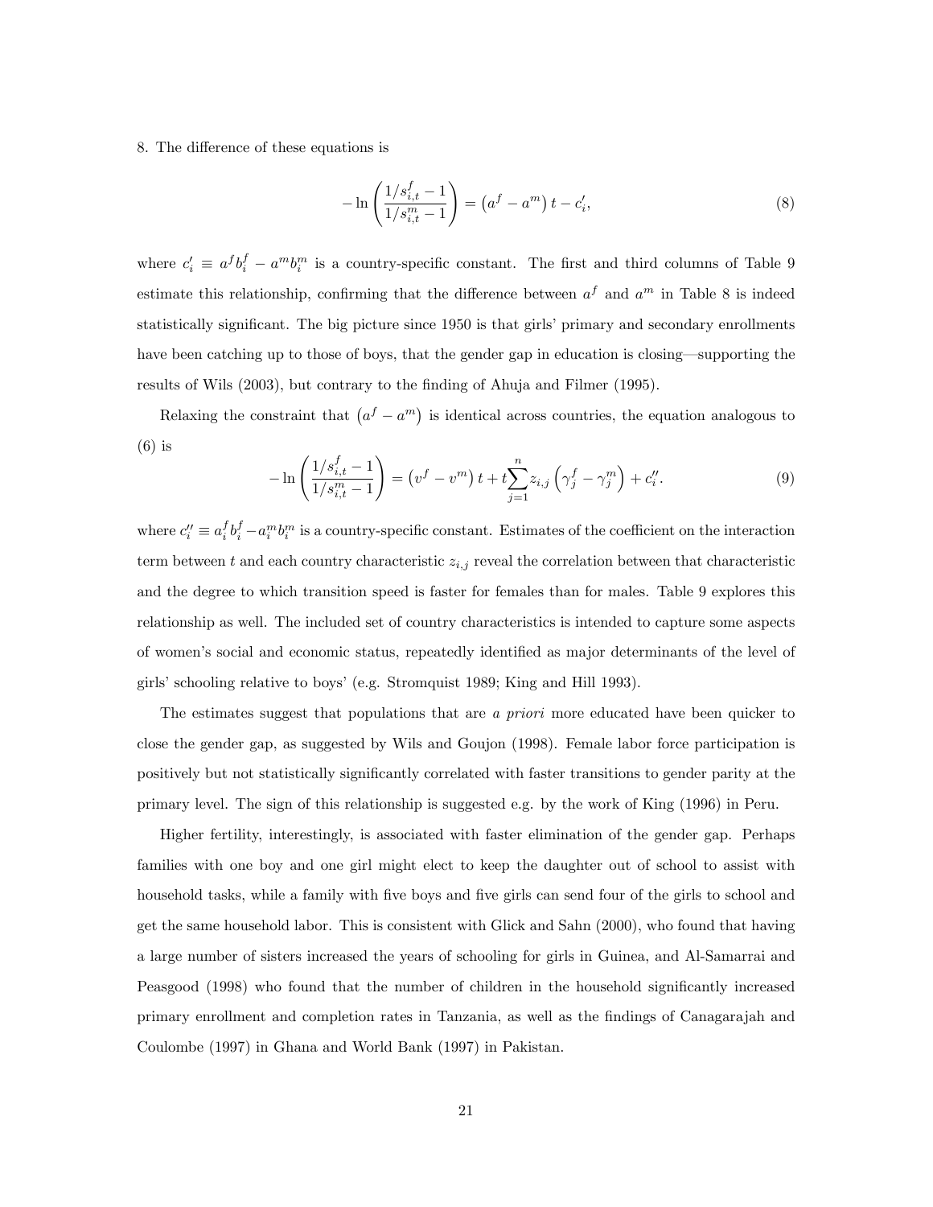8. The difference of these equations is

$$-\ln\left(\frac{1/s_{i,t}^{f}-1}{1/s_{i,t}^{m}-1}\right)=\left(a^{f}-a^{m}\right)t-c_{i}', \tag{8}$$

where $c_i' \equiv a^f b_i^f - a^m b_i^m$ is a country-specific constant. The first and third columns of Table 9 estimate this relationship, confirming that the difference between $a^f$ and $a^m$ in Table 8 is indeed statistically significant. The big picture since 1950 is that girls' primary and secondary enrollments have been catching up to those of boys, that the gender gap in education is closing—supporting the results of Wils (2003), but contrary to the finding of Ahuja and Filmer (1995).

Relaxing the constraint that $\left(a^f - a^m\right)$ is identical across countries, the equation analogous to (6) is

$$-\ln\left(\frac{1/s_{i,t}^{f}-1}{1/s_{i,t}^{m}-1}\right)=\left(v^{f}-v^{m}\right)t+t\sum_{j=1}^{n}z_{i,j}\left(\gamma_{j}^{f}-\gamma_{j}^{m}\right)+c_{i}''. \tag{9}$$

where $c_i'' \equiv a_i^f b_i^f - a_i^m b_i^m$ is a country-specific constant. Estimates of the coefficient on the interaction term between $t$ and each country characteristic $z_{i,j}$ reveal the correlation between that characteristic and the degree to which transition speed is faster for females than for males. Table 9 explores this relationship as well. The included set of country characteristics is intended to capture some aspects of women's social and economic status, repeatedly identified as major determinants of the level of girls' schooling relative to boys' (e.g. Stromquist 1989; King and Hill 1993).

The estimates suggest that populations that are *a priori* more educated have been quicker to close the gender gap, as suggested by Wils and Goujon (1998). Female labor force participation is positively but not statistically significantly correlated with faster transitions to gender parity at the primary level. The sign of this relationship is suggested e.g. by the work of King (1996) in Peru.

Higher fertility, interestingly, is associated with faster elimination of the gender gap. Perhaps families with one boy and one girl might elect to keep the daughter out of school to assist with household tasks, while a family with five boys and five girls can send four of the girls to school and get the same household labor. This is consistent with Glick and Sahn (2000), who found that having a large number of sisters increased the years of schooling for girls in Guinea, and Al-Samarrai and Peasgood (1998) who found that the number of children in the household significantly increased primary enrollment and completion rates in Tanzania, as well as the findings of Canagarajah and Coulombe (1997) in Ghana and World Bank (1997) in Pakistan.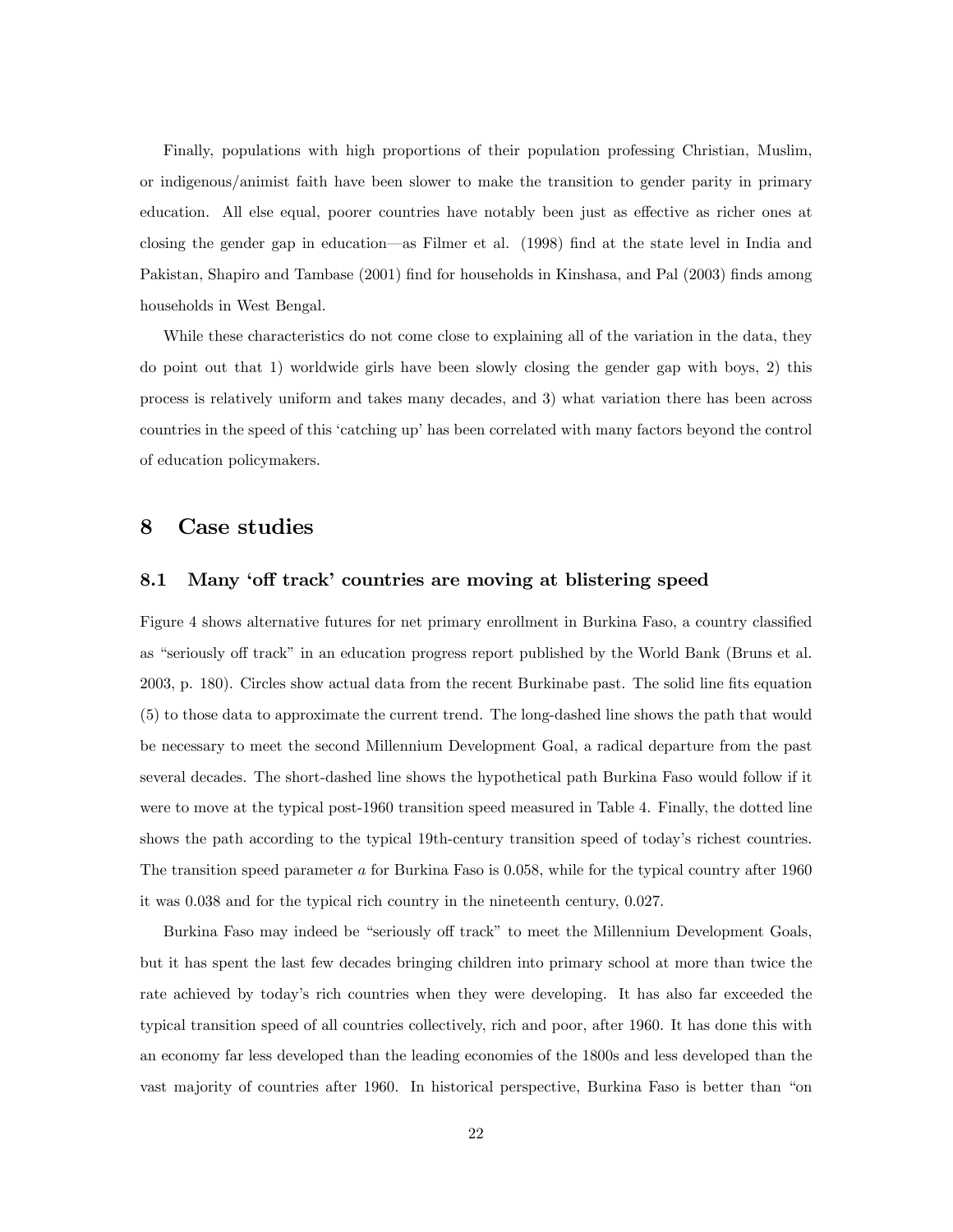Finally, populations with high proportions of their population professing Christian, Muslim, or indigenous/animist faith have been slower to make the transition to gender parity in primary education. All else equal, poorer countries have notably been just as effective as richer ones at closing the gender gap in education—as Filmer et al. (1998) find at the state level in India and Pakistan, Shapiro and Tambase (2001) find for households in Kinshasa, and Pal (2003) finds among households in West Bengal.

While these characteristics do not come close to explaining all of the variation in the data, they do point out that 1) worldwide girls have been slowly closing the gender gap with boys, 2) this process is relatively uniform and takes many decades, and 3) what variation there has been across countries in the speed of this 'catching up' has been correlated with many factors beyond the control of education policymakers.

## 8 Case studies

### 8.1 Many 'off track' countries are moving at blistering speed

Figure 4 shows alternative futures for net primary enrollment in Burkina Faso, a country classified as "seriously off track" in an education progress report published by the World Bank (Bruns et al. 2003, p. 180). Circles show actual data from the recent Burkinabe past. The solid line fits equation (5) to those data to approximate the current trend. The long-dashed line shows the path that would be necessary to meet the second Millennium Development Goal, a radical departure from the past several decades. The short-dashed line shows the hypothetical path Burkina Faso would follow if it were to move at the typical post-1960 transition speed measured in Table 4. Finally, the dotted line shows the path according to the typical 19th-century transition speed of today's richest countries. The transition speed parameter $a$ for Burkina Faso is 0.058, while for the typical country after 1960 it was 0.038 and for the typical rich country in the nineteenth century, 0.027.

Burkina Faso may indeed be "seriously off track" to meet the Millennium Development Goals, but it has spent the last few decades bringing children into primary school at more than twice the rate achieved by today's rich countries when they were developing. It has also far exceeded the typical transition speed of all countries collectively, rich and poor, after 1960. It has done this with an economy far less developed than the leading economies of the 1800s and less developed than the vast majority of countries after 1960. In historical perspective, Burkina Faso is better than "on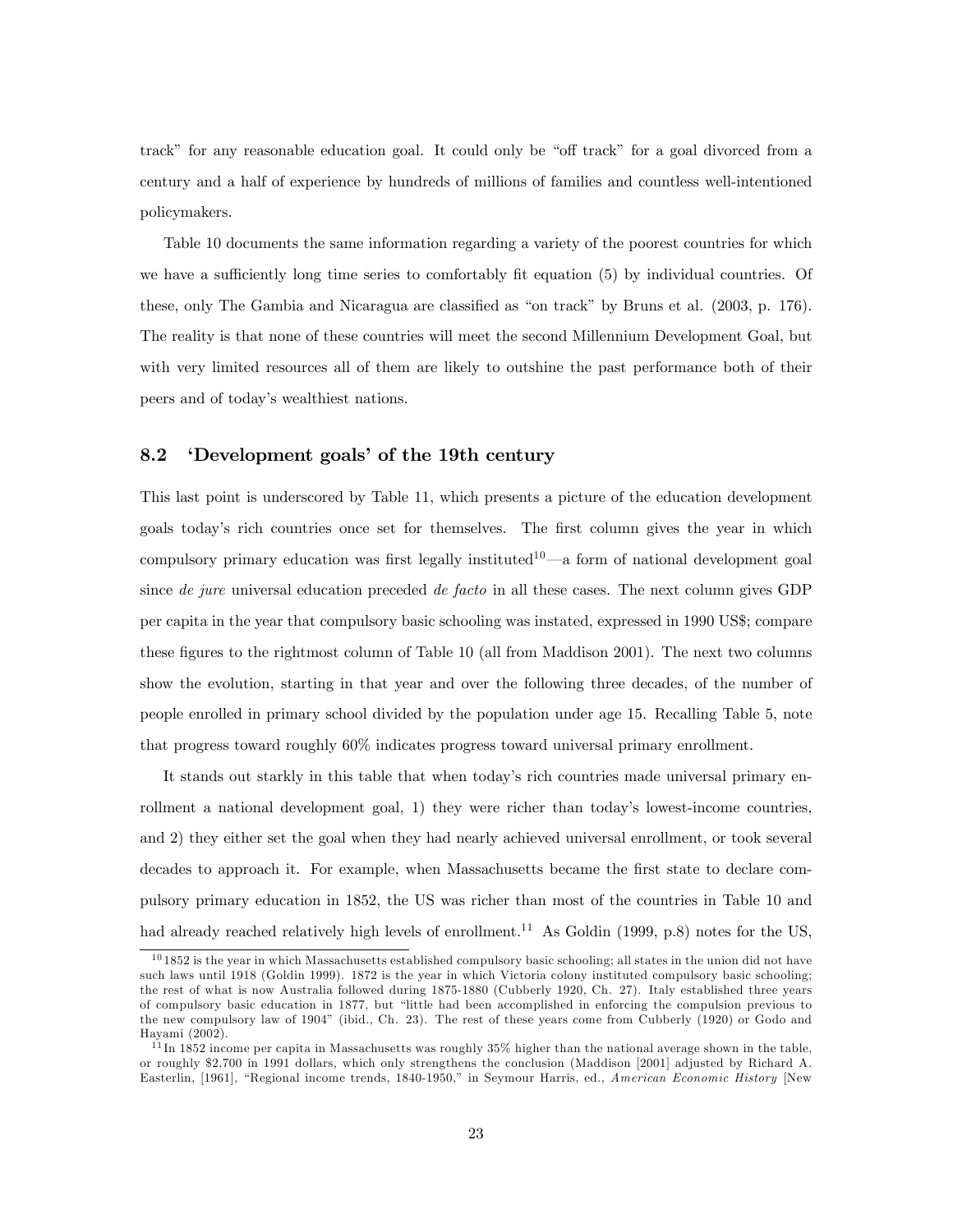track" for any reasonable education goal. It could only be "off track" for a goal divorced from a century and a half of experience by hundreds of millions of families and countless well-intentioned policymakers.

Table 10 documents the same information regarding a variety of the poorest countries for which we have a sufficiently long time series to comfortably fit equation (5) by individual countries. Of these, only The Gambia and Nicaragua are classified as "on track" by Bruns et al. (2003, p. 176). The reality is that none of these countries will meet the second Millennium Development Goal, but with very limited resources all of them are likely to outshine the past performance both of their peers and of today's wealthiest nations.

## 8.2 'Development goals' of the 19th century

This last point is underscored by Table 11, which presents a picture of the education development goals today's rich countries once set for themselves. The first column gives the year in which compulsory primary education was first legally instituted[10]—a form of national development goal since *de jure* universal education preceded *de facto* in all these cases. The next column gives GDP per capita in the year that compulsory basic schooling was instated, expressed in 1990 US$; compare these figures to the rightmost column of Table 10 (all from Maddison 2001). The next two columns show the evolution, starting in that year and over the following three decades, of the number of people enrolled in primary school divided by the population under age 15. Recalling Table 5, note that progress toward roughly 60% indicates progress toward universal primary enrollment.

It stands out starkly in this table that when today's rich countries made universal primary enrollment a national development goal, 1) they were richer than today's lowest-income countries, and 2) they either set the goal when they had nearly achieved universal enrollment, or took several decades to approach it. For example, when Massachusetts became the first state to declare compulsory primary education in 1852, the US was richer than most of the countries in Table 10 and had already reached relatively high levels of enrollment.[11] As Goldin (1999, p.8) notes for the US,

[10] 1852 is the year in which Massachusetts established compulsory basic schooling; all states in the union did not have such laws until 1918 (Goldin 1999). 1872 is the year in which Victoria colony instituted compulsory basic schooling; the rest of what is now Australia followed during 1875-1880 (Cubberly 1920, Ch. 27). Italy established three years of compulsory basic education in 1877, but "little had been accomplished in enforcing the compulsion previous to the new compulsory law of 1904" (ibid., Ch. 23). The rest of these years come from Cubberly (1920) or Godo and Hayami (2002).

[11] In 1852 income per capita in Massachusetts was roughly 35% higher than the national average shown in the table, or roughly $2,700 in 1991 dollars, which only strengthens the conclusion (Maddison [2001] adjusted by Richard A. Easterlin, [1961], "Regional income trends, 1840-1950," in Seymour Harris, ed., *American Economic History* [New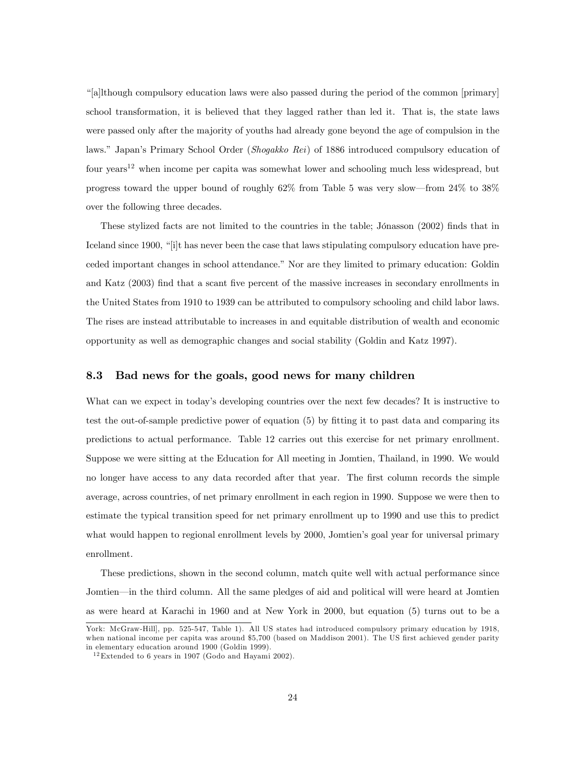"[a]lthough compulsory education laws were also passed during the period of the common [primary] school transformation, it is believed that they lagged rather than led it. That is, the state laws were passed only after the majority of youths had already gone beyond the age of compulsion in the laws." Japan's Primary School Order (*Shogakko Rei*) of 1886 introduced compulsory education of four years[12] when income per capita was somewhat lower and schooling much less widespread, but progress toward the upper bound of roughly 62% from Table 5 was very slow—from 24% to 38% over the following three decades.

These stylized facts are not limited to the countries in the table; Jónasson (2002) finds that in Iceland since 1900, "[i]t has never been the case that laws stipulating compulsory education have preceded important changes in school attendance." Nor are they limited to primary education: Goldin and Katz (2003) find that a scant five percent of the massive increases in secondary enrollments in the United States from 1910 to 1939 can be attributed to compulsory schooling and child labor laws. The rises are instead attributable to increases in and equitable distribution of wealth and economic opportunity as well as demographic changes and social stability (Goldin and Katz 1997).

### 8.3 Bad news for the goals, good news for many children

What can we expect in today's developing countries over the next few decades? It is instructive to test the out-of-sample predictive power of equation (5) by fitting it to past data and comparing its predictions to actual performance. Table 12 carries out this exercise for net primary enrollment. Suppose we were sitting at the Education for All meeting in Jomtien, Thailand, in 1990. We would no longer have access to any data recorded after that year. The first column records the simple average, across countries, of net primary enrollment in each region in 1990. Suppose we were then to estimate the typical transition speed for net primary enrollment up to 1990 and use this to predict what would happen to regional enrollment levels by 2000, Jomtien's goal year for universal primary enrollment.

These predictions, shown in the second column, match quite well with actual performance since Jomtien—in the third column. All the same pledges of aid and political will were heard at Jomtien as were heard at Karachi in 1960 and at New York in 2000, but equation (5) turns out to be a

York: McGraw-Hill], pp. 525-547, Table 1). All US states had introduced compulsory primary education by 1918, when national income per capita was around \$5,700 (based on Maddison 2001). The US first achieved gender parity in elementary education around 1900 (Goldin 1999).

[12] Extended to 6 years in 1907 (Godo and Hayami 2002).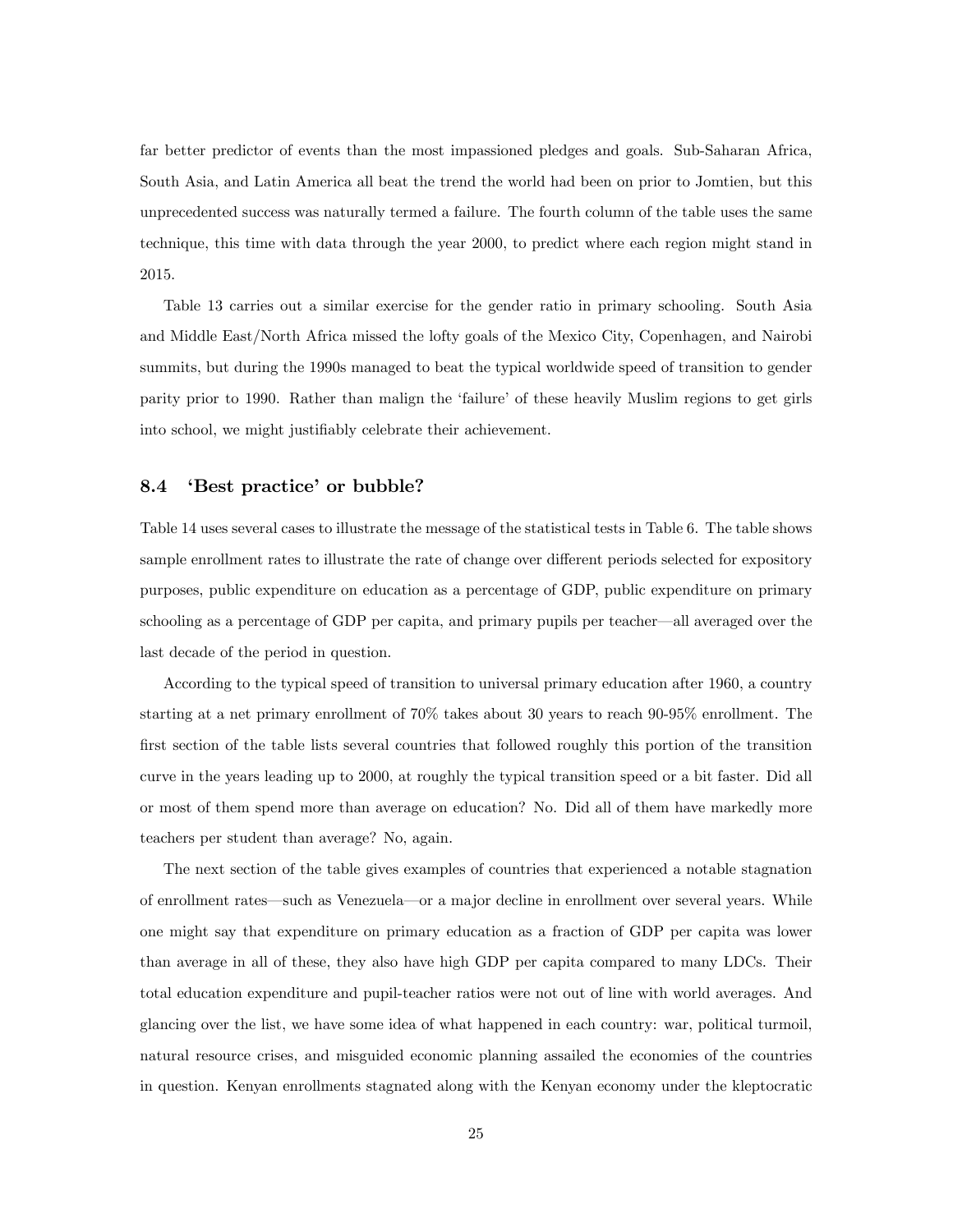far better predictor of events than the most impassioned pledges and goals. Sub-Saharan Africa, South Asia, and Latin America all beat the trend the world had been on prior to Jomtien, but this unprecedented success was naturally termed a failure. The fourth column of the table uses the same technique, this time with data through the year 2000, to predict where each region might stand in 2015.

Table 13 carries out a similar exercise for the gender ratio in primary schooling. South Asia and Middle East/North Africa missed the lofty goals of the Mexico City, Copenhagen, and Nairobi summits, but during the 1990s managed to beat the typical worldwide speed of transition to gender parity prior to 1990. Rather than malign the 'failure' of these heavily Muslim regions to get girls into school, we might justifiably celebrate their achievement.

### 8.4 'Best practice' or bubble?

Table 14 uses several cases to illustrate the message of the statistical tests in Table 6. The table shows sample enrollment rates to illustrate the rate of change over different periods selected for expository purposes, public expenditure on education as a percentage of GDP, public expenditure on primary schooling as a percentage of GDP per capita, and primary pupils per teacher—all averaged over the last decade of the period in question.

According to the typical speed of transition to universal primary education after 1960, a country starting at a net primary enrollment of 70% takes about 30 years to reach 90-95% enrollment. The first section of the table lists several countries that followed roughly this portion of the transition curve in the years leading up to 2000, at roughly the typical transition speed or a bit faster. Did all or most of them spend more than average on education? No. Did all of them have markedly more teachers per student than average? No, again.

The next section of the table gives examples of countries that experienced a notable stagnation of enrollment rates—such as Venezuela—or a major decline in enrollment over several years. While one might say that expenditure on primary education as a fraction of GDP per capita was lower than average in all of these, they also have high GDP per capita compared to many LDCs. Their total education expenditure and pupil-teacher ratios were not out of line with world averages. And glancing over the list, we have some idea of what happened in each country: war, political turmoil, natural resource crises, and misguided economic planning assailed the economies of the countries in question. Kenyan enrollments stagnated along with the Kenyan economy under the kleptocratic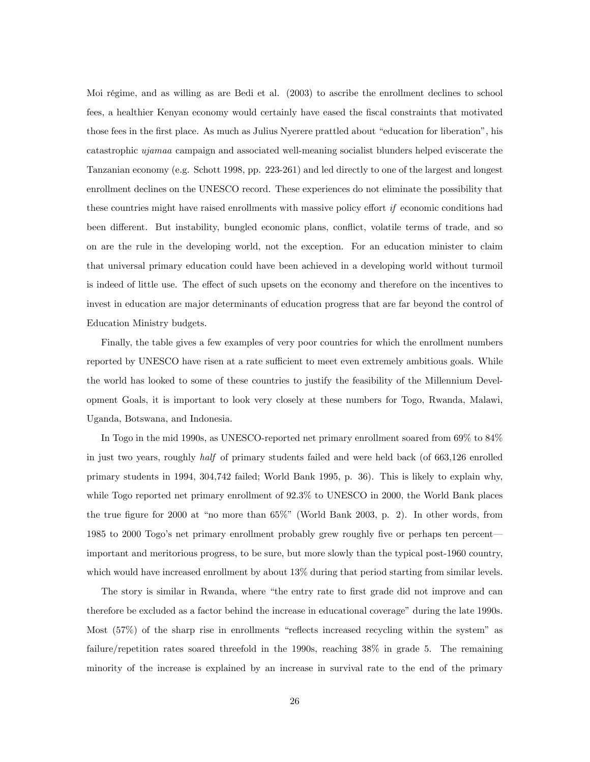Moi régime, and as willing as are Bedi et al. (2003) to ascribe the enrollment declines to school fees, a healthier Kenyan economy would certainly have eased the fiscal constraints that motivated those fees in the first place. As much as Julius Nyerere prattled about "education for liberation", his catastrophic *ujamaa* campaign and associated well-meaning socialist blunders helped eviscerate the Tanzanian economy (e.g. Schott 1998, pp. 223-261) and led directly to one of the largest and longest enrollment declines on the UNESCO record. These experiences do not eliminate the possibility that these countries might have raised enrollments with massive policy effort *if* economic conditions had been different. But instability, bungled economic plans, conflict, volatile terms of trade, and so on are the rule in the developing world, not the exception. For an education minister to claim that universal primary education could have been achieved in a developing world without turmoil is indeed of little use. The effect of such upsets on the economy and therefore on the incentives to invest in education are major determinants of education progress that are far beyond the control of Education Ministry budgets.

Finally, the table gives a few examples of very poor countries for which the enrollment numbers reported by UNESCO have risen at a rate sufficient to meet even extremely ambitious goals. While the world has looked to some of these countries to justify the feasibility of the Millennium Development Goals, it is important to look very closely at these numbers for Togo, Rwanda, Malawi, Uganda, Botswana, and Indonesia.

In Togo in the mid 1990s, as UNESCO-reported net primary enrollment soared from 69% to 84% in just two years, roughly *half* of primary students failed and were held back (of 663,126 enrolled primary students in 1994, 304,742 failed; World Bank 1995, p. 36). This is likely to explain why, while Togo reported net primary enrollment of 92.3% to UNESCO in 2000, the World Bank places the true figure for 2000 at "no more than 65%" (World Bank 2003, p. 2). In other words, from 1985 to 2000 Togo's net primary enrollment probably grew roughly five or perhaps ten percent—important and meritorious progress, to be sure, but more slowly than the typical post-1960 country, which would have increased enrollment by about 13% during that period starting from similar levels.

The story is similar in Rwanda, where "the entry rate to first grade did not improve and can therefore be excluded as a factor behind the increase in educational coverage" during the late 1990s. Most (57%) of the sharp rise in enrollments "reflects increased recycling within the system" as failure/repetition rates soared threefold in the 1990s, reaching 38% in grade 5. The remaining minority of the increase is explained by an increase in survival rate to the end of the primary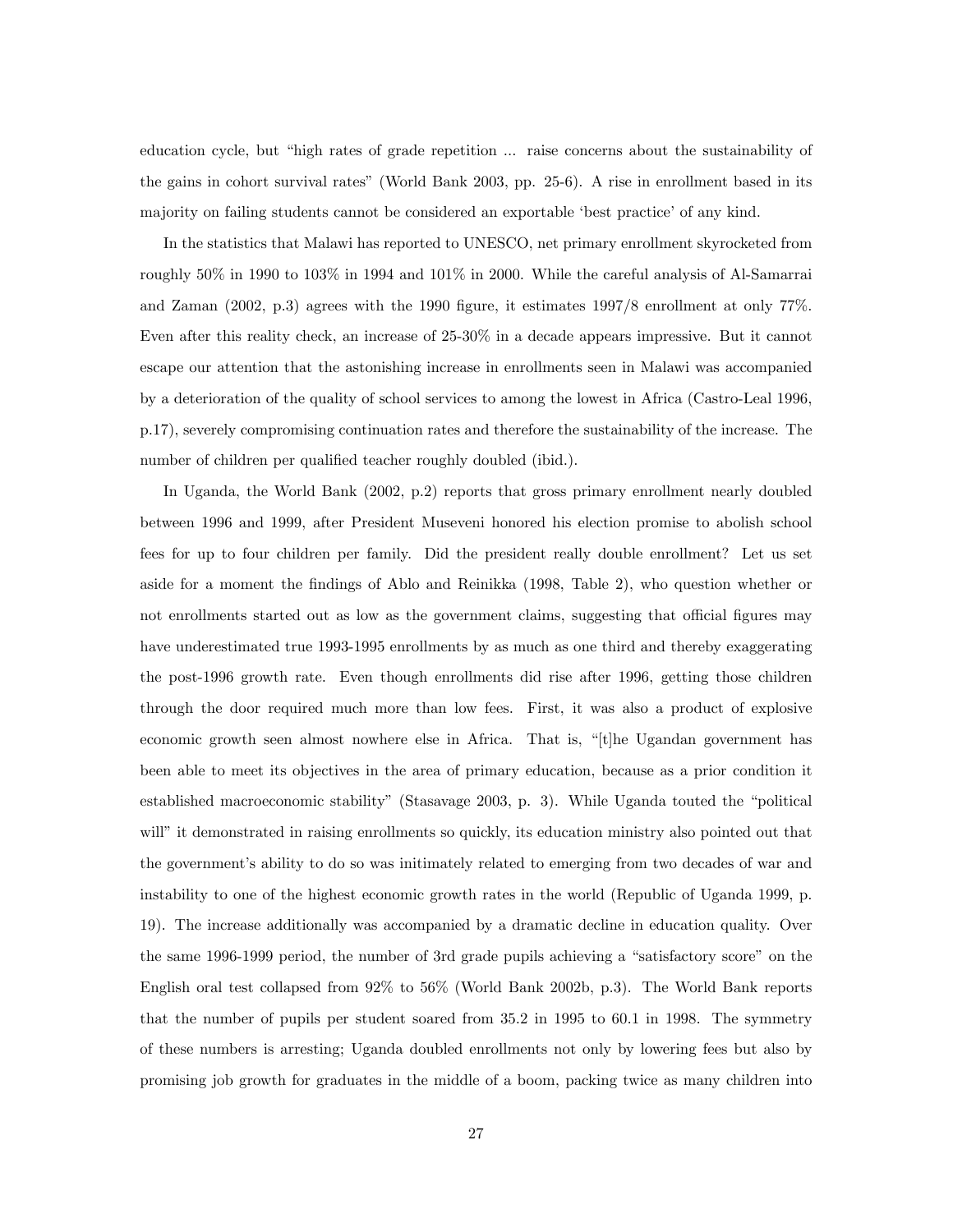education cycle, but "high rates of grade repetition ... raise concerns about the sustainability of the gains in cohort survival rates" (World Bank 2003, pp. 25-6). A rise in enrollment based in its majority on failing students cannot be considered an exportable 'best practice' of any kind.

In the statistics that Malawi has reported to UNESCO, net primary enrollment skyrocketed from roughly 50% in 1990 to 103% in 1994 and 101% in 2000. While the careful analysis of Al-Samarrai and Zaman (2002, p.3) agrees with the 1990 figure, it estimates 1997/8 enrollment at only 77%. Even after this reality check, an increase of 25-30% in a decade appears impressive. But it cannot escape our attention that the astonishing increase in enrollments seen in Malawi was accompanied by a deterioration of the quality of school services to among the lowest in Africa (Castro-Leal 1996, p.17), severely compromising continuation rates and therefore the sustainability of the increase. The number of children per qualified teacher roughly doubled (ibid.).

In Uganda, the World Bank (2002, p.2) reports that gross primary enrollment nearly doubled between 1996 and 1999, after President Museveni honored his election promise to abolish school fees for up to four children per family. Did the president really double enrollment? Let us set aside for a moment the findings of Ablo and Reinikka (1998, Table 2), who question whether or not enrollments started out as low as the government claims, suggesting that official figures may have underestimated true 1993-1995 enrollments by as much as one third and thereby exaggerating the post-1996 growth rate. Even though enrollments did rise after 1996, getting those children through the door required much more than low fees. First, it was also a product of explosive economic growth seen almost nowhere else in Africa. That is, "[t]he Ugandan government has been able to meet its objectives in the area of primary education, because as a prior condition it established macroeconomic stability" (Stasavage 2003, p. 3). While Uganda touted the "political will" it demonstrated in raising enrollments so quickly, its education ministry also pointed out that the government's ability to do so was initimately related to emerging from two decades of war and instability to one of the highest economic growth rates in the world (Republic of Uganda 1999, p. 19). The increase additionally was accompanied by a dramatic decline in education quality. Over the same 1996-1999 period, the number of 3rd grade pupils achieving a "satisfactory score" on the English oral test collapsed from 92% to 56% (World Bank 2002b, p.3). The World Bank reports that the number of pupils per student soared from 35.2 in 1995 to 60.1 in 1998. The symmetry of these numbers is arresting; Uganda doubled enrollments not only by lowering fees but also by promising job growth for graduates in the middle of a boom, packing twice as many children into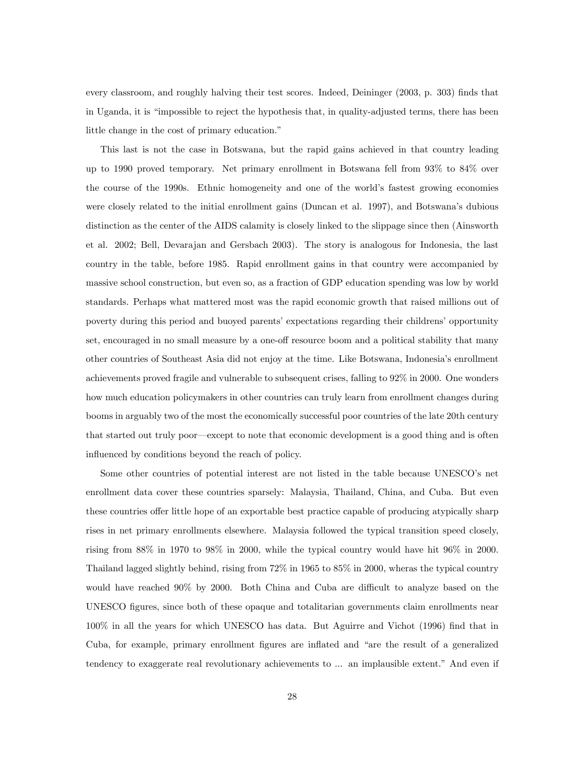every classroom, and roughly halving their test scores. Indeed, Deininger (2003, p. 303) finds that in Uganda, it is "impossible to reject the hypothesis that, in quality-adjusted terms, there has been little change in the cost of primary education."

This last is not the case in Botswana, but the rapid gains achieved in that country leading up to 1990 proved temporary. Net primary enrollment in Botswana fell from 93% to 84% over the course of the 1990s. Ethnic homogeneity and one of the world's fastest growing economies were closely related to the initial enrollment gains (Duncan et al. 1997), and Botswana's dubious distinction as the center of the AIDS calamity is closely linked to the slippage since then (Ainsworth et al. 2002; Bell, Devarajan and Gersbach 2003). The story is analogous for Indonesia, the last country in the table, before 1985. Rapid enrollment gains in that country were accompanied by massive school construction, but even so, as a fraction of GDP education spending was low by world standards. Perhaps what mattered most was the rapid economic growth that raised millions out of poverty during this period and buoyed parents' expectations regarding their childrens' opportunity set, encouraged in no small measure by a one-off resource boom and a political stability that many other countries of Southeast Asia did not enjoy at the time. Like Botswana, Indonesia's enrollment achievements proved fragile and vulnerable to subsequent crises, falling to 92% in 2000. One wonders how much education policymakers in other countries can truly learn from enrollment changes during booms in arguably two of the most the economically successful poor countries of the late 20th century that started out truly poor—except to note that economic development is a good thing and is often influenced by conditions beyond the reach of policy.

Some other countries of potential interest are not listed in the table because UNESCO's net enrollment data cover these countries sparsely: Malaysia, Thailand, China, and Cuba. But even these countries offer little hope of an exportable best practice capable of producing atypically sharp rises in net primary enrollments elsewhere. Malaysia followed the typical transition speed closely, rising from 88% in 1970 to 98% in 2000, while the typical country would have hit 96% in 2000. Thailand lagged slightly behind, rising from 72% in 1965 to 85% in 2000, wheras the typical country would have reached 90% by 2000. Both China and Cuba are difficult to analyze based on the UNESCO figures, since both of these opaque and totalitarian governments claim enrollments near 100% in all the years for which UNESCO has data. But Aguirre and Vichot (1996) find that in Cuba, for example, primary enrollment figures are inflated and "are the result of a generalized tendency to exaggerate real revolutionary achievements to ... an implausible extent." And even if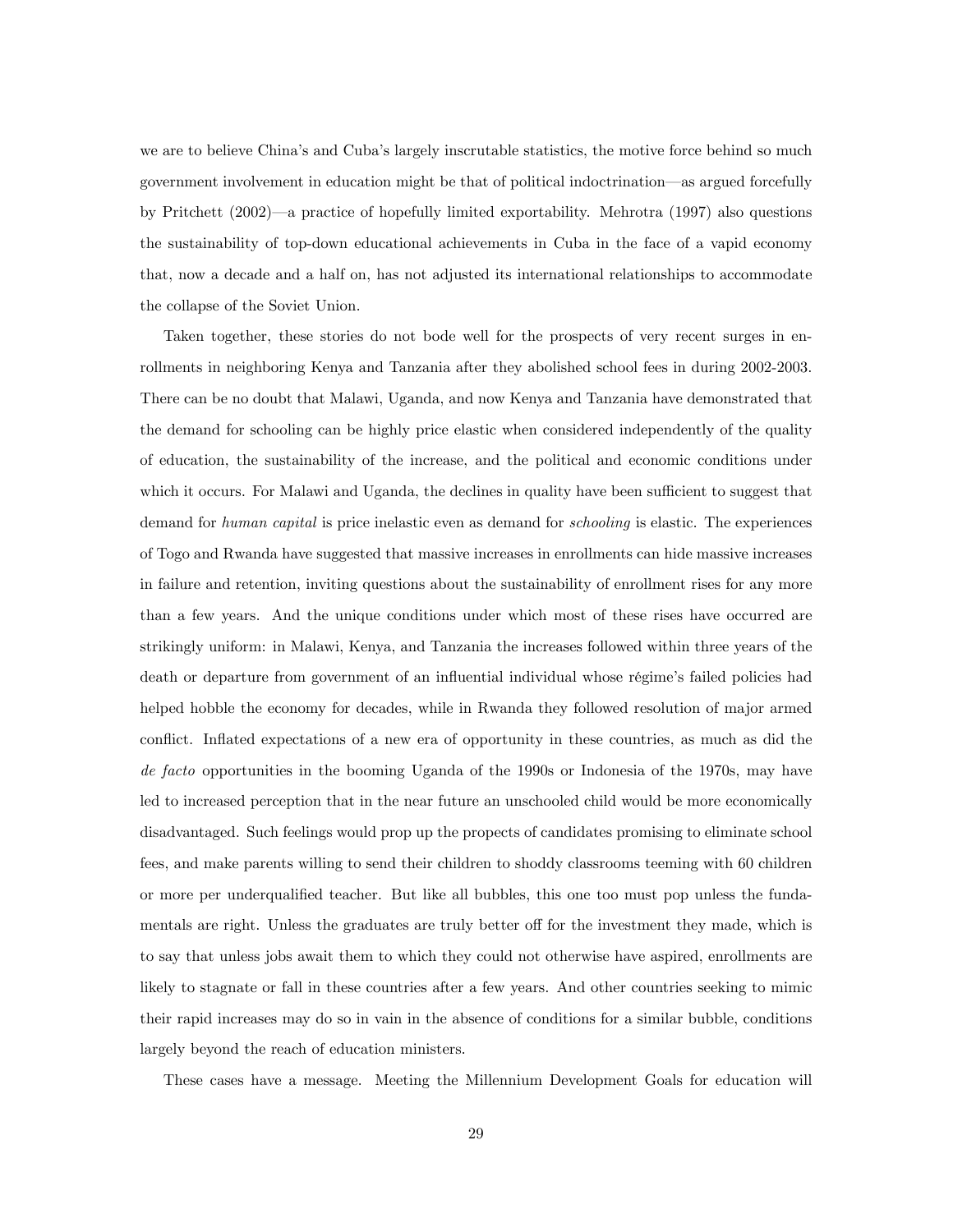we are to believe China's and Cuba's largely inscrutable statistics, the motive force behind so much government involvement in education might be that of political indoctrination—as argued forcefully by Pritchett (2002)—a practice of hopefully limited exportability. Mehrotra (1997) also questions the sustainability of top-down educational achievements in Cuba in the face of a vapid economy that, now a decade and a half on, has not adjusted its international relationships to accommodate the collapse of the Soviet Union.

Taken together, these stories do not bode well for the prospects of very recent surges in enrollments in neighboring Kenya and Tanzania after they abolished school fees in during 2002-2003. There can be no doubt that Malawi, Uganda, and now Kenya and Tanzania have demonstrated that the demand for schooling can be highly price elastic when considered independently of the quality of education, the sustainability of the increase, and the political and economic conditions under which it occurs. For Malawi and Uganda, the declines in quality have been sufficient to suggest that demand for *human capital* is price inelastic even as demand for *schooling* is elastic. The experiences of Togo and Rwanda have suggested that massive increases in enrollments can hide massive increases in failure and retention, inviting questions about the sustainability of enrollment rises for any more than a few years. And the unique conditions under which most of these rises have occurred are strikingly uniform: in Malawi, Kenya, and Tanzania the increases followed within three years of the death or departure from government of an influential individual whose régime's failed policies had helped hobble the economy for decades, while in Rwanda they followed resolution of major armed conflict. Inflated expectations of a new era of opportunity in these countries, as much as did the *de facto* opportunities in the booming Uganda of the 1990s or Indonesia of the 1970s, may have led to increased perception that in the near future an unschooled child would be more economically disadvantaged. Such feelings would prop up the propects of candidates promising to eliminate school fees, and make parents willing to send their children to shoddy classrooms teeming with 60 children or more per underqualified teacher. But like all bubbles, this one too must pop unless the fundamentals are right. Unless the graduates are truly better off for the investment they made, which is to say that unless jobs await them to which they could not otherwise have aspired, enrollments are likely to stagnate or fall in these countries after a few years. And other countries seeking to mimic their rapid increases may do so in vain in the absence of conditions for a similar bubble, conditions largely beyond the reach of education ministers.

These cases have a message. Meeting the Millennium Development Goals for education will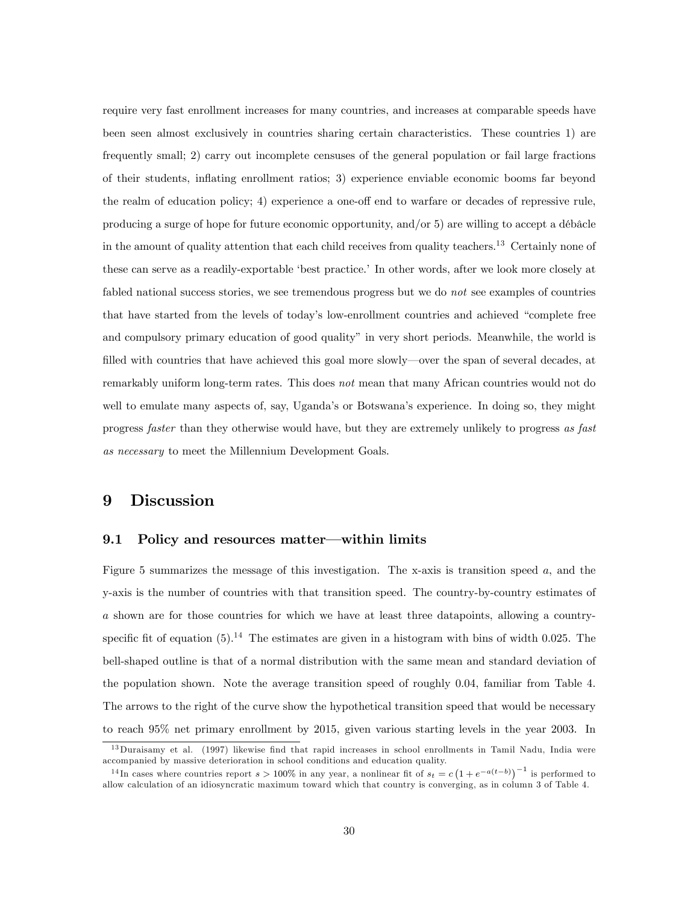require very fast enrollment increases for many countries, and increases at comparable speeds have been seen almost exclusively in countries sharing certain characteristics. These countries 1) are frequently small; 2) carry out incomplete censuses of the general population or fail large fractions of their students, inflating enrollment ratios; 3) experience enviable economic booms far beyond the realm of education policy; 4) experience a one-off end to warfare or decades of repressive rule, producing a surge of hope for future economic opportunity, and/or 5) are willing to accept a débâcle in the amount of quality attention that each child receives from quality teachers.[13] Certainly none of these can serve as a readily-exportable 'best practice.' In other words, after we look more closely at fabled national success stories, we see tremendous progress but we do *not* see examples of countries that have started from the levels of today's low-enrollment countries and achieved "complete free and compulsory primary education of good quality" in very short periods. Meanwhile, the world is filled with countries that have achieved this goal more slowly—over the span of several decades, at remarkably uniform long-term rates. This does *not* mean that many African countries would not do well to emulate many aspects of, say, Uganda's or Botswana's experience. In doing so, they might progress *faster* than they otherwise would have, but they are extremely unlikely to progress *as fast as necessary* to meet the Millennium Development Goals.

# 9 Discussion

## 9.1 Policy and resources matter—within limits

Figure 5 summarizes the message of this investigation. The x-axis is transition speed $a$, and the y-axis is the number of countries with that transition speed. The country-by-country estimates of $a$ shown are for those countries for which we have at least three datapoints, allowing a country-specific fit of equation (5).[14] The estimates are given in a histogram with bins of width 0.025. The bell-shaped outline is that of a normal distribution with the same mean and standard deviation of the population shown. Note the average transition speed of roughly 0.04, familiar from Table 4. The arrows to the right of the curve show the hypothetical transition speed that would be necessary to reach 95% net primary enrollment by 2015, given various starting levels in the year 2003. In

[13] Duraisamy et al. (1997) likewise find that rapid increases in school enrollments in Tamil Nadu, India were accompanied by massive deterioration in school conditions and education quality.

[14] In cases where countries report $s > 100\%$ in any year, a nonlinear fit of $s_t = c\left(1 + e^{-a(t-b)}\right)^{-1}$ is performed to allow calculation of an idiosyncratic maximum toward which that country is converging, as in column 3 of Table 4.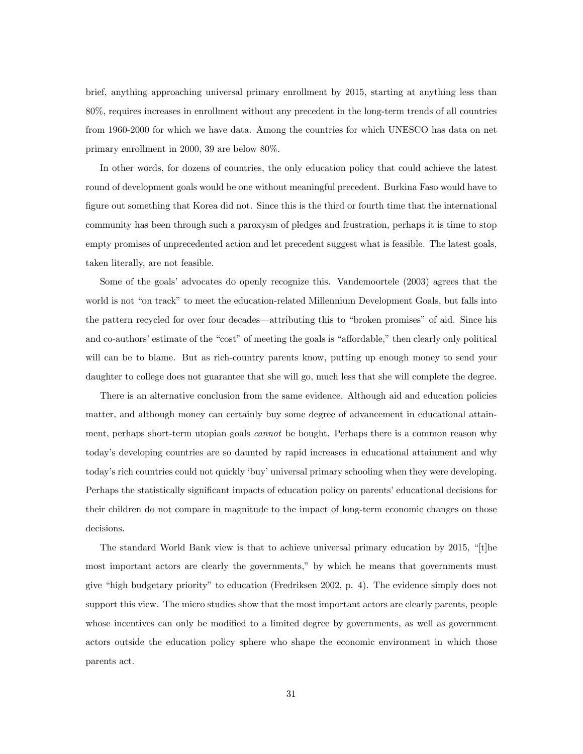brief, anything approaching universal primary enrollment by 2015, starting at anything less than 80%, requires increases in enrollment without any precedent in the long-term trends of all countries from 1960-2000 for which we have data. Among the countries for which UNESCO has data on net primary enrollment in 2000, 39 are below 80%.

In other words, for dozens of countries, the only education policy that could achieve the latest round of development goals would be one without meaningful precedent. Burkina Faso would have to figure out something that Korea did not. Since this is the third or fourth time that the international community has been through such a paroxysm of pledges and frustration, perhaps it is time to stop empty promises of unprecedented action and let precedent suggest what is feasible. The latest goals, taken literally, are not feasible.

Some of the goals' advocates do openly recognize this. Vandemoortele (2003) agrees that the world is not "on track" to meet the education-related Millennium Development Goals, but falls into the pattern recycled for over four decades—attributing this to "broken promises" of aid. Since his and co-authors' estimate of the "cost" of meeting the goals is "affordable," then clearly only political will can be to blame. But as rich-country parents know, putting up enough money to send your daughter to college does not guarantee that she will go, much less that she will complete the degree.

There is an alternative conclusion from the same evidence. Although aid and education policies matter, and although money can certainly buy some degree of advancement in educational attainment, perhaps short-term utopian goals *cannot* be bought. Perhaps there is a common reason why today's developing countries are so daunted by rapid increases in educational attainment and why today's rich countries could not quickly 'buy' universal primary schooling when they were developing. Perhaps the statistically significant impacts of education policy on parents' educational decisions for their children do not compare in magnitude to the impact of long-term economic changes on those decisions.

The standard World Bank view is that to achieve universal primary education by 2015, "[t]he most important actors are clearly the governments," by which he means that governments must give "high budgetary priority" to education (Fredriksen 2002, p. 4). The evidence simply does not support this view. The micro studies show that the most important actors are clearly parents, people whose incentives can only be modified to a limited degree by governments, as well as government actors outside the education policy sphere who shape the economic environment in which those parents act.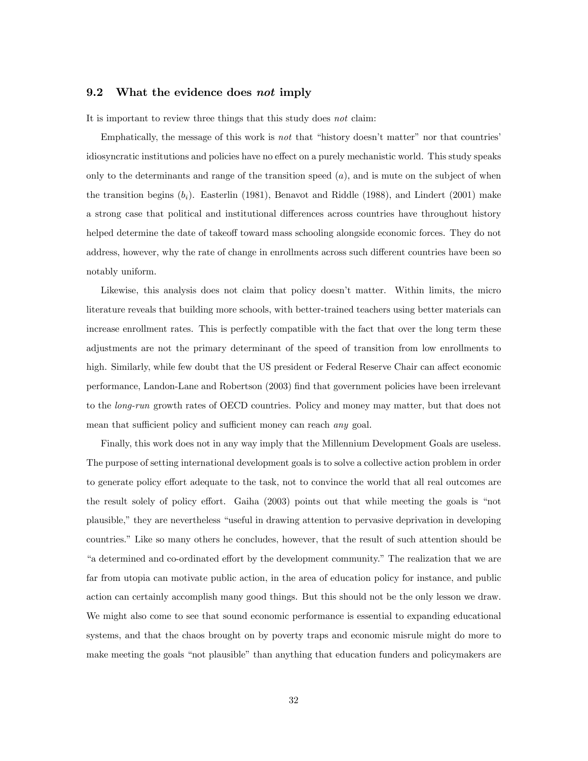### 9.2 What the evidence does *not* imply

It is important to review three things that this study does *not* claim:

Emphatically, the message of this work is *not* that "history doesn't matter" nor that countries' idiosyncratic institutions and policies have no effect on a purely mechanistic world. This study speaks only to the determinants and range of the transition speed ($a$), and is mute on the subject of when the transition begins ($b_i$). Easterlin (1981), Benavot and Riddle (1988), and Lindert (2001) make a strong case that political and institutional differences across countries have throughout history helped determine the date of takeoff toward mass schooling alongside economic forces. They do not address, however, why the rate of change in enrollments across such different countries have been so notably uniform.

Likewise, this analysis does not claim that policy doesn't matter. Within limits, the micro literature reveals that building more schools, with better-trained teachers using better materials can increase enrollment rates. This is perfectly compatible with the fact that over the long term these adjustments are not the primary determinant of the speed of transition from low enrollments to high. Similarly, while few doubt that the US president or Federal Reserve Chair can affect economic performance, Landon-Lane and Robertson (2003) find that government policies have been irrelevant to the *long-run* growth rates of OECD countries. Policy and money may matter, but that does not mean that sufficient policy and sufficient money can reach *any* goal.

Finally, this work does not in any way imply that the Millennium Development Goals are useless. The purpose of setting international development goals is to solve a collective action problem in order to generate policy effort adequate to the task, not to convince the world that all real outcomes are the result solely of policy effort. Gaiha (2003) points out that while meeting the goals is "not plausible," they are nevertheless "useful in drawing attention to pervasive deprivation in developing countries." Like so many others he concludes, however, that the result of such attention should be "a determined and co-ordinated effort by the development community." The realization that we are far from utopia can motivate public action, in the area of education policy for instance, and public action can certainly accomplish many good things. But this should not be the only lesson we draw. We might also come to see that sound economic performance is essential to expanding educational systems, and that the chaos brought on by poverty traps and economic misrule might do more to make meeting the goals "not plausible" than anything that education funders and policymakers are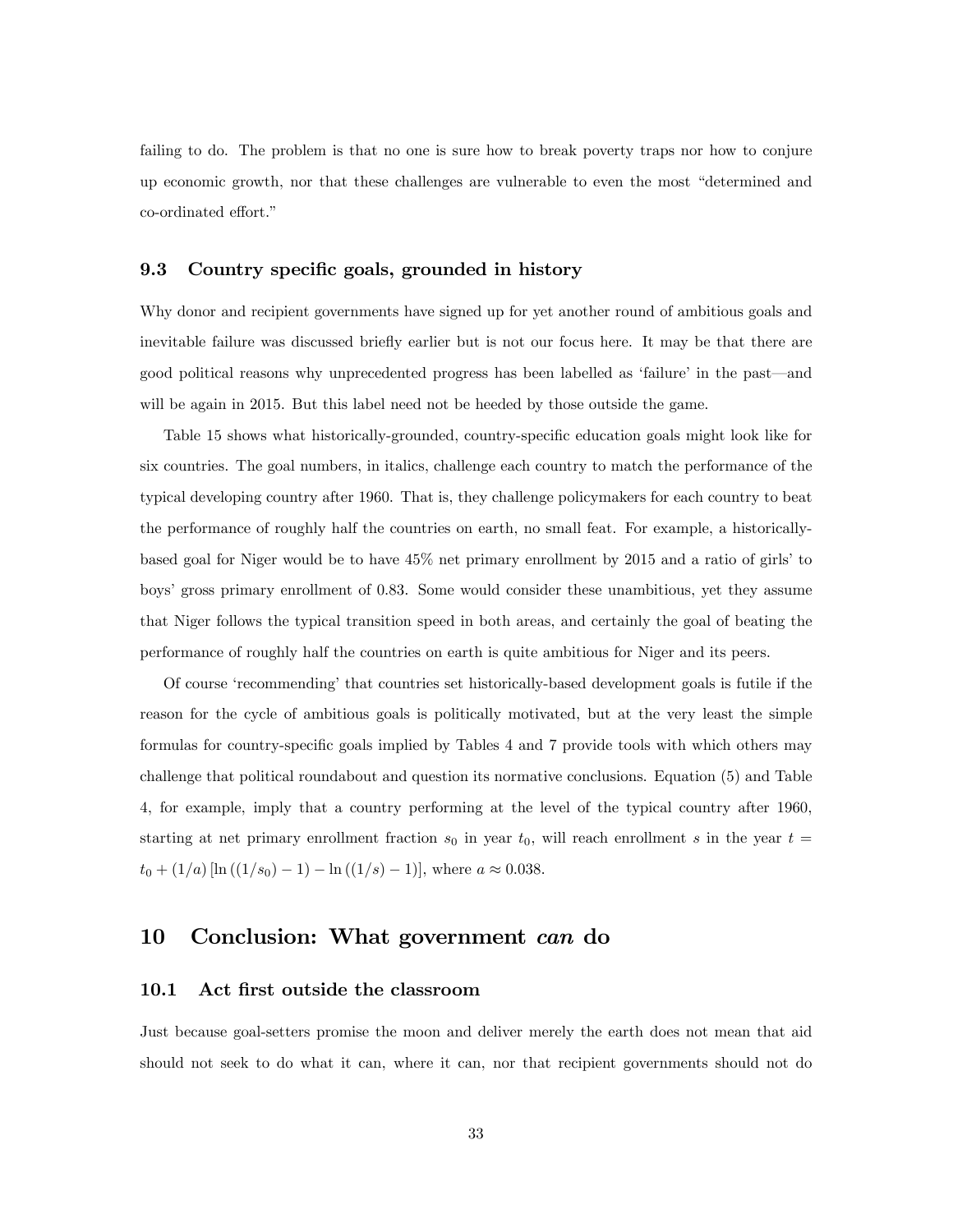failing to do. The problem is that no one is sure how to break poverty traps nor how to conjure up economic growth, nor that these challenges are vulnerable to even the most "determined and co-ordinated effort."

### 9.3 Country specific goals, grounded in history

Why donor and recipient governments have signed up for yet another round of ambitious goals and inevitable failure was discussed briefly earlier but is not our focus here. It may be that there are good political reasons why unprecedented progress has been labelled as 'failure' in the past—and will be again in 2015. But this label need not be heeded by those outside the game.

Table 15 shows what historically-grounded, country-specific education goals might look like for six countries. The goal numbers, in italics, challenge each country to match the performance of the typical developing country after 1960. That is, they challenge policymakers for each country to beat the performance of roughly half the countries on earth, no small feat. For example, a historically-based goal for Niger would be to have 45% net primary enrollment by 2015 and a ratio of girls' to boys' gross primary enrollment of 0.83. Some would consider these unambitious, yet they assume that Niger follows the typical transition speed in both areas, and certainly the goal of beating the performance of roughly half the countries on earth is quite ambitious for Niger and its peers.

Of course 'recommending' that countries set historically-based development goals is futile if the reason for the cycle of ambitious goals is politically motivated, but at the very least the simple formulas for country-specific goals implied by Tables 4 and 7 provide tools with which others may challenge that political roundabout and question its normative conclusions. Equation (5) and Table 4, for example, imply that a country performing at the level of the typical country after 1960, starting at net primary enrollment fraction $s_0$ in year $t_0$, will reach enrollment $s$ in the year $t = t_0 + (1/a)\left[\ln\left((1/s_0) - 1\right) - \ln\left((1/s) - 1\right)\right]$, where $a \approx 0.038$.

## 10 Conclusion: What government *can* do

### 10.1 Act first outside the classroom

Just because goal-setters promise the moon and deliver merely the earth does not mean that aid should not seek to do what it can, where it can, nor that recipient governments should not do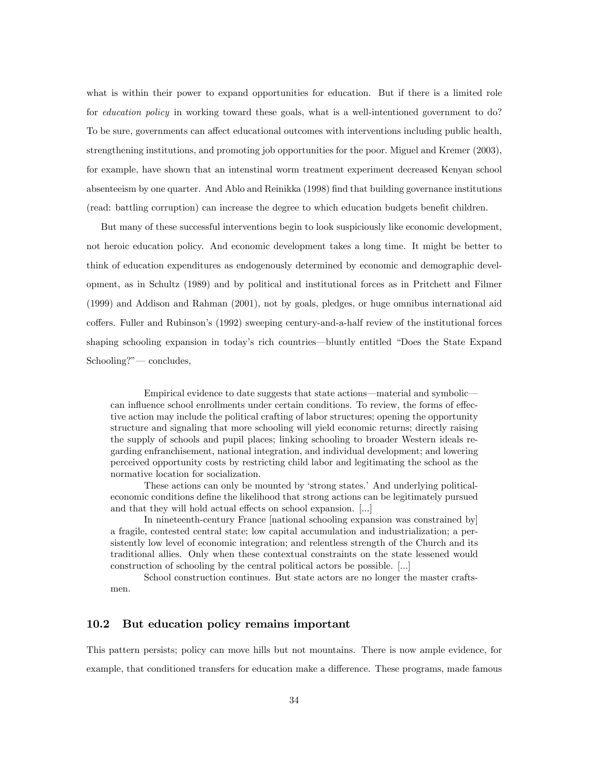what is within their power to expand opportunities for education. But if there is a limited role for *education policy* in working toward these goals, what is a well-intentioned government to do? To be sure, governments can affect educational outcomes with interventions including public health, strengthening institutions, and promoting job opportunities for the poor. Miguel and Kremer (2003), for example, have shown that an intenstinal worm treatment experiment decreased Kenyan school absenteeism by one quarter. And Ablo and Reinikka (1998) find that building governance institutions (read: battling corruption) can increase the degree to which education budgets benefit children.

But many of these successful interventions begin to look suspiciously like economic development, not heroic education policy. And economic development takes a long time. It might be better to think of education expenditures as endogenously determined by economic and demographic development, as in Schultz (1989) and by political and institutional forces as in Pritchett and Filmer (1999) and Addison and Rahman (2001), not by goals, pledges, or huge omnibus international aid coffers. Fuller and Rubinson's (1992) sweeping century-and-a-half review of the institutional forces shaping schooling expansion in today's rich countries—bluntly entitled "Does the State Expand Schooling?"— concludes,

> Empirical evidence to date suggests that state actions—material and symbolic—can influence school enrollments under certain conditions. To review, the forms of effective action may include the political crafting of labor structures; opening the opportunity structure and signaling that more schooling will yield economic returns; directly raising the supply of schools and pupil places; linking schooling to broader Western ideals regarding enfranchisement, national integration, and individual development; and lowering perceived opportunity costs by restricting child labor and legitimating the school as the normative location for socialization.
>
> These actions can only be mounted by 'strong states.' And underlying political-economic conditions define the likelihood that strong actions can be legitimately pursued and that they will hold actual effects on school expansion. [...]
>
> In nineteenth-century France [national schooling expansion was constrained by] a fragile, contested central state; low capital accumulation and industrialization; a persistently low level of economic integration; and relentless strength of the Church and its traditional allies. Only when these contextual constraints on the state lessened would construction of schooling by the central political actors be possible. [...]
>
> School construction continues. But state actors are no longer the master craftsmen.

## 10.2 But education policy remains important

This pattern persists; policy can move hills but not mountains. There is now ample evidence, for example, that conditioned transfers for education make a difference. These programs, made famous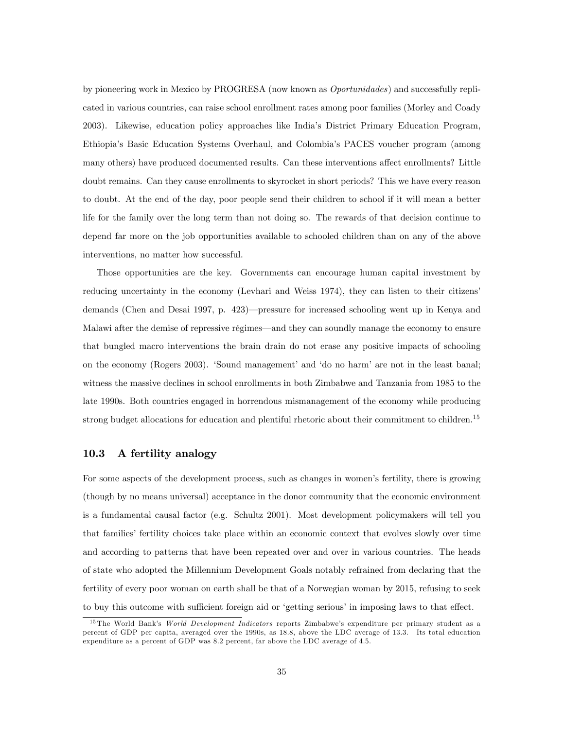by pioneering work in Mexico by PROGRESA (now known as *Oportunidades*) and successfully replicated in various countries, can raise school enrollment rates among poor families (Morley and Coady 2003). Likewise, education policy approaches like India's District Primary Education Program, Ethiopia's Basic Education Systems Overhaul, and Colombia's PACES voucher program (among many others) have produced documented results. Can these interventions affect enrollments? Little doubt remains. Can they cause enrollments to skyrocket in short periods? This we have every reason to doubt. At the end of the day, poor people send their children to school if it will mean a better life for the family over the long term than not doing so. The rewards of that decision continue to depend far more on the job opportunities available to schooled children than on any of the above interventions, no matter how successful.

Those opportunities are the key. Governments can encourage human capital investment by reducing uncertainty in the economy (Levhari and Weiss 1974), they can listen to their citizens' demands (Chen and Desai 1997, p. 423)—pressure for increased schooling went up in Kenya and Malawi after the demise of repressive régimes—and they can soundly manage the economy to ensure that bungled macro interventions the brain drain do not erase any positive impacts of schooling on the economy (Rogers 2003). 'Sound management' and 'do no harm' are not in the least banal; witness the massive declines in school enrollments in both Zimbabwe and Tanzania from 1985 to the late 1990s. Both countries engaged in horrendous mismanagement of the economy while producing strong budget allocations for education and plentiful rhetoric about their commitment to children.[15]

### 10.3 A fertility analogy

For some aspects of the development process, such as changes in women's fertility, there is growing (though by no means universal) acceptance in the donor community that the economic environment is a fundamental causal factor (e.g. Schultz 2001). Most development policymakers will tell you that families' fertility choices take place within an economic context that evolves slowly over time and according to patterns that have been repeated over and over in various countries. The heads of state who adopted the Millennium Development Goals notably refrained from declaring that the fertility of every poor woman on earth shall be that of a Norwegian woman by 2015, refusing to seek to buy this outcome with sufficient foreign aid or 'getting serious' in imposing laws to that effect.

[15] The World Bank's *World Development Indicators* reports Zimbabwe's expenditure per primary student as a percent of GDP per capita, averaged over the 1990s, as 18.8, above the LDC average of 13.3. Its total education expenditure as a percent of GDP was 8.2 percent, far above the LDC average of 4.5.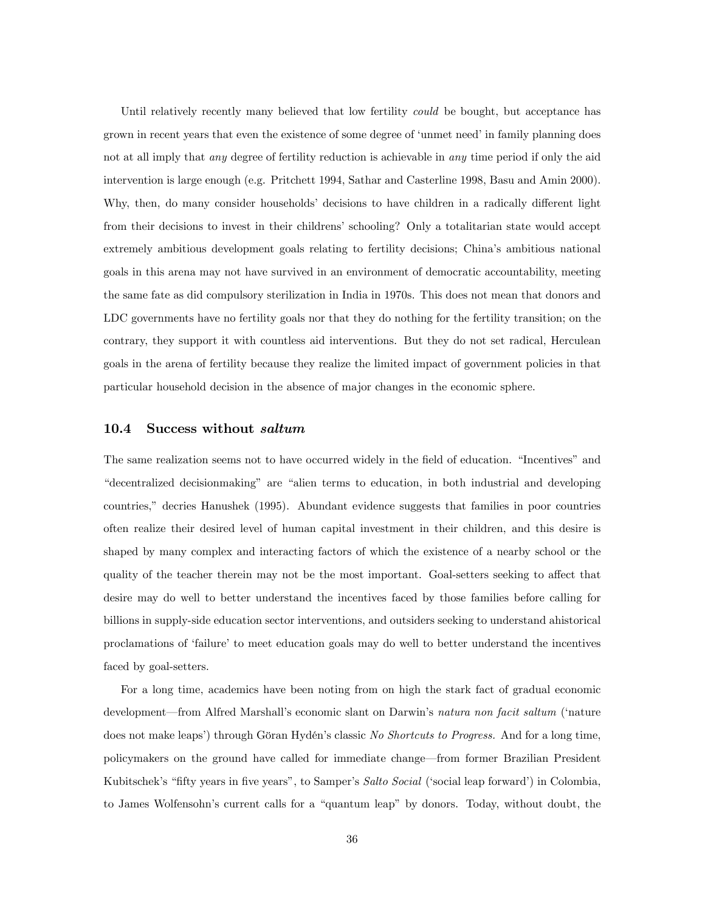Until relatively recently many believed that low fertility *could* be bought, but acceptance has grown in recent years that even the existence of some degree of 'unmet need' in family planning does not at all imply that *any* degree of fertility reduction is achievable in *any* time period if only the aid intervention is large enough (e.g. Pritchett 1994, Sathar and Casterline 1998, Basu and Amin 2000). Why, then, do many consider households' decisions to have children in a radically different light from their decisions to invest in their childrens' schooling? Only a totalitarian state would accept extremely ambitious development goals relating to fertility decisions; China's ambitious national goals in this arena may not have survived in an environment of democratic accountability, meeting the same fate as did compulsory sterilization in India in 1970s. This does not mean that donors and LDC governments have no fertility goals nor that they do nothing for the fertility transition; on the contrary, they support it with countless aid interventions. But they do not set radical, Herculean goals in the arena of fertility because they realize the limited impact of government policies in that particular household decision in the absence of major changes in the economic sphere.

### 10.4 Success without *saltum*

The same realization seems not to have occurred widely in the field of education. "Incentives" and "decentralized decisionmaking" are "alien terms to education, in both industrial and developing countries," decries Hanushek (1995). Abundant evidence suggests that families in poor countries often realize their desired level of human capital investment in their children, and this desire is shaped by many complex and interacting factors of which the existence of a nearby school or the quality of the teacher therein may not be the most important. Goal-setters seeking to affect that desire may do well to better understand the incentives faced by those families before calling for billions in supply-side education sector interventions, and outsiders seeking to understand ahistorical proclamations of 'failure' to meet education goals may do well to better understand the incentives faced by goal-setters.

For a long time, academics have been noting from on high the stark fact of gradual economic development—from Alfred Marshall's economic slant on Darwin's *natura non facit saltum* ('nature does not make leaps') through Göran Hydén's classic *No Shortcuts to Progress.* And for a long time, policymakers on the ground have called for immediate change—from former Brazilian President Kubitschek's "fifty years in five years", to Samper's *Salto Social* ('social leap forward') in Colombia, to James Wolfensohn's current calls for a "quantum leap" by donors. Today, without doubt, the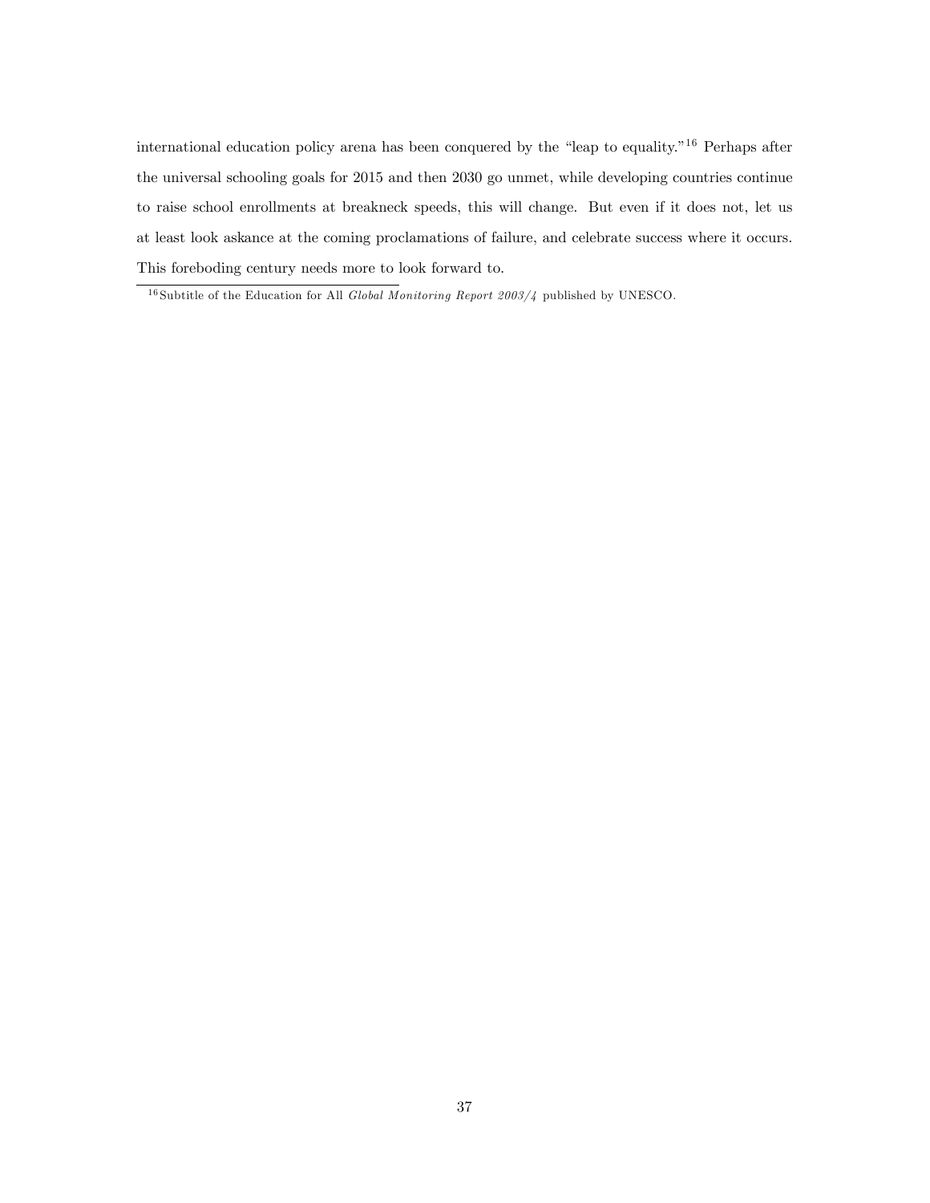international education policy arena has been conquered by the "leap to equality."[16] Perhaps after the universal schooling goals for 2015 and then 2030 go unmet, while developing countries continue to raise school enrollments at breakneck speeds, this will change. But even if it does not, let us at least look askance at the coming proclamations of failure, and celebrate success where it occurs. This foreboding century needs more to look forward to.

[16] Subtitle of the Education for All *Global Monitoring Report 2003/4* published by UNESCO.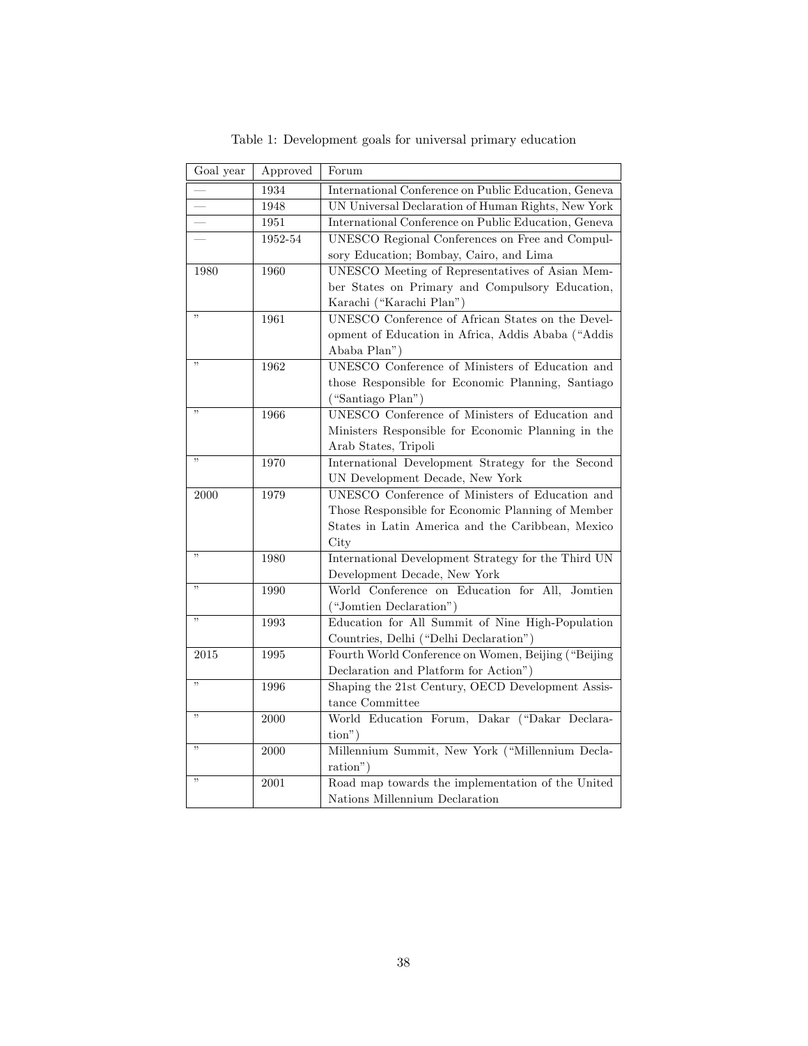Table 1: Development goals for universal primary education

| Goal year | Approved | Forum |
|---|---|---|
| — | 1934 | International Conference on Public Education, Geneva |
| — | 1948 | UN Universal Declaration of Human Rights, New York |
| — | 1951 | International Conference on Public Education, Geneva |
| — | 1952-54 | UNESCO Regional Conferences on Free and Compulsory Education; Bombay, Cairo, and Lima |
| 1980 | 1960 | UNESCO Meeting of Representatives of Asian Member States on Primary and Compulsory Education, Karachi (“Karachi Plan”) |
| ” | 1961 | UNESCO Conference of African States on the Development of Education in Africa, Addis Ababa (“Addis Ababa Plan”) |
| ” | 1962 | UNESCO Conference of Ministers of Education and those Responsible for Economic Planning, Santiago (“Santiago Plan”) |
| ” | 1966 | UNESCO Conference of Ministers of Education and Ministers Responsible for Economic Planning in the Arab States, Tripoli |
| ” | 1970 | International Development Strategy for the Second UN Development Decade, New York |
| 2000 | 1979 | UNESCO Conference of Ministers of Education and Those Responsible for Economic Planning of Member States in Latin America and the Caribbean, Mexico City |
| ” | 1980 | International Development Strategy for the Third UN Development Decade, New York |
| ” | 1990 | World Conference on Education for All, Jomtien (“Jomtien Declaration”) |
| ” | 1993 | Education for All Summit of Nine High-Population Countries, Delhi (“Delhi Declaration”) |
| 2015 | 1995 | Fourth World Conference on Women, Beijing (“Beijing Declaration and Platform for Action”) |
| ” | 1996 | Shaping the 21st Century, OECD Development Assistance Committee |
| ” | 2000 | World Education Forum, Dakar (“Dakar Declaration”) |
| ” | 2000 | Millennium Summit, New York (“Millennium Declaration”) |
| ” | 2001 | Road map towards the implementation of the United Nations Millennium Declaration |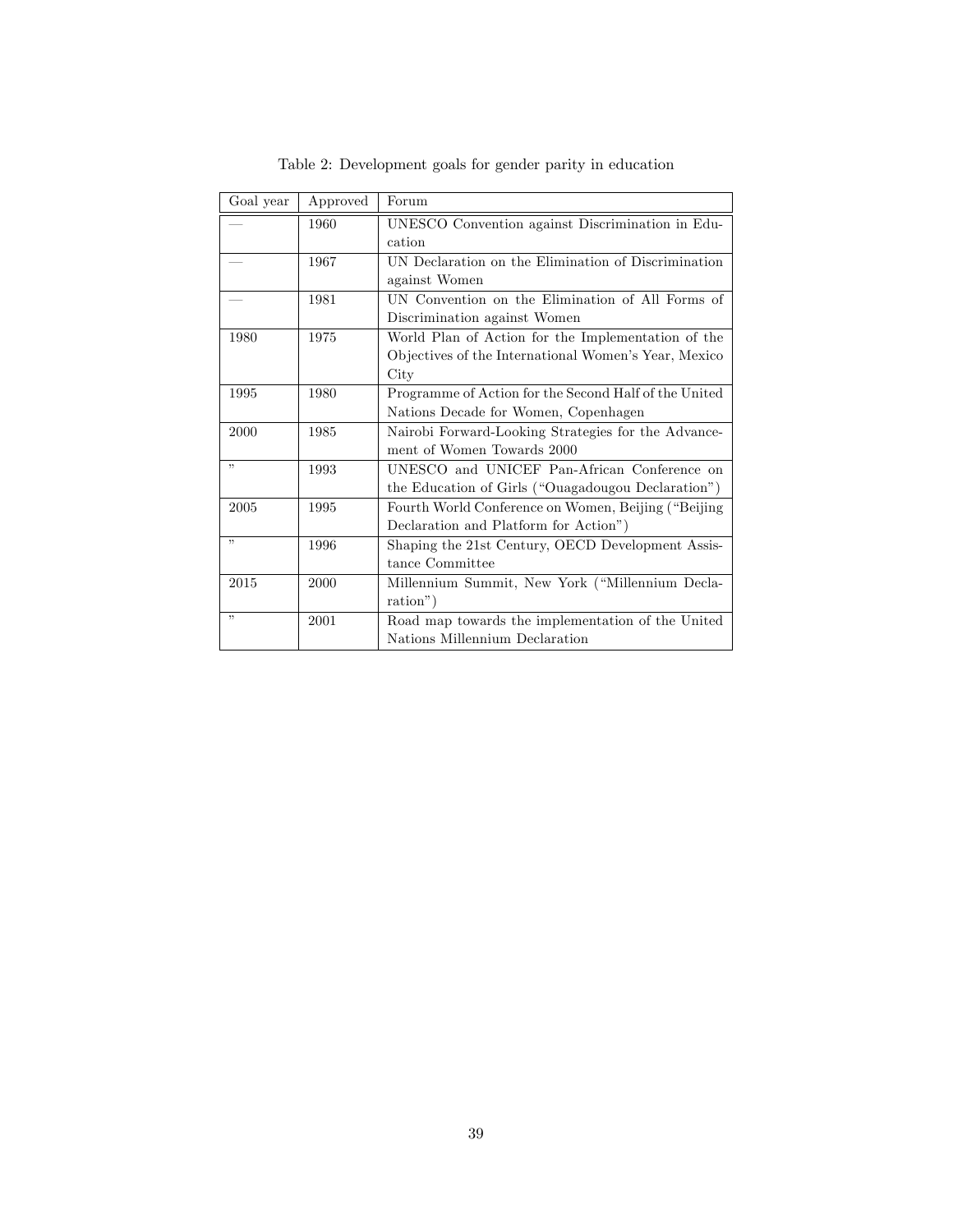Table 2: Development goals for gender parity in education

| Goal year | Approved | Forum |
|---|---|---|
| — | 1960 | UNESCO Convention against Discrimination in Education |
| — | 1967 | UN Declaration on the Elimination of Discrimination against Women |
| — | 1981 | UN Convention on the Elimination of All Forms of Discrimination against Women |
| 1980 | 1975 | World Plan of Action for the Implementation of the Objectives of the International Women's Year, Mexico City |
| 1995 | 1980 | Programme of Action for the Second Half of the United Nations Decade for Women, Copenhagen |
| 2000 | 1985 | Nairobi Forward-Looking Strategies for the Advancement of Women Towards 2000 |
| " | 1993 | UNESCO and UNICEF Pan-African Conference on the Education of Girls ("Ouagadougou Declaration") |
| 2005 | 1995 | Fourth World Conference on Women, Beijing ("Beijing Declaration and Platform for Action") |
| " | 1996 | Shaping the 21st Century, OECD Development Assistance Committee |
| 2015 | 2000 | Millennium Summit, New York ("Millennium Declaration") |
| " | 2001 | Road map towards the implementation of the United Nations Millennium Declaration |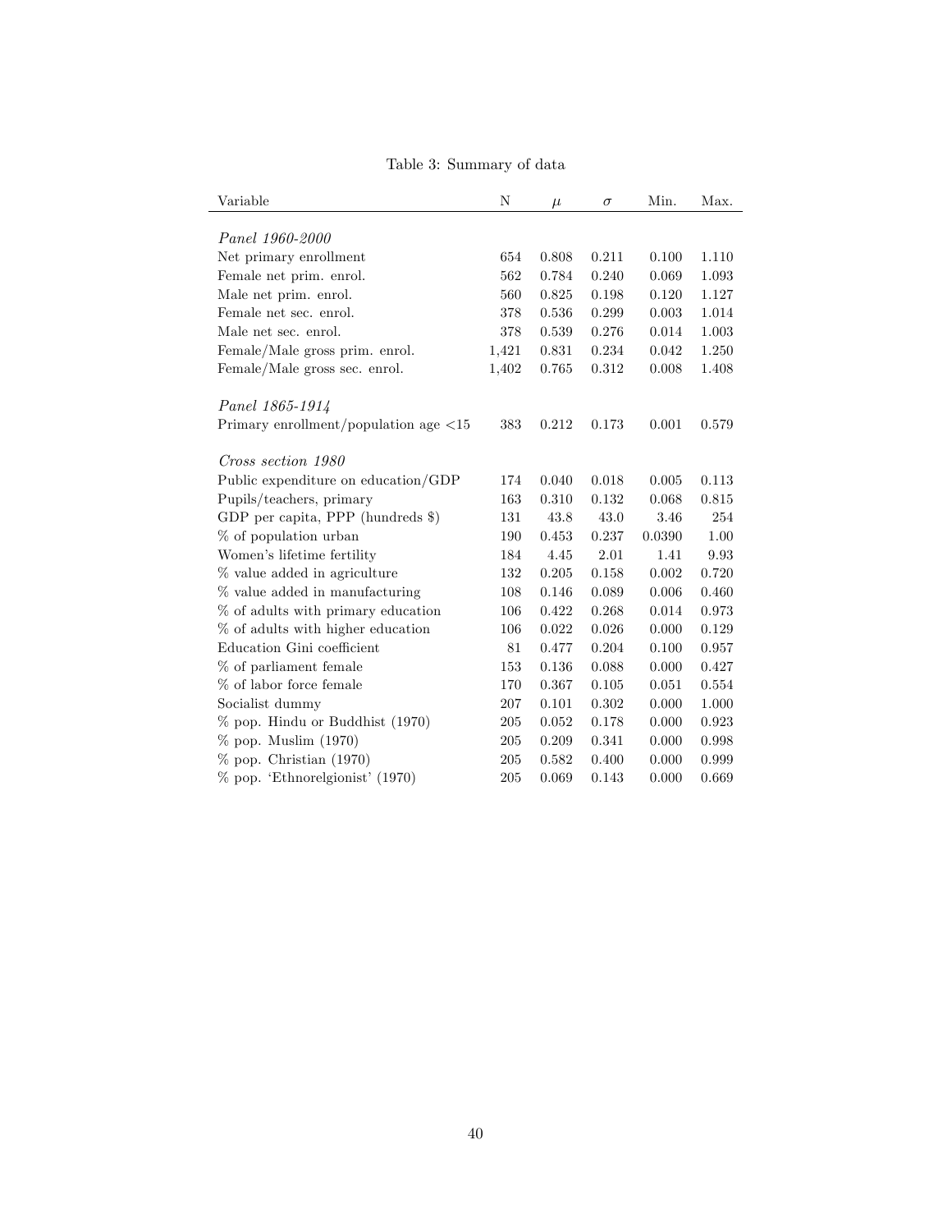Table 3: Summary of data

| Variable | N | $\mu$ | $\sigma$ | Min. | Max. |
|---|---|---|---|---|---|
| *Panel 1960-2000* | | | | | |
| Net primary enrollment | 654 | 0.808 | 0.211 | 0.100 | 1.110 |
| Female net prim. enrol. | 562 | 0.784 | 0.240 | 0.069 | 1.093 |
| Male net prim. enrol. | 560 | 0.825 | 0.198 | 0.120 | 1.127 |
| Female net sec. enrol. | 378 | 0.536 | 0.299 | 0.003 | 1.014 |
| Male net sec. enrol. | 378 | 0.539 | 0.276 | 0.014 | 1.003 |
| Female/Male gross prim. enrol. | 1,421 | 0.831 | 0.234 | 0.042 | 1.250 |
| Female/Male gross sec. enrol. | 1,402 | 0.765 | 0.312 | 0.008 | 1.408 |
| *Panel 1865-1914* | | | | | |
| Primary enrollment/population age <15 | 383 | 0.212 | 0.173 | 0.001 | 0.579 |
| *Cross section 1980* | | | | | |
| Public expenditure on education/GDP | 174 | 0.040 | 0.018 | 0.005 | 0.113 |
| Pupils/teachers, primary | 163 | 0.310 | 0.132 | 0.068 | 0.815 |
| GDP per capita, PPP (hundreds $) | 131 | 43.8 | 43.0 | 3.46 | 254 |
| % of population urban | 190 | 0.453 | 0.237 | 0.0390 | 1.00 |
| Women's lifetime fertility | 184 | 4.45 | 2.01 | 1.41 | 9.93 |
| % value added in agriculture | 132 | 0.205 | 0.158 | 0.002 | 0.720 |
| % value added in manufacturing | 108 | 0.146 | 0.089 | 0.006 | 0.460 |
| % of adults with primary education | 106 | 0.422 | 0.268 | 0.014 | 0.973 |
| % of adults with higher education | 106 | 0.022 | 0.026 | 0.000 | 0.129 |
| Education Gini coefficient | 81 | 0.477 | 0.204 | 0.100 | 0.957 |
| % of parliament female | 153 | 0.136 | 0.088 | 0.000 | 0.427 |
| % of labor force female | 170 | 0.367 | 0.105 | 0.051 | 0.554 |
| Socialist dummy | 207 | 0.101 | 0.302 | 0.000 | 1.000 |
| % pop. Hindu or Buddhist (1970) | 205 | 0.052 | 0.178 | 0.000 | 0.923 |
| % pop. Muslim (1970) | 205 | 0.209 | 0.341 | 0.000 | 0.998 |
| % pop. Christian (1970) | 205 | 0.582 | 0.400 | 0.000 | 0.999 |
| % pop. 'Ethnorelgionist' (1970) | 205 | 0.069 | 0.143 | 0.000 | 0.669 |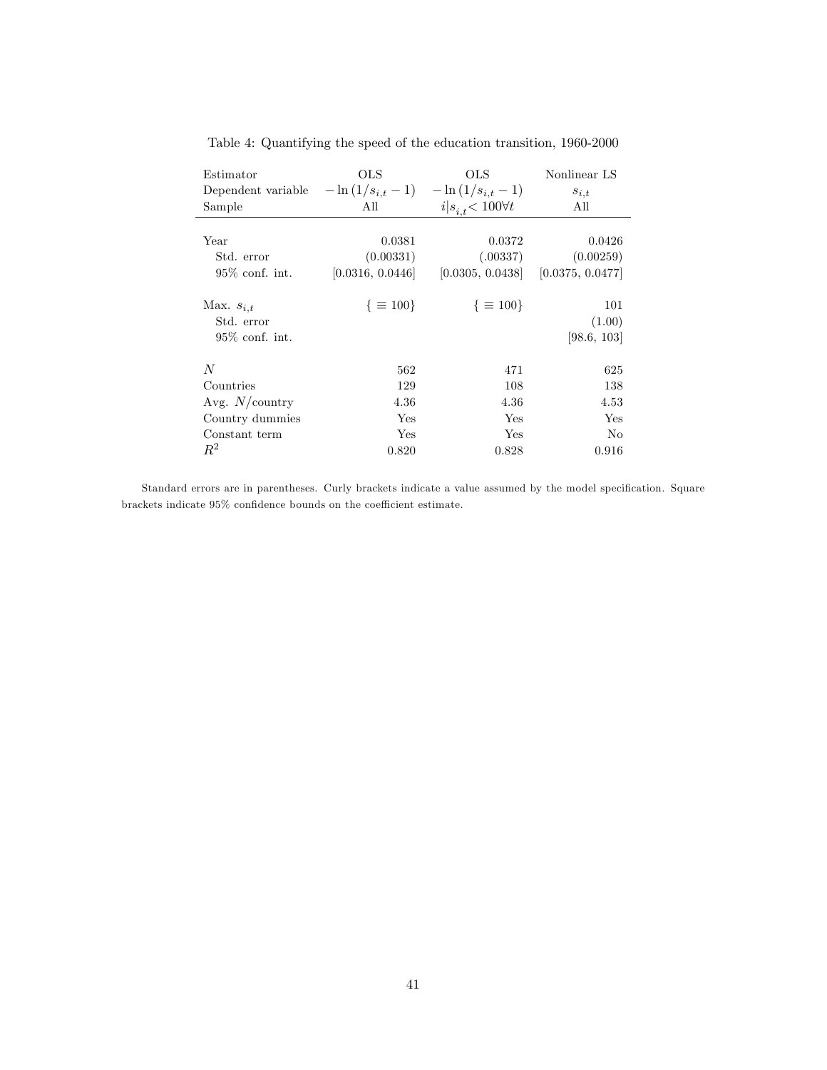Table 4: Quantifying the speed of the education transition, 1960-2000

| Estimator | OLS | OLS | Nonlinear LS |
|---|---|---|---|
| Dependent variable | $-\ln(1/s_{i,t}-1)$ | $-\ln(1/s_{i,t}-1)$ | $s_{i,t}$ |
| Sample | All | $i \vert s_{i,t} < 100 \forall t$ | All |
| Year | 0.0381 | 0.0372 | 0.0426 |
| Std. error | (0.00331) | (.00337) | (0.00259) |
| 95% conf. int. | [0.0316, 0.0446] | [0.0305, 0.0438] | [0.0375, 0.0477] |
| Max. $s_{i,t}$ | $\{\equiv 100\}$ | $\{\equiv 100\}$ | 101 |
| Std. error | | | (1.00) |
| 95% conf. int. | | | [98.6, 103] |
| $N$ | 562 | 471 | 625 |
| Countries | 129 | 108 | 138 |
| Avg. $N$/country | 4.36 | 4.36 | 4.53 |
| Country dummies | Yes | Yes | Yes |
| Constant term | Yes | Yes | No |
| $R^2$ | 0.820 | 0.828 | 0.916 |

Standard errors are in parentheses. Curly brackets indicate a value assumed by the model specification. Square brackets indicate 95% confidence bounds on the coefficient estimate.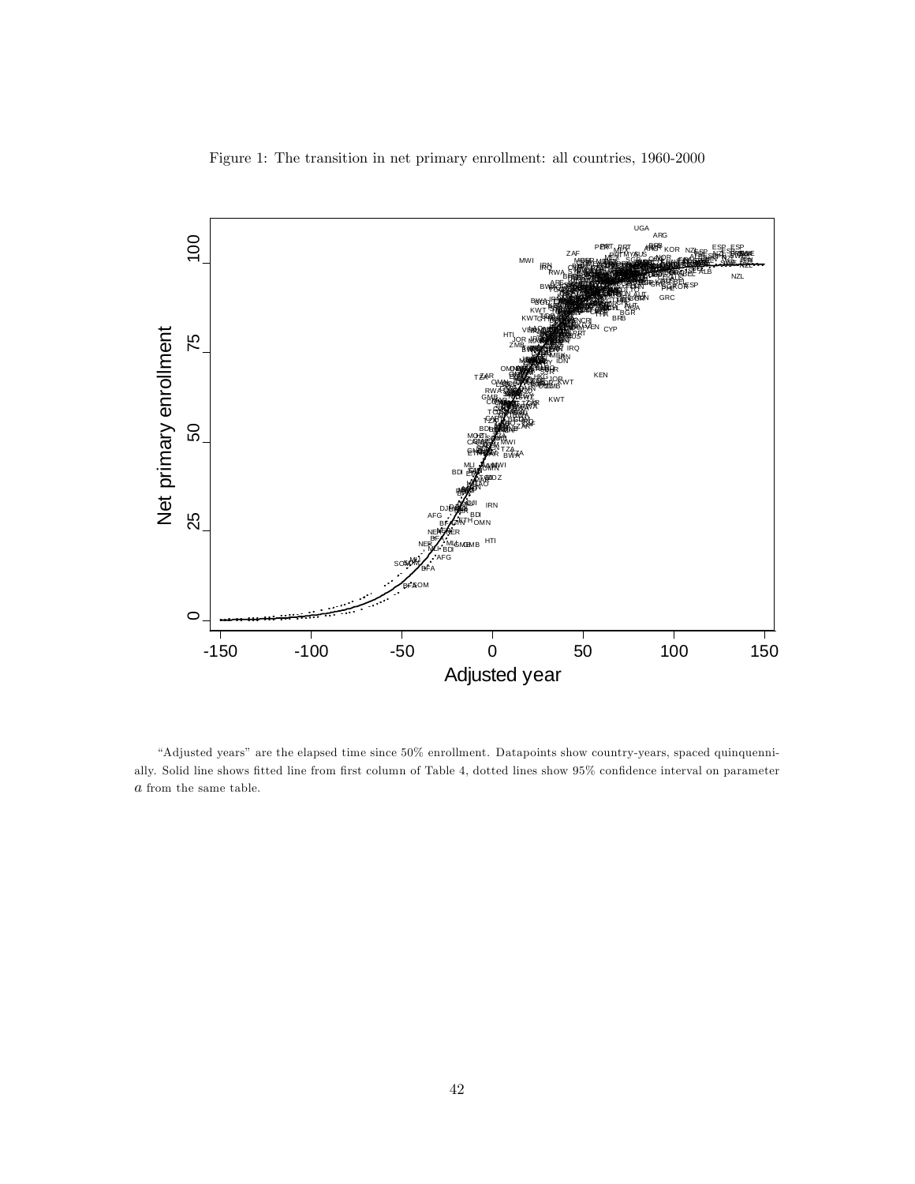Figure 1: The transition in net primary enrollment: all countries, 1960-2000

"Adjusted years" are the elapsed time since 50% enrollment. Datapoints show country-years, spaced quinquennially. Solid line shows fitted line from first column of Table 4, dotted lines show 95% confidence interval on parameter $a$ from the same table.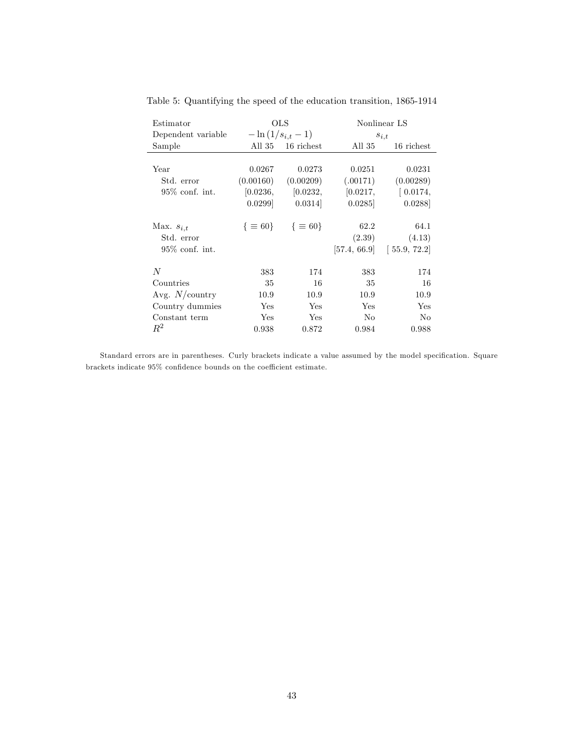Table 5: Quantifying the speed of the education transition, 1865-1914

| Estimator | OLS | | Nonlinear LS | |
|---|---|---|---|---|
| Dependent variable | $-\ln(1/s_{i,t} - 1)$ | | $s_{i,t}$ | |
| Sample | All 35 | 16 richest | All 35 | 16 richest |
| Year | 0.0267 | 0.0273 | 0.0251 | 0.0231 |
| Std. error | (0.00160) | (0.00209) | (.00171) | (0.00289) |
| 95% conf. int. | [0.0236, 0.0299] | [0.0232, 0.0314] | [0.0217, 0.0285] | [ 0.0174, 0.0288] |
| Max. $s_{i,t}$ | $\{\equiv 60\}$ | $\{\equiv 60\}$ | 62.2 | 64.1 |
| Std. error | | | (2.39) | (4.13) |
| 95% conf. int. | | | [57.4, 66.9] | [ 55.9, 72.2] |
| $N$ | 383 | 174 | 383 | 174 |
| Countries | 35 | 16 | 35 | 16 |
| Avg. $N$/country | 10.9 | 10.9 | 10.9 | 10.9 |
| Country dummies | Yes | Yes | Yes | Yes |
| Constant term | Yes | Yes | No | No |
| $R^2$ | 0.938 | 0.872 | 0.984 | 0.988 |

Standard errors are in parentheses. Curly brackets indicate a value assumed by the model specification. Square brackets indicate 95% confidence bounds on the coefficient estimate.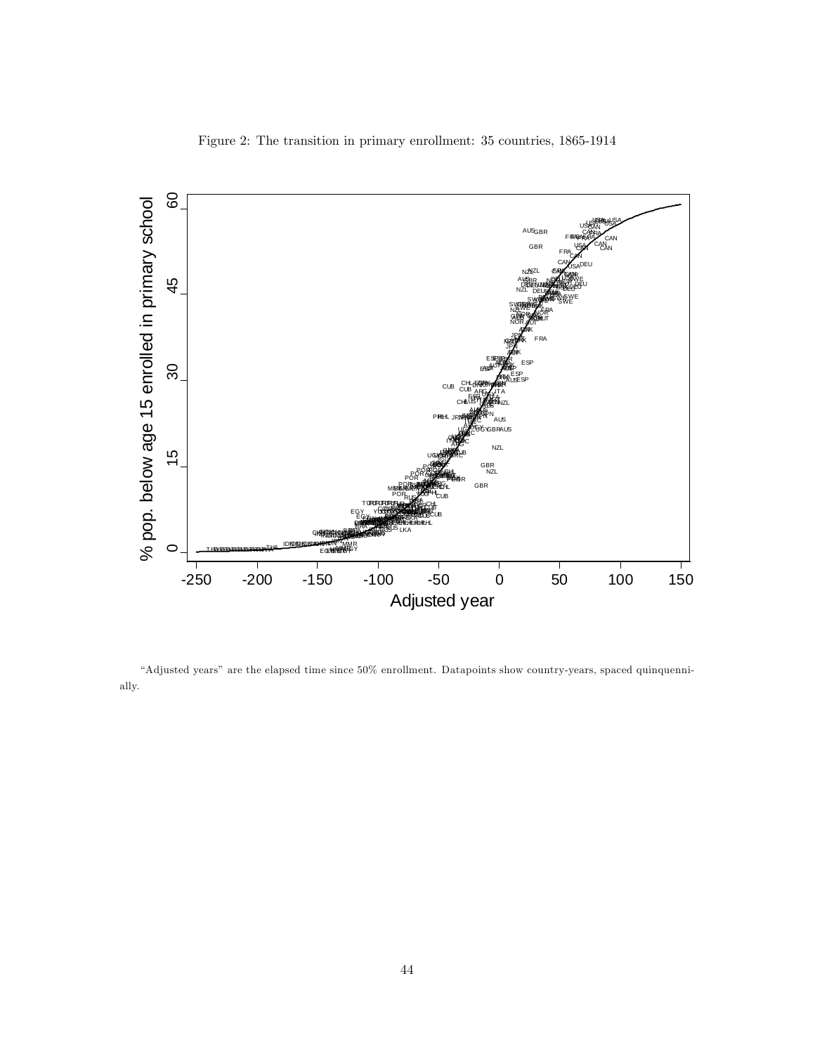Figure 2: The transition in primary enrollment: 35 countries, 1865-1914

"Adjusted years" are the elapsed time since 50% enrollment. Datapoints show country-years, spaced quinquennially.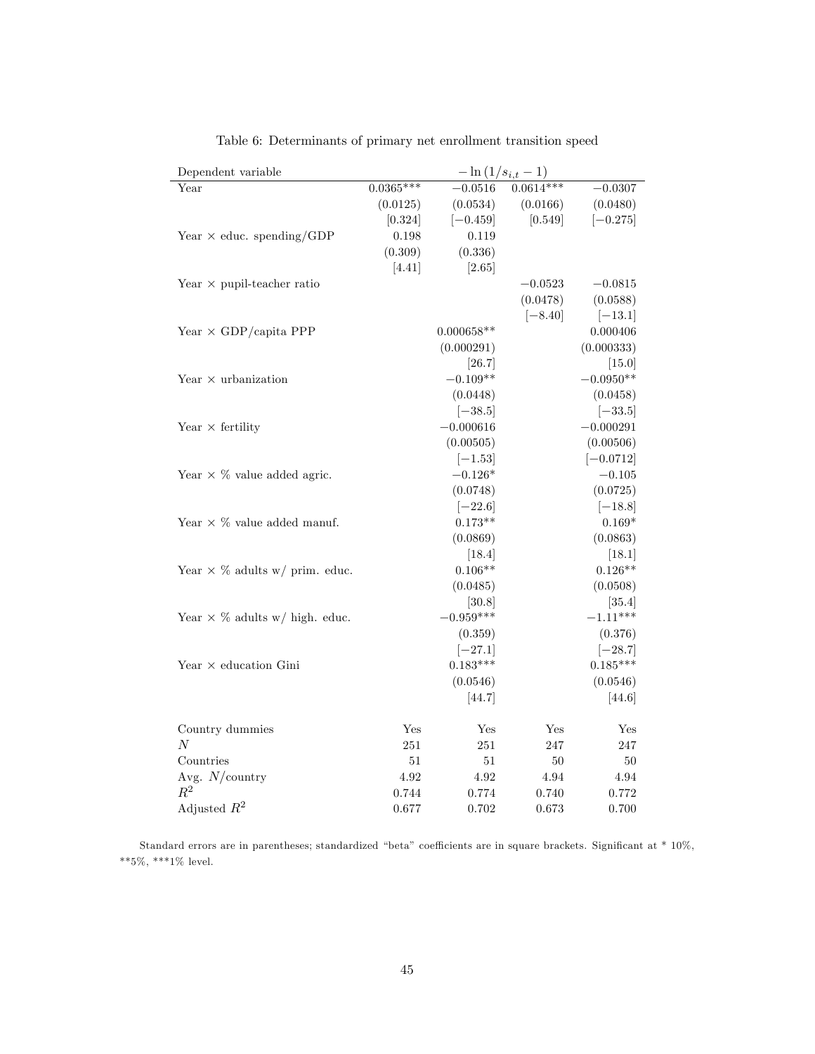Table 6: Determinants of primary net enrollment transition speed

| Dependent variable | $-\ln(1/s_{i,t}-1)$ | | | |
|---|---|---|---|---|
| Year | 0.0365*** | −0.0516 | 0.0614*** | −0.0307 |
| | (0.0125) | (0.0534) | (0.0166) | (0.0480) |
| | [0.324] | [−0.459] | [0.549] | [−0.275] |
| Year × educ. spending/GDP | 0.198 | 0.119 | | |
| | (0.309) | (0.336) | | |
| | [4.41] | [2.65] | | |
| Year × pupil-teacher ratio | | | −0.0523 | −0.0815 |
| | | | (0.0478) | (0.0588) |
| | | | [−8.40] | [−13.1] |
| Year × GDP/capita PPP | | 0.000658** | | 0.000406 |
| | | (0.000291) | | (0.000333) |
| | | [26.7] | | [15.0] |
| Year × urbanization | | −0.109** | | −0.0950** |
| | | (0.0448) | | (0.0458) |
| | | [−38.5] | | [−33.5] |
| Year × fertility | | −0.000616 | | −0.000291 |
| | | (0.00505) | | (0.00506) |
| | | [−1.53] | | [−0.0712] |
| Year × % value added agric. | | −0.126* | | −0.105 |
| | | (0.0748) | | (0.0725) |
| | | [−22.6] | | [−18.8] |
| Year × % value added manuf. | | 0.173** | | 0.169* |
| | | (0.0869) | | (0.0863) |
| | | [18.4] | | [18.1] |
| Year × % adults w/ prim. educ. | | 0.106** | | 0.126** |
| | | (0.0485) | | (0.0508) |
| | | [30.8] | | [35.4] |
| Year × % adults w/ high. educ. | | −0.959*** | | −1.11*** |
| | | (0.359) | | (0.376) |
| | | [−27.1] | | [−28.7] |
| Year × education Gini | | 0.183*** | | 0.185*** |
| | | (0.0546) | | (0.0546) |
| | | [44.7] | | [44.6] |
| Country dummies | Yes | Yes | Yes | Yes |
| $N$ | 251 | 251 | 247 | 247 |
| Countries | 51 | 51 | 50 | 50 |
| Avg. $N$/country | 4.92 | 4.92 | 4.94 | 4.94 |
| $R^2$ | 0.744 | 0.774 | 0.740 | 0.772 |
| Adjusted $R^2$ | 0.677 | 0.702 | 0.673 | 0.700 |

Standard errors are in parentheses; standardized "beta" coefficients are in square brackets. Significant at * 10%, **5%, ***1% level.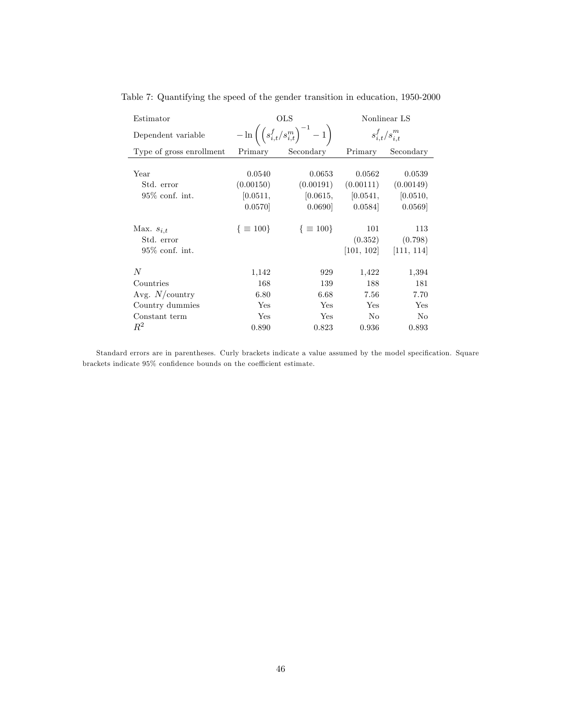Table 7: Quantifying the speed of the gender transition in education, 1950-2000

| Estimator | OLS | | Nonlinear LS | |
|---|---|---|---|---|
| Dependent variable | $-\ln\left(\left(s^f_{i,t}/s^m_{i,t}\right)^{-1}-1\right)$ | | $s^f_{i,t}/s^m_{i,t}$ | |
| Type of gross enrollment | Primary | Secondary | Primary | Secondary |
| Year | 0.0540 | 0.0653 | 0.0562 | 0.0539 |
| Std. error | (0.00150) | (0.00191) | (0.00111) | (0.00149) |
| 95% conf. int. | [0.0511, 0.0570] | [0.0615, 0.0690] | [0.0541, 0.0584] | [0.0510, 0.0569] |
| Max. $s_{i,t}$ | $\{\equiv 100\}$ | $\{\equiv 100\}$ | 101 | 113 |
| Std. error | | | (0.352) | (0.798) |
| 95% conf. int. | | | [101, 102] | [111, 114] |
| $N$ | 1,142 | 929 | 1,422 | 1,394 |
| Countries | 168 | 139 | 188 | 181 |
| Avg. $N$/country | 6.80 | 6.68 | 7.56 | 7.70 |
| Country dummies | Yes | Yes | Yes | Yes |
| Constant term | Yes | Yes | No | No |
| $R^2$ | 0.890 | 0.823 | 0.936 | 0.893 |

Standard errors are in parentheses. Curly brackets indicate a value assumed by the model specification. Square brackets indicate 95% confidence bounds on the coefficient estimate.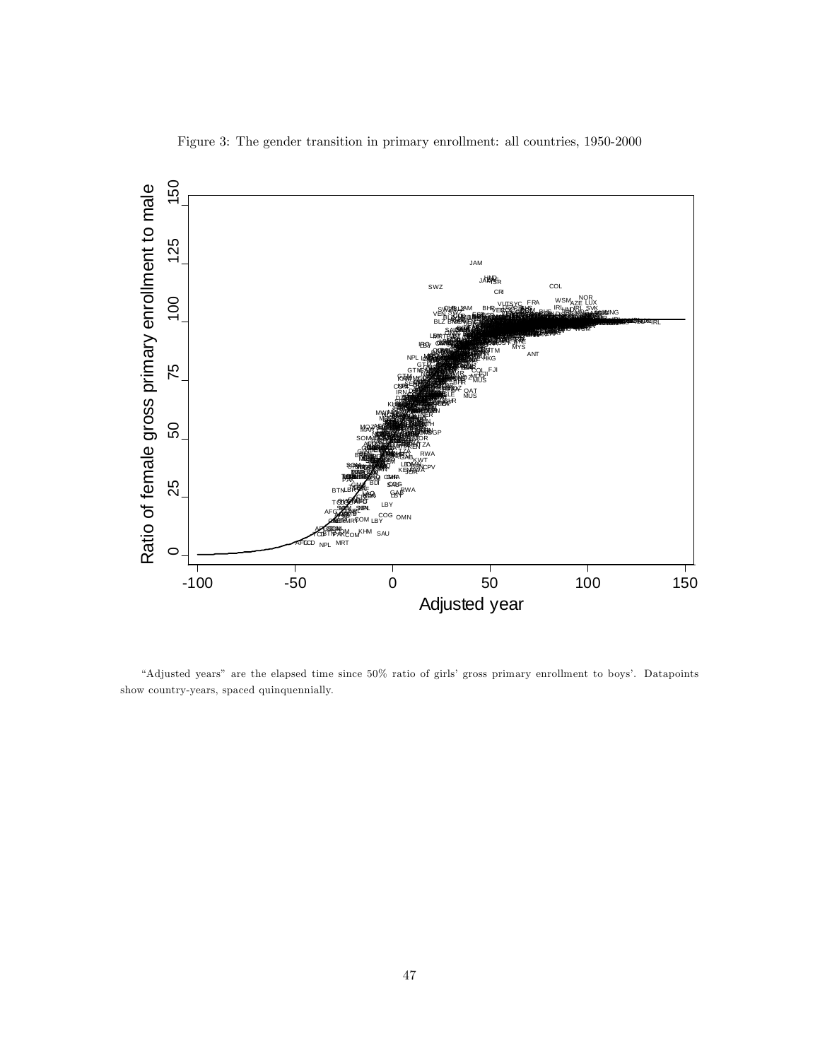Figure 3: The gender transition in primary enrollment: all countries, 1950-2000

"Adjusted years" are the elapsed time since 50% ratio of girls' gross primary enrollment to boys'. Datapoints show country-years, spaced quinquennially.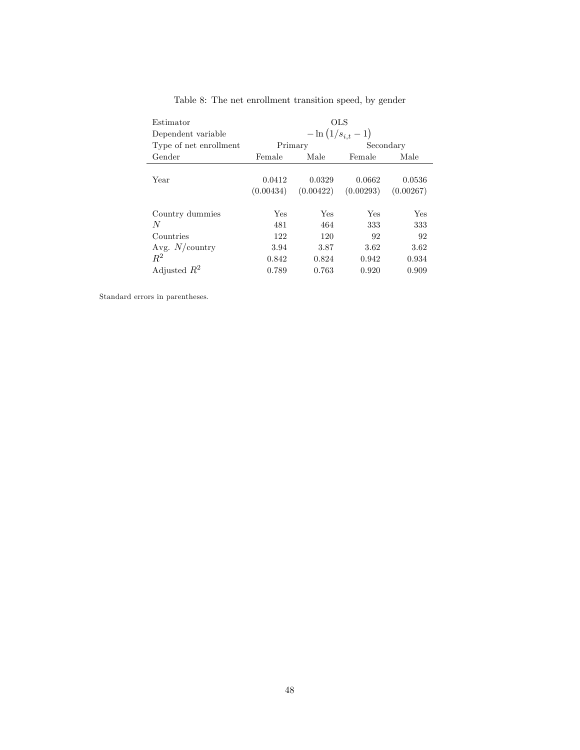Table 8: The net enrollment transition speed, by gender

| Estimator | OLS | | | |
|---|---|---|---|---|
| Dependent variable | $-\ln\left(1/s_{i,t}-1\right)$ | | | |
| Type of net enrollment | Primary | | Secondary | |
| Gender | Female | Male | Female | Male |
| Year | 0.0412 | 0.0329 | 0.0662 | 0.0536 |
| | (0.00434) | (0.00422) | (0.00293) | (0.00267) |
| Country dummies | Yes | Yes | Yes | Yes |
| $N$ | 481 | 464 | 333 | 333 |
| Countries | 122 | 120 | 92 | 92 |
| Avg. $N$/country | 3.94 | 3.87 | 3.62 | 3.62 |
| $R^2$ | 0.842 | 0.824 | 0.942 | 0.934 |
| Adjusted $R^2$ | 0.789 | 0.763 | 0.920 | 0.909 |

Standard errors in parentheses.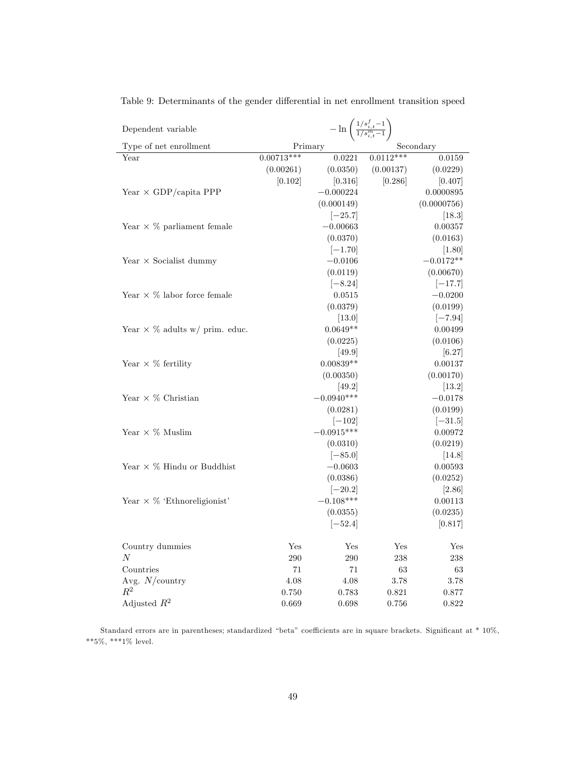Table 9: Determinants of the gender differential in net enrollment transition speed

| Dependent variable | $-\ln\left(\frac{1/s^f_{i,t}-1}{1/s^m_{i,t}-1}\right)$ | | | |
|---|---|---|---|---|
| Type of net enrollment | Primary | | Secondary | |
| Year | 0.00713*** | 0.0221 | 0.0112*** | 0.0159 |
| | (0.00261) | (0.0350) | (0.00137) | (0.0229) |
| | [0.102] | [0.316] | [0.286] | [0.407] |
| Year × GDP/capita PPP | | −0.000224 | | 0.0000895 |
| | | (0.000149) | | (0.0000756) |
| | | [−25.7] | | [18.3] |
| Year × % parliament female | | −0.00663 | | 0.00357 |
| | | (0.0370) | | (0.0163) |
| | | [−1.70] | | [1.80] |
| Year × Socialist dummy | | −0.0106 | | −0.0172** |
| | | (0.0119) | | (0.00670) |
| | | [−8.24] | | [−17.7] |
| Year × % labor force female | | 0.0515 | | −0.0200 |
| | | (0.0379) | | (0.0199) |
| | | [13.0] | | [−7.94] |
| Year × % adults w/ prim. educ. | | 0.0649** | | 0.00499 |
| | | (0.0225) | | (0.0106) |
| | | [49.9] | | [6.27] |
| Year × % fertility | | 0.00839** | | 0.00137 |
| | | (0.00350) | | (0.00170) |
| | | [49.2] | | [13.2] |
| Year × % Christian | | −0.0940*** | | −0.0178 |
| | | (0.0281) | | (0.0199) |
| | | [−102] | | [−31.5] |
| Year × % Muslim | | −0.0915*** | | 0.00972 |
| | | (0.0310) | | (0.0219) |
| | | [−85.0] | | [14.8] |
| Year × % Hindu or Buddhist | | −0.0603 | | 0.00593 |
| | | (0.0386) | | (0.0252) |
| | | [−20.2] | | [2.86] |
| Year × % 'Ethnoreligionist' | | −0.108*** | | 0.00113 |
| | | (0.0355) | | (0.0235) |
| | | [−52.4] | | [0.817] |
| Country dummies | Yes | Yes | Yes | Yes |
| $N$ | 290 | 290 | 238 | 238 |
| Countries | 71 | 71 | 63 | 63 |
| Avg. $N$/country | 4.08 | 4.08 | 3.78 | 3.78 |
| $R^2$ | 0.750 | 0.783 | 0.821 | 0.877 |
| Adjusted $R^2$ | 0.669 | 0.698 | 0.756 | 0.822 |

Standard errors are in parentheses; standardized "beta" coefficients are in square brackets. Significant at * 10%, **5%, ***1% level.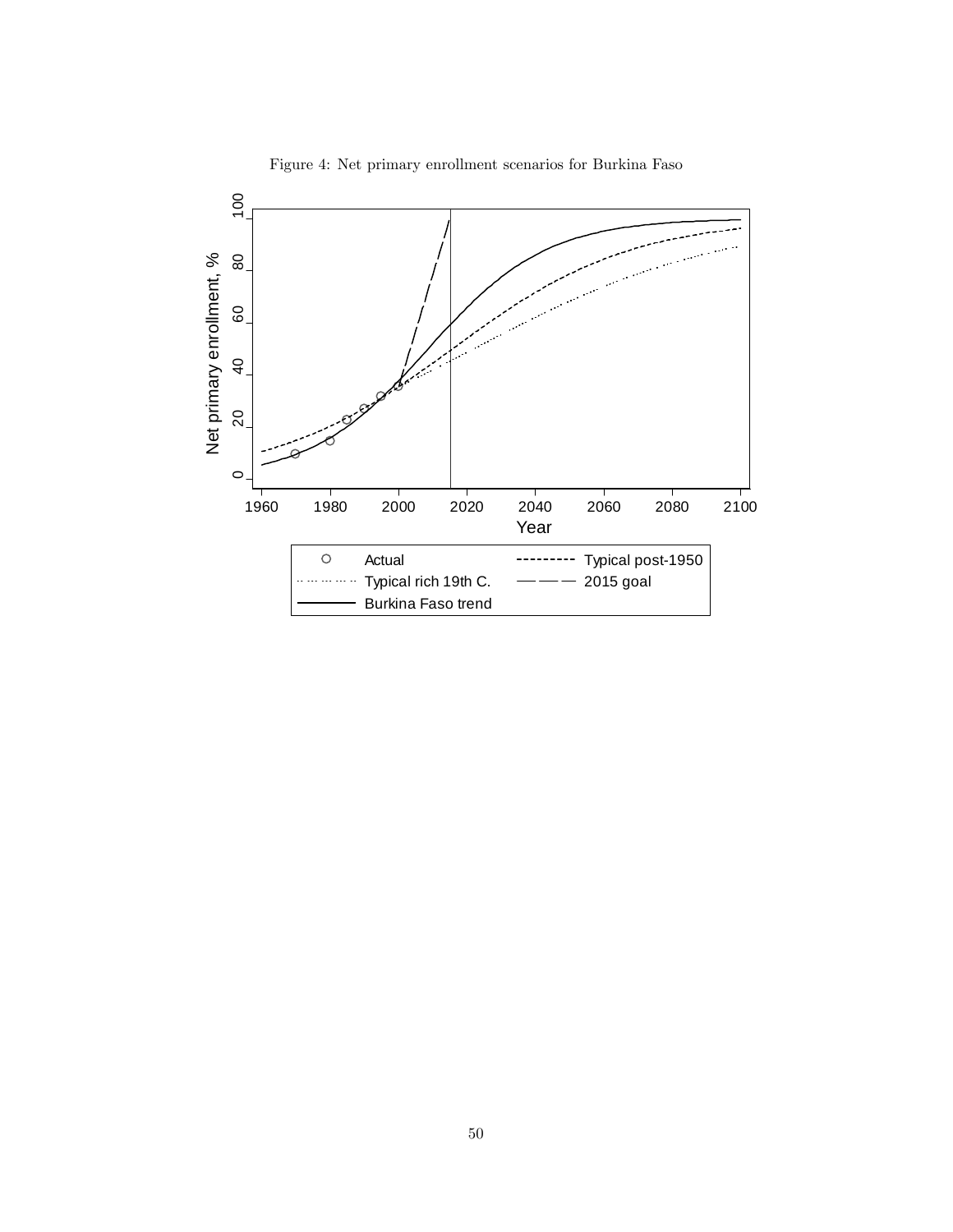Figure 4: Net primary enrollment scenarios for Burkina Faso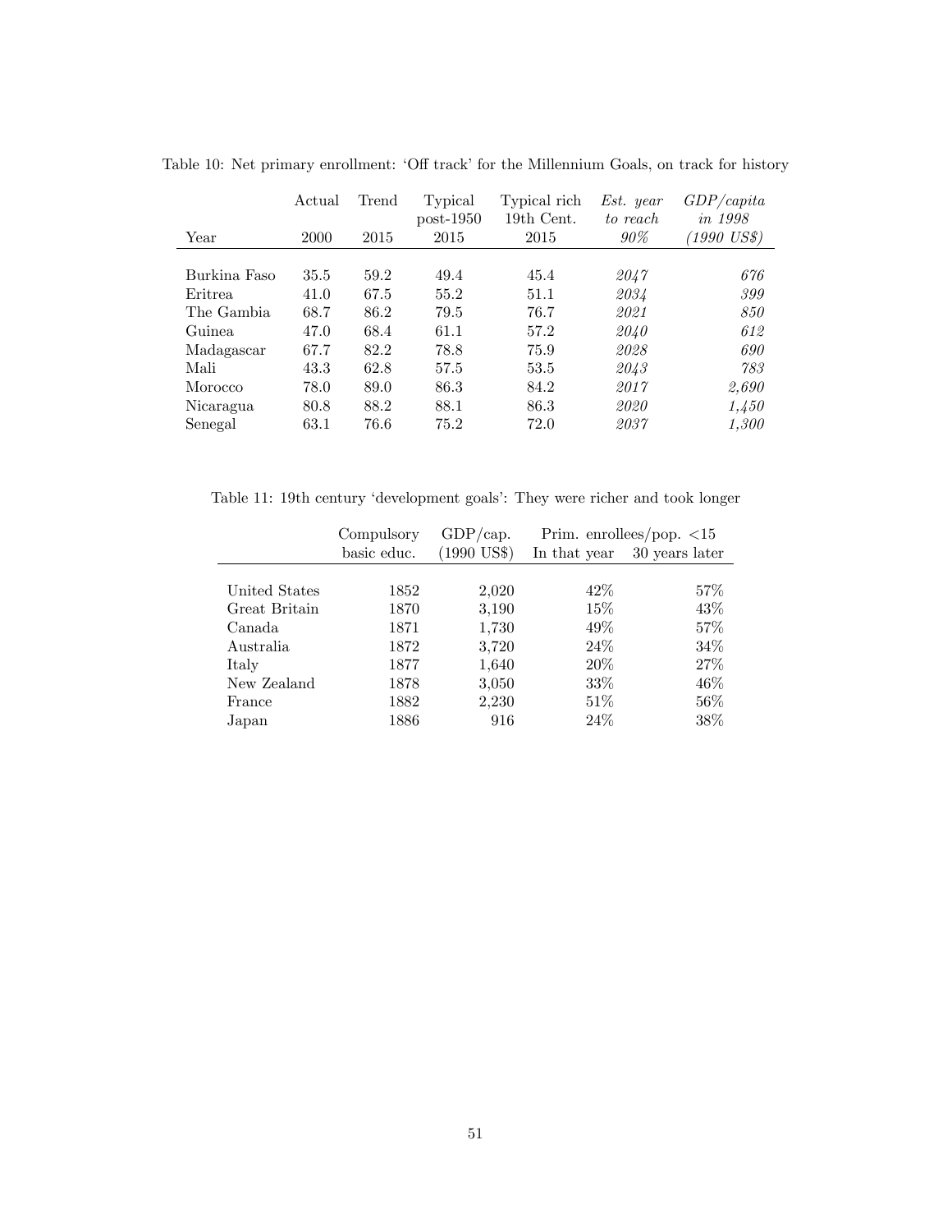Table 10: Net primary enrollment: 'Off track' for the Millennium Goals, on track for history

| Year | Actual 2000 | Trend 2015 | Typical post-1950 2015 | Typical rich 19th Cent. 2015 | *Est. year to reach 90%* | *GDP/capita in 1998 (1990 US$)* |
|---|---|---|---|---|---|---|
| Burkina Faso | 35.5 | 59.2 | 49.4 | 45.4 | *2047* | *676* |
| Eritrea | 41.0 | 67.5 | 55.2 | 51.1 | *2034* | *399* |
| The Gambia | 68.7 | 86.2 | 79.5 | 76.7 | *2021* | *850* |
| Guinea | 47.0 | 68.4 | 61.1 | 57.2 | *2040* | *612* |
| Madagascar | 67.7 | 82.2 | 78.8 | 75.9 | *2028* | *690* |
| Mali | 43.3 | 62.8 | 57.5 | 53.5 | *2043* | *783* |
| Morocco | 78.0 | 89.0 | 86.3 | 84.2 | *2017* | *2,690* |
| Nicaragua | 80.8 | 88.2 | 88.1 | 86.3 | *2020* | *1,450* |
| Senegal | 63.1 | 76.6 | 75.2 | 72.0 | *2037* | *1,300* |

Table 11: 19th century 'development goals': They were richer and took longer

| | Compulsory basic educ. | GDP/cap. (1990 US$) | Prim. enrollees/pop. <15 | |
|---|---|---|---|---|
| | | | In that year | 30 years later |
| United States | 1852 | 2,020 | 42% | 57% |
| Great Britain | 1870 | 3,190 | 15% | 43% |
| Canada | 1871 | 1,730 | 49% | 57% |
| Australia | 1872 | 3,720 | 24% | 34% |
| Italy | 1877 | 1,640 | 20% | 27% |
| New Zealand | 1878 | 3,050 | 33% | 46% |
| France | 1882 | 2,230 | 51% | 56% |
| Japan | 1886 | 916 | 24% | 38% |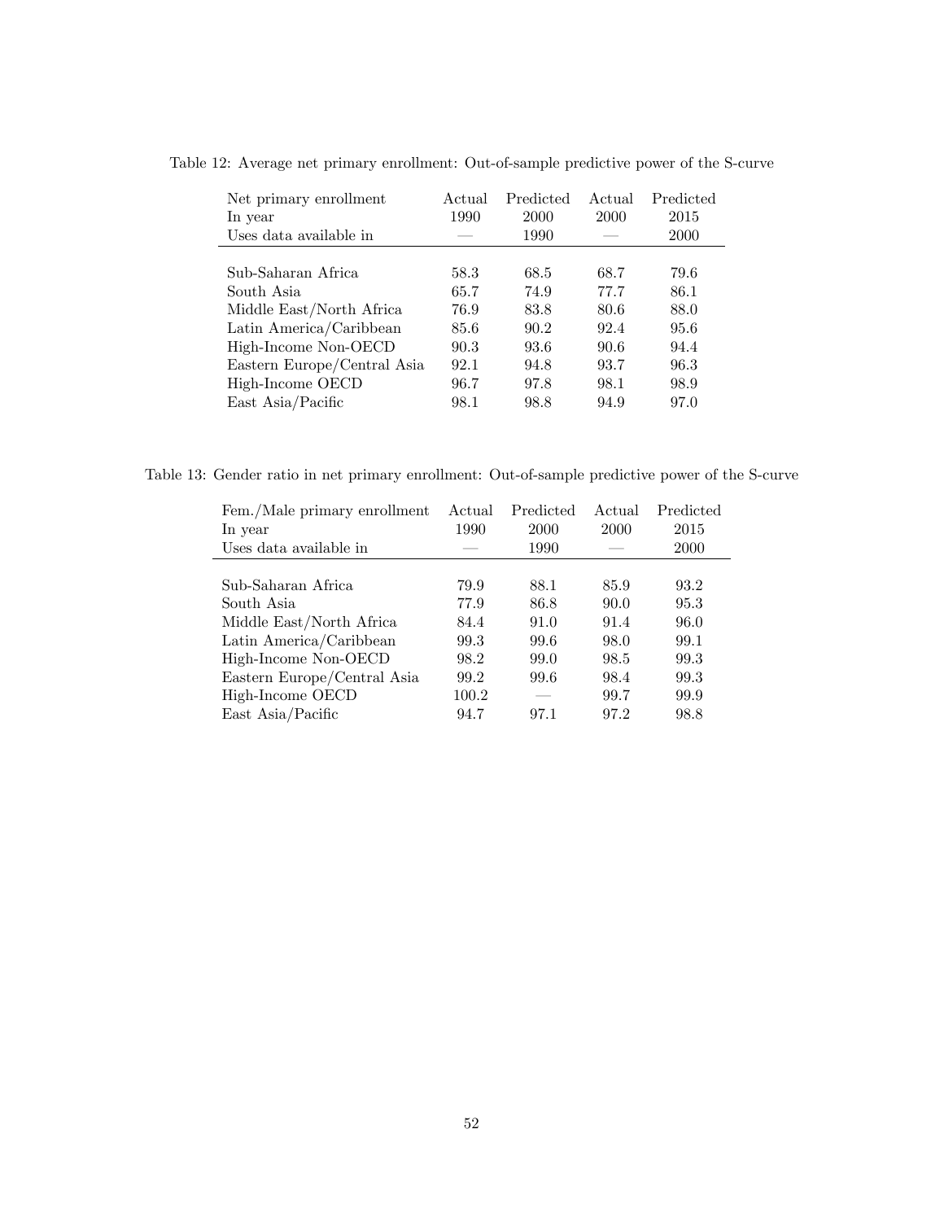Table 12: Average net primary enrollment: Out-of-sample predictive power of the S-curve

| Net primary enrollment | Actual | Predicted | Actual | Predicted |
|---|---|---|---|---|
| In year | 1990 | 2000 | 2000 | 2015 |
| Uses data available in | — | 1990 | — | 2000 |
| Sub-Saharan Africa | 58.3 | 68.5 | 68.7 | 79.6 |
| South Asia | 65.7 | 74.9 | 77.7 | 86.1 |
| Middle East/North Africa | 76.9 | 83.8 | 80.6 | 88.0 |
| Latin America/Caribbean | 85.6 | 90.2 | 92.4 | 95.6 |
| High-Income Non-OECD | 90.3 | 93.6 | 90.6 | 94.4 |
| Eastern Europe/Central Asia | 92.1 | 94.8 | 93.7 | 96.3 |
| High-Income OECD | 96.7 | 97.8 | 98.1 | 98.9 |
| East Asia/Pacific | 98.1 | 98.8 | 94.9 | 97.0 |

Table 13: Gender ratio in net primary enrollment: Out-of-sample predictive power of the S-curve

| Fem./Male primary enrollment | Actual | Predicted | Actual | Predicted |
|---|---|---|---|---|
| In year | 1990 | 2000 | 2000 | 2015 |
| Uses data available in | — | 1990 | — | 2000 |
| Sub-Saharan Africa | 79.9 | 88.1 | 85.9 | 93.2 |
| South Asia | 77.9 | 86.8 | 90.0 | 95.3 |
| Middle East/North Africa | 84.4 | 91.0 | 91.4 | 96.0 |
| Latin America/Caribbean | 99.3 | 99.6 | 98.0 | 99.1 |
| High-Income Non-OECD | 98.2 | 99.0 | 98.5 | 99.3 |
| Eastern Europe/Central Asia | 99.2 | 99.6 | 98.4 | 99.3 |
| High-Income OECD | 100.2 | — | 99.7 | 99.9 |
| East Asia/Pacific | 94.7 | 97.1 | 97.2 | 98.8 |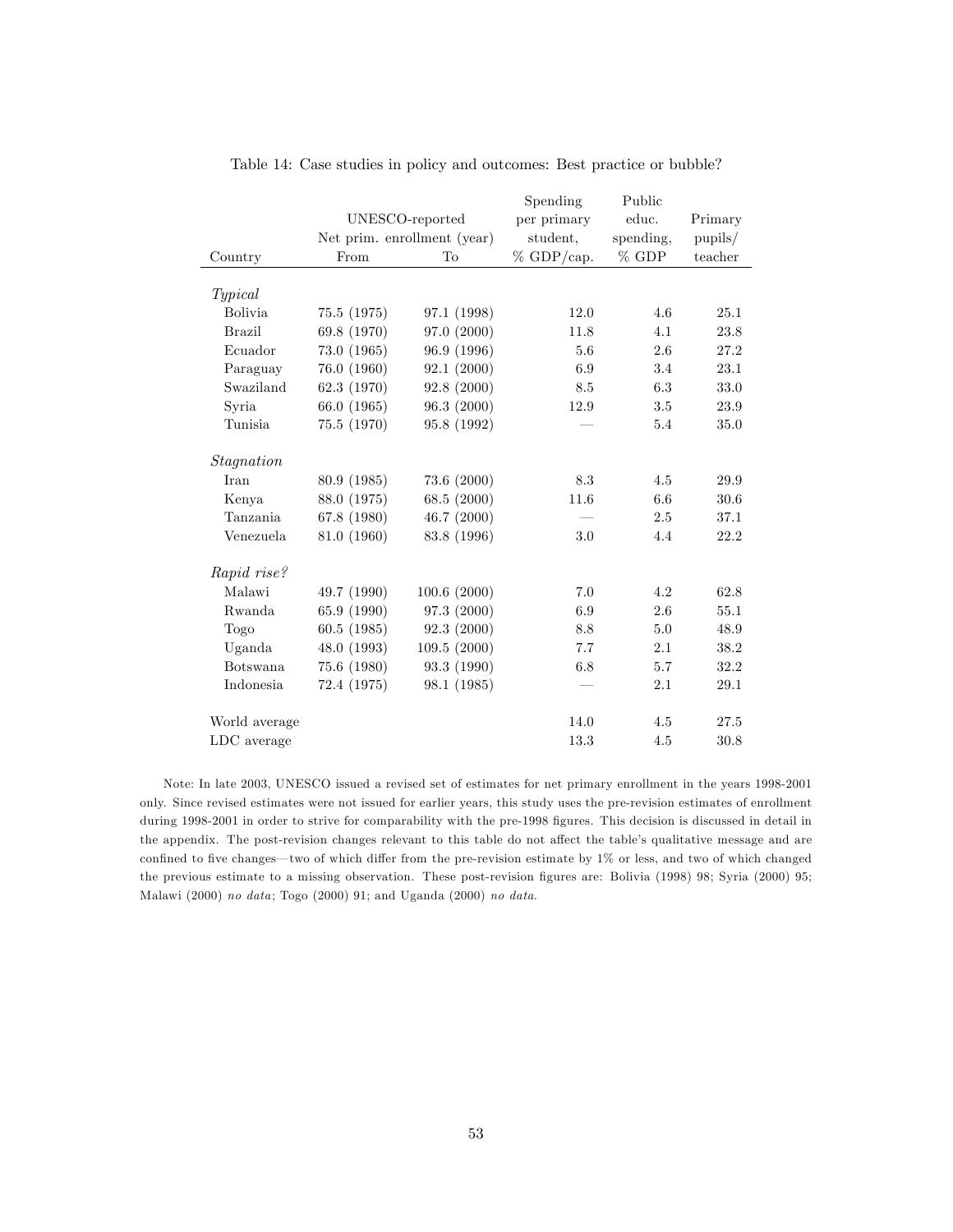Table 14: Case studies in policy and outcomes: Best practice or bubble?

| Country | UNESCO-reported Net prim. enrollment (year) From | To | Spending per primary student, % GDP/cap. | Public educ. spending, % GDP | Primary pupils/ teacher |
|---|---|---|---|---|---|
| *Typical* | | | | | |
| Bolivia | 75.5 (1975) | 97.1 (1998) | 12.0 | 4.6 | 25.1 |
| Brazil | 69.8 (1970) | 97.0 (2000) | 11.8 | 4.1 | 23.8 |
| Ecuador | 73.0 (1965) | 96.9 (1996) | 5.6 | 2.6 | 27.2 |
| Paraguay | 76.0 (1960) | 92.1 (2000) | 6.9 | 3.4 | 23.1 |
| Swaziland | 62.3 (1970) | 92.8 (2000) | 8.5 | 6.3 | 33.0 |
| Syria | 66.0 (1965) | 96.3 (2000) | 12.9 | 3.5 | 23.9 |
| Tunisia | 75.5 (1970) | 95.8 (1992) | — | 5.4 | 35.0 |
| *Stagnation* | | | | | |
| Iran | 80.9 (1985) | 73.6 (2000) | 8.3 | 4.5 | 29.9 |
| Kenya | 88.0 (1975) | 68.5 (2000) | 11.6 | 6.6 | 30.6 |
| Tanzania | 67.8 (1980) | 46.7 (2000) | — | 2.5 | 37.1 |
| Venezuela | 81.0 (1960) | 83.8 (1996) | 3.0 | 4.4 | 22.2 |
| *Rapid rise?* | | | | | |
| Malawi | 49.7 (1990) | 100.6 (2000) | 7.0 | 4.2 | 62.8 |
| Rwanda | 65.9 (1990) | 97.3 (2000) | 6.9 | 2.6 | 55.1 |
| Togo | 60.5 (1985) | 92.3 (2000) | 8.8 | 5.0 | 48.9 |
| Uganda | 48.0 (1993) | 109.5 (2000) | 7.7 | 2.1 | 38.2 |
| Botswana | 75.6 (1980) | 93.3 (1990) | 6.8 | 5.7 | 32.2 |
| Indonesia | 72.4 (1975) | 98.1 (1985) | — | 2.1 | 29.1 |
| World average | | | 14.0 | 4.5 | 27.5 |
| LDC average | | | 13.3 | 4.5 | 30.8 |

Note: In late 2003, UNESCO issued a revised set of estimates for net primary enrollment in the years 1998-2001 only. Since revised estimates were not issued for earlier years, this study uses the pre-revision estimates of enrollment during 1998-2001 in order to strive for comparability with the pre-1998 figures. This decision is discussed in detail in the appendix. The post-revision changes relevant to this table do not affect the table's qualitative message and are confined to five changes—two of which differ from the pre-revision estimate by 1% or less, and two of which changed the previous estimate to a missing observation. These post-revision figures are: Bolivia (1998) 98; Syria (2000) 95; Malawi (2000) *no data*; Togo (2000) 91; and Uganda (2000) *no data*.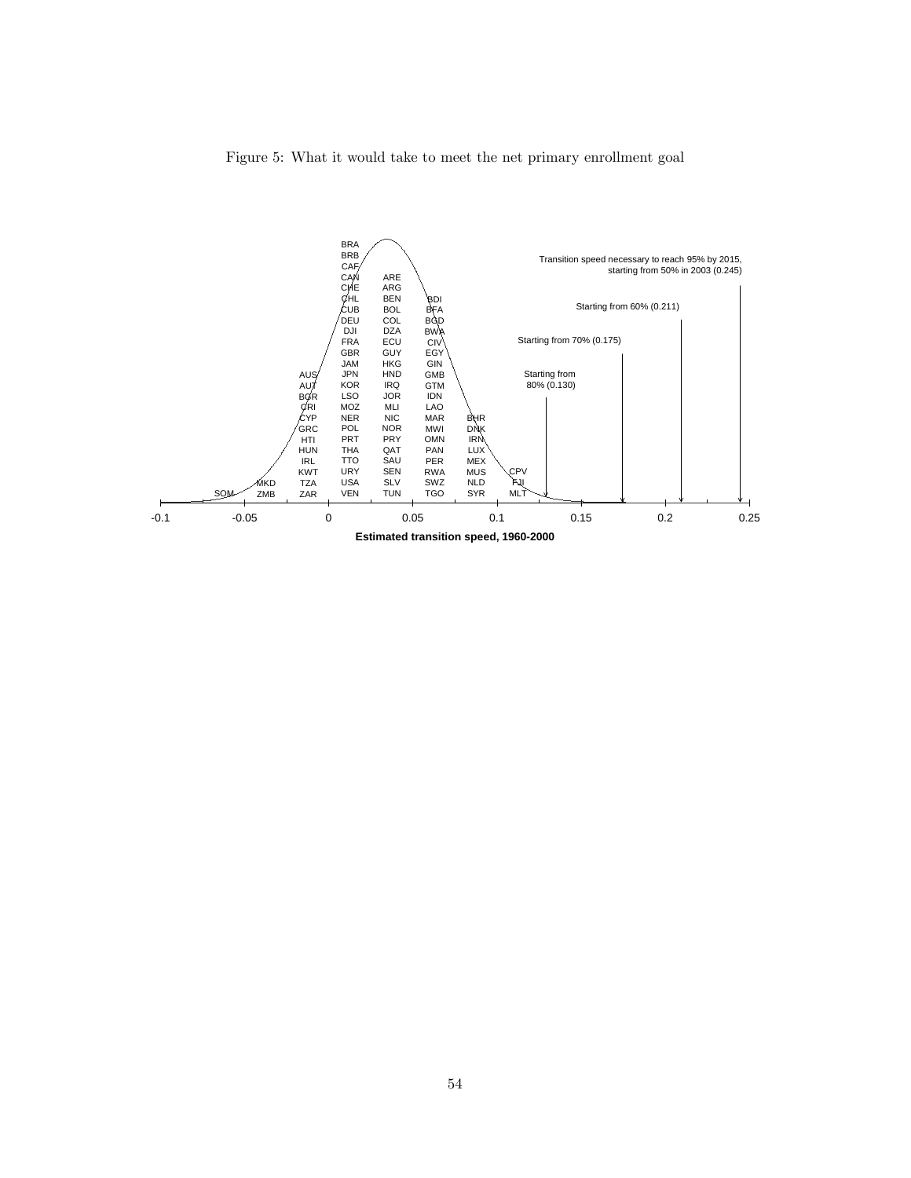Figure 5: What it would take to meet the net primary enrollment goal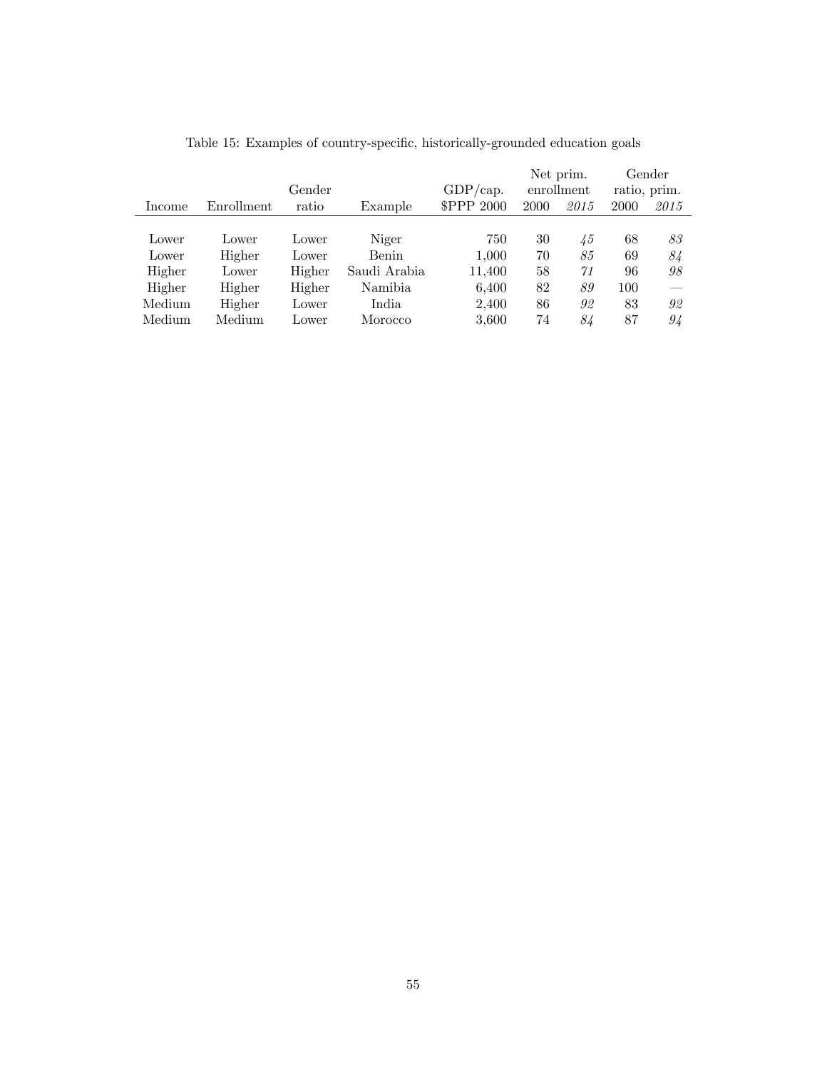Table 15: Examples of country-specific, historically-grounded education goals

| Income | Enrollment | Gender ratio | Example | GDP/cap. $PPP 2000 | Net prim. enrollment 2000 | Net prim. enrollment *2015* | Gender ratio, prim. 2000 | Gender ratio, prim. *2015* |
|---|---|---|---|---|---|---|---|---|
| Lower | Lower | Lower | Niger | 750 | 30 | *45* | 68 | *83* |
| Lower | Higher | Lower | Benin | 1,000 | 70 | *85* | 69 | *84* |
| Higher | Lower | Higher | Saudi Arabia | 11,400 | 58 | *71* | 96 | *98* |
| Higher | Higher | Higher | Namibia | 6,400 | 82 | *89* | 100 | — |
| Medium | Higher | Lower | India | 2,400 | 86 | *92* | 83 | *92* |
| Medium | Medium | Lower | Morocco | 3,600 | 74 | *84* | 87 | *94* |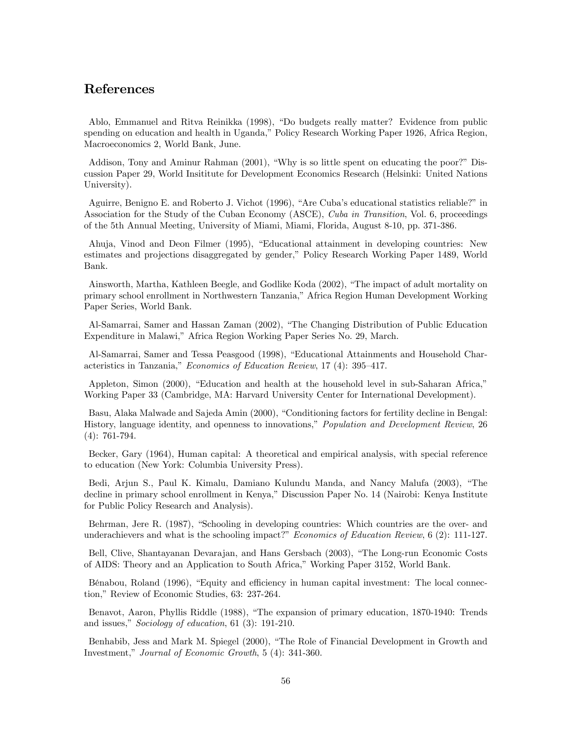## References

Ablo, Emmanuel and Ritva Reinikka (1998), "Do budgets really matter? Evidence from public spending on education and health in Uganda," Policy Research Working Paper 1926, Africa Region, Macroeconomics 2, World Bank, June.

Addison, Tony and Aminur Rahman (2001), "Why is so little spent on educating the poor?" Discussion Paper 29, World Insititute for Development Economics Research (Helsinki: United Nations University).

Aguirre, Benigno E. and Roberto J. Vichot (1996), "Are Cuba's educational statistics reliable?" in Association for the Study of the Cuban Economy (ASCE), *Cuba in Transition*, Vol. 6, proceedings of the 5th Annual Meeting, University of Miami, Miami, Florida, August 8-10, pp. 371-386.

Ahuja, Vinod and Deon Filmer (1995), "Educational attainment in developing countries: New estimates and projections disaggregated by gender," Policy Research Working Paper 1489, World Bank.

Ainsworth, Martha, Kathleen Beegle, and Godlike Koda (2002), "The impact of adult mortality on primary school enrollment in Northwestern Tanzania," Africa Region Human Development Working Paper Series, World Bank.

Al-Samarrai, Samer and Hassan Zaman (2002), "The Changing Distribution of Public Education Expenditure in Malawi," Africa Region Working Paper Series No. 29, March.

Al-Samarrai, Samer and Tessa Peasgood (1998), "Educational Attainments and Household Characteristics in Tanzania," *Economics of Education Review*, 17 (4): 395–417.

Appleton, Simon (2000), "Education and health at the household level in sub-Saharan Africa," Working Paper 33 (Cambridge, MA: Harvard University Center for International Development).

Basu, Alaka Malwade and Sajeda Amin (2000), "Conditioning factors for fertility decline in Bengal: History, language identity, and openness to innovations," *Population and Development Review*, 26 (4): 761-794.

Becker, Gary (1964), Human capital: A theoretical and empirical analysis, with special reference to education (New York: Columbia University Press).

Bedi, Arjun S., Paul K. Kimalu, Damiano Kulundu Manda, and Nancy Malufa (2003), "The decline in primary school enrollment in Kenya," Discussion Paper No. 14 (Nairobi: Kenya Institute for Public Policy Research and Analysis).

Behrman, Jere R. (1987), "Schooling in developing countries: Which countries are the over- and underachievers and what is the schooling impact?" *Economics of Education Review*, 6 (2): 111-127.

Bell, Clive, Shantayanan Devarajan, and Hans Gersbach (2003), "The Long-run Economic Costs of AIDS: Theory and an Application to South Africa," Working Paper 3152, World Bank.

Bénabou, Roland (1996), "Equity and efficiency in human capital investment: The local connection," Review of Economic Studies, 63: 237-264.

Benavot, Aaron, Phyllis Riddle (1988), "The expansion of primary education, 1870-1940: Trends and issues," *Sociology of education*, 61 (3): 191-210.

Benhabib, Jess and Mark M. Spiegel (2000), "The Role of Financial Development in Growth and Investment," *Journal of Economic Growth*, 5 (4): 341-360.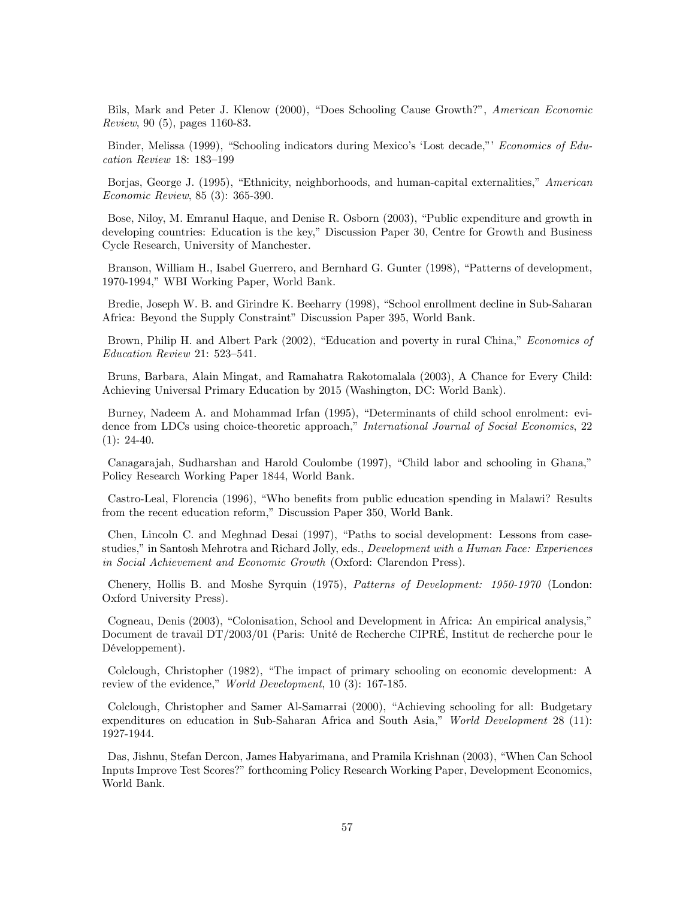Bils, Mark and Peter J. Klenow (2000), "Does Schooling Cause Growth?", *American Economic Review*, 90 (5), pages 1160-83.

Binder, Melissa (1999), "Schooling indicators during Mexico's 'Lost decade,"' *Economics of Education Review* 18: 183–199

Borjas, George J. (1995), "Ethnicity, neighborhoods, and human-capital externalities," *American Economic Review*, 85 (3): 365-390.

Bose, Niloy, M. Emranul Haque, and Denise R. Osborn (2003), "Public expenditure and growth in developing countries: Education is the key," Discussion Paper 30, Centre for Growth and Business Cycle Research, University of Manchester.

Branson, William H., Isabel Guerrero, and Bernhard G. Gunter (1998), "Patterns of development, 1970-1994," WBI Working Paper, World Bank.

Bredie, Joseph W. B. and Girindre K. Beeharry (1998), "School enrollment decline in Sub-Saharan Africa: Beyond the Supply Constraint" Discussion Paper 395, World Bank.

Brown, Philip H. and Albert Park (2002), "Education and poverty in rural China," *Economics of Education Review* 21: 523–541.

Bruns, Barbara, Alain Mingat, and Ramahatra Rakotomalala (2003), A Chance for Every Child: Achieving Universal Primary Education by 2015 (Washington, DC: World Bank).

Burney, Nadeem A. and Mohammad Irfan (1995), "Determinants of child school enrolment: evidence from LDCs using choice-theoretic approach," *International Journal of Social Economics*, 22 (1): 24-40.

Canagarajah, Sudharshan and Harold Coulombe (1997), "Child labor and schooling in Ghana," Policy Research Working Paper 1844, World Bank.

Castro-Leal, Florencia (1996), "Who benefits from public education spending in Malawi? Results from the recent education reform," Discussion Paper 350, World Bank.

Chen, Lincoln C. and Meghnad Desai (1997), "Paths to social development: Lessons from case-studies," in Santosh Mehrotra and Richard Jolly, eds., *Development with a Human Face: Experiences in Social Achievement and Economic Growth* (Oxford: Clarendon Press).

Chenery, Hollis B. and Moshe Syrquin (1975), *Patterns of Development: 1950-1970* (London: Oxford University Press).

Cogneau, Denis (2003), "Colonisation, School and Development in Africa: An empirical analysis," Document de travail DT/2003/01 (Paris: Unité de Recherche CIPRÉ, Institut de recherche pour le Développement).

Colclough, Christopher (1982), "The impact of primary schooling on economic development: A review of the evidence," *World Development*, 10 (3): 167-185.

Colclough, Christopher and Samer Al-Samarrai (2000), "Achieving schooling for all: Budgetary expenditures on education in Sub-Saharan Africa and South Asia," *World Development* 28 (11): 1927-1944.

Das, Jishnu, Stefan Dercon, James Habyarimana, and Pramila Krishnan (2003), "When Can School Inputs Improve Test Scores?" forthcoming Policy Research Working Paper, Development Economics, World Bank.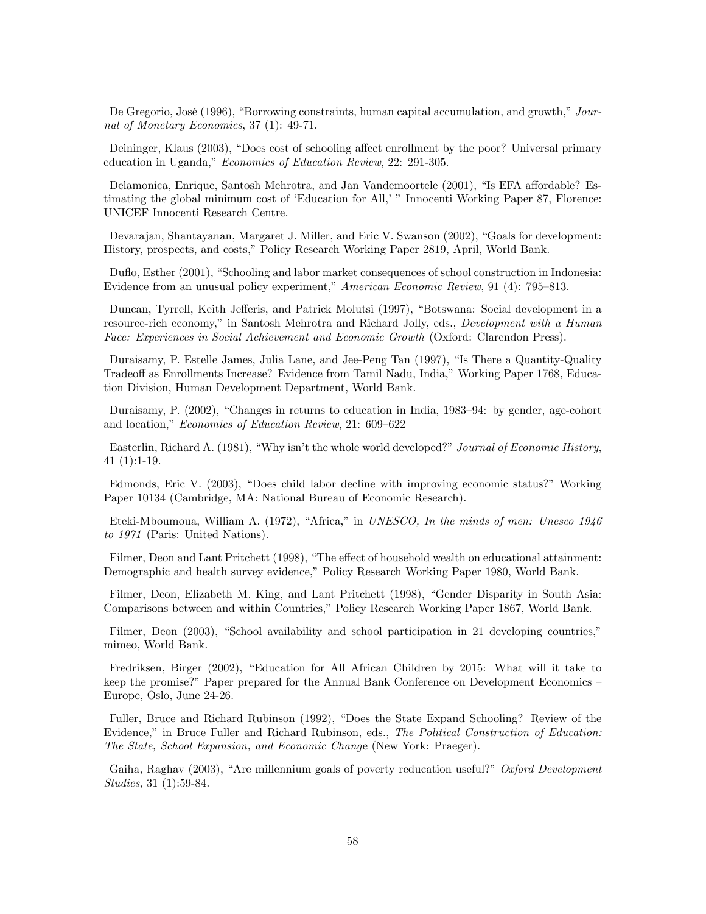De Gregorio, José (1996), "Borrowing constraints, human capital accumulation, and growth," *Journal of Monetary Economics*, 37 (1): 49-71.

Deininger, Klaus (2003), "Does cost of schooling affect enrollment by the poor? Universal primary education in Uganda," *Economics of Education Review*, 22: 291-305.

Delamonica, Enrique, Santosh Mehrotra, and Jan Vandemoortele (2001), "Is EFA affordable? Estimating the global minimum cost of 'Education for All,' " Innocenti Working Paper 87, Florence: UNICEF Innocenti Research Centre.

Devarajan, Shantayanan, Margaret J. Miller, and Eric V. Swanson (2002), "Goals for development: History, prospects, and costs," Policy Research Working Paper 2819, April, World Bank.

Duflo, Esther (2001), "Schooling and labor market consequences of school construction in Indonesia: Evidence from an unusual policy experiment," *American Economic Review*, 91 (4): 795–813.

Duncan, Tyrrell, Keith Jefferis, and Patrick Molutsi (1997), "Botswana: Social development in a resource-rich economy," in Santosh Mehrotra and Richard Jolly, eds., *Development with a Human Face: Experiences in Social Achievement and Economic Growth* (Oxford: Clarendon Press).

Duraisamy, P. Estelle James, Julia Lane, and Jee-Peng Tan (1997), "Is There a Quantity-Quality Tradeoff as Enrollments Increase? Evidence from Tamil Nadu, India," Working Paper 1768, Education Division, Human Development Department, World Bank.

Duraisamy, P. (2002), "Changes in returns to education in India, 1983–94: by gender, age-cohort and location," *Economics of Education Review*, 21: 609–622

Easterlin, Richard A. (1981), "Why isn't the whole world developed?" *Journal of Economic History*, 41 (1):1-19.

Edmonds, Eric V. (2003), "Does child labor decline with improving economic status?" Working Paper 10134 (Cambridge, MA: National Bureau of Economic Research).

Eteki-Mboumoua, William A. (1972), "Africa," in *UNESCO, In the minds of men: Unesco 1946 to 1971* (Paris: United Nations).

Filmer, Deon and Lant Pritchett (1998), "The effect of household wealth on educational attainment: Demographic and health survey evidence," Policy Research Working Paper 1980, World Bank.

Filmer, Deon, Elizabeth M. King, and Lant Pritchett (1998), "Gender Disparity in South Asia: Comparisons between and within Countries," Policy Research Working Paper 1867, World Bank.

Filmer, Deon (2003), "School availability and school participation in 21 developing countries," mimeo, World Bank.

Fredriksen, Birger (2002), "Education for All African Children by 2015: What will it take to keep the promise?" Paper prepared for the Annual Bank Conference on Development Economics – Europe, Oslo, June 24-26.

Fuller, Bruce and Richard Rubinson (1992), "Does the State Expand Schooling? Review of the Evidence," in Bruce Fuller and Richard Rubinson, eds., *The Political Construction of Education: The State, School Expansion, and Economic Change* (New York: Praeger).

Gaiha, Raghav (2003), "Are millennium goals of poverty reducation useful?" *Oxford Development Studies*, 31 (1):59-84.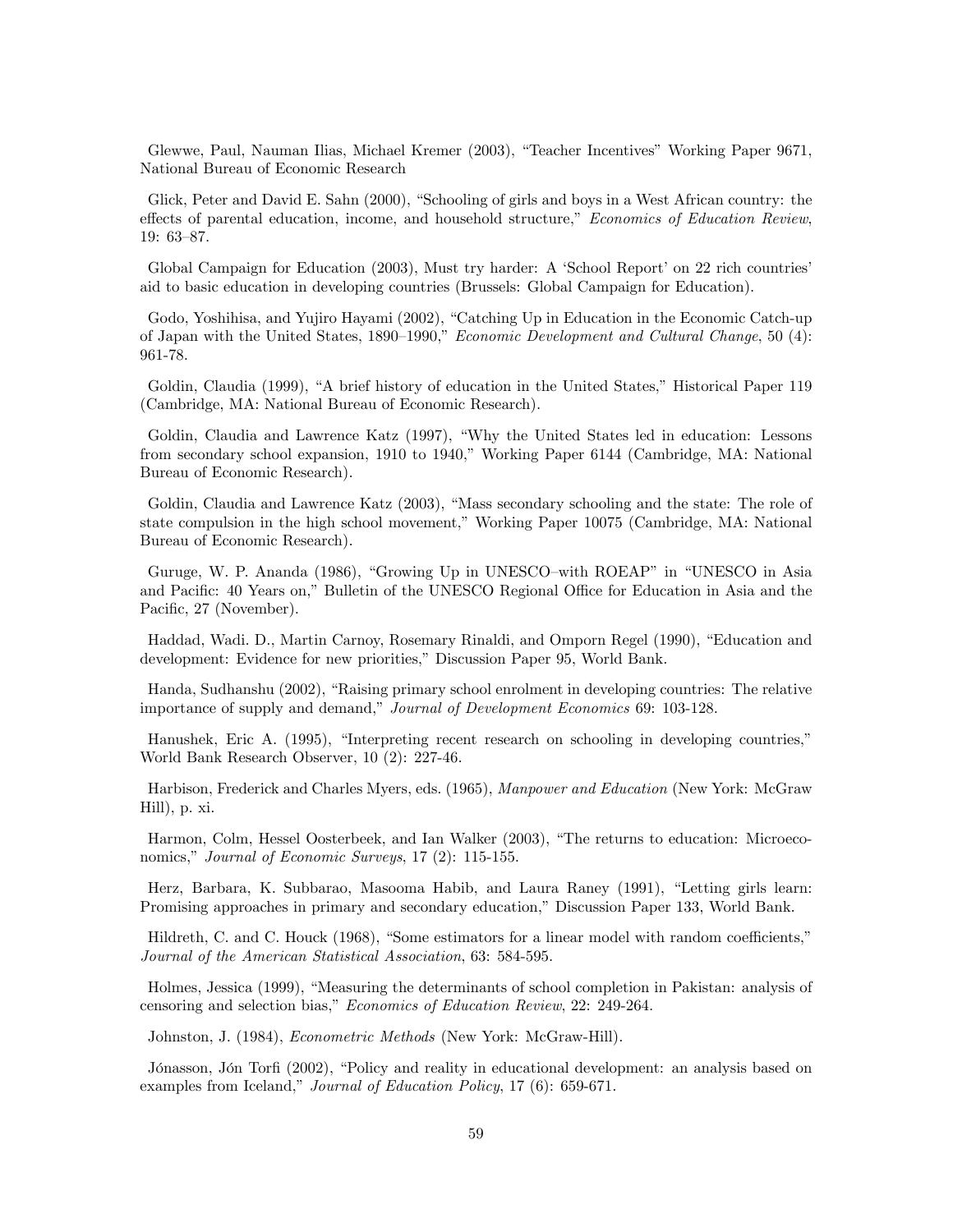Glewwe, Paul, Nauman Ilias, Michael Kremer (2003), "Teacher Incentives" Working Paper 9671, National Bureau of Economic Research

Glick, Peter and David E. Sahn (2000), "Schooling of girls and boys in a West African country: the effects of parental education, income, and household structure," *Economics of Education Review*, 19: 63–87.

Global Campaign for Education (2003), Must try harder: A 'School Report' on 22 rich countries' aid to basic education in developing countries (Brussels: Global Campaign for Education).

Godo, Yoshihisa, and Yujiro Hayami (2002), "Catching Up in Education in the Economic Catch-up of Japan with the United States, 1890–1990," *Economic Development and Cultural Change*, 50 (4): 961-78.

Goldin, Claudia (1999), "A brief history of education in the United States," Historical Paper 119 (Cambridge, MA: National Bureau of Economic Research).

Goldin, Claudia and Lawrence Katz (1997), "Why the United States led in education: Lessons from secondary school expansion, 1910 to 1940," Working Paper 6144 (Cambridge, MA: National Bureau of Economic Research).

Goldin, Claudia and Lawrence Katz (2003), "Mass secondary schooling and the state: The role of state compulsion in the high school movement," Working Paper 10075 (Cambridge, MA: National Bureau of Economic Research).

Guruge, W. P. Ananda (1986), "Growing Up in UNESCO–with ROEAP" in "UNESCO in Asia and Pacific: 40 Years on," Bulletin of the UNESCO Regional Office for Education in Asia and the Pacific, 27 (November).

Haddad, Wadi. D., Martin Carnoy, Rosemary Rinaldi, and Omporn Regel (1990), "Education and development: Evidence for new priorities," Discussion Paper 95, World Bank.

Handa, Sudhanshu (2002), "Raising primary school enrolment in developing countries: The relative importance of supply and demand," *Journal of Development Economics* 69: 103-128.

Hanushek, Eric A. (1995), "Interpreting recent research on schooling in developing countries," World Bank Research Observer, 10 (2): 227-46.

Harbison, Frederick and Charles Myers, eds. (1965), *Manpower and Education* (New York: McGraw Hill), p. xi.

Harmon, Colm, Hessel Oosterbeek, and Ian Walker (2003), "The returns to education: Microeconomics," *Journal of Economic Surveys*, 17 (2): 115-155.

Herz, Barbara, K. Subbarao, Masooma Habib, and Laura Raney (1991), "Letting girls learn: Promising approaches in primary and secondary education," Discussion Paper 133, World Bank.

Hildreth, C. and C. Houck (1968), "Some estimators for a linear model with random coefficients," *Journal of the American Statistical Association*, 63: 584-595.

Holmes, Jessica (1999), "Measuring the determinants of school completion in Pakistan: analysis of censoring and selection bias," *Economics of Education Review*, 22: 249-264.

Johnston, J. (1984), *Econometric Methods* (New York: McGraw-Hill).

Jónasson, Jón Torfi (2002), "Policy and reality in educational development: an analysis based on examples from Iceland," *Journal of Education Policy*, 17 (6): 659-671.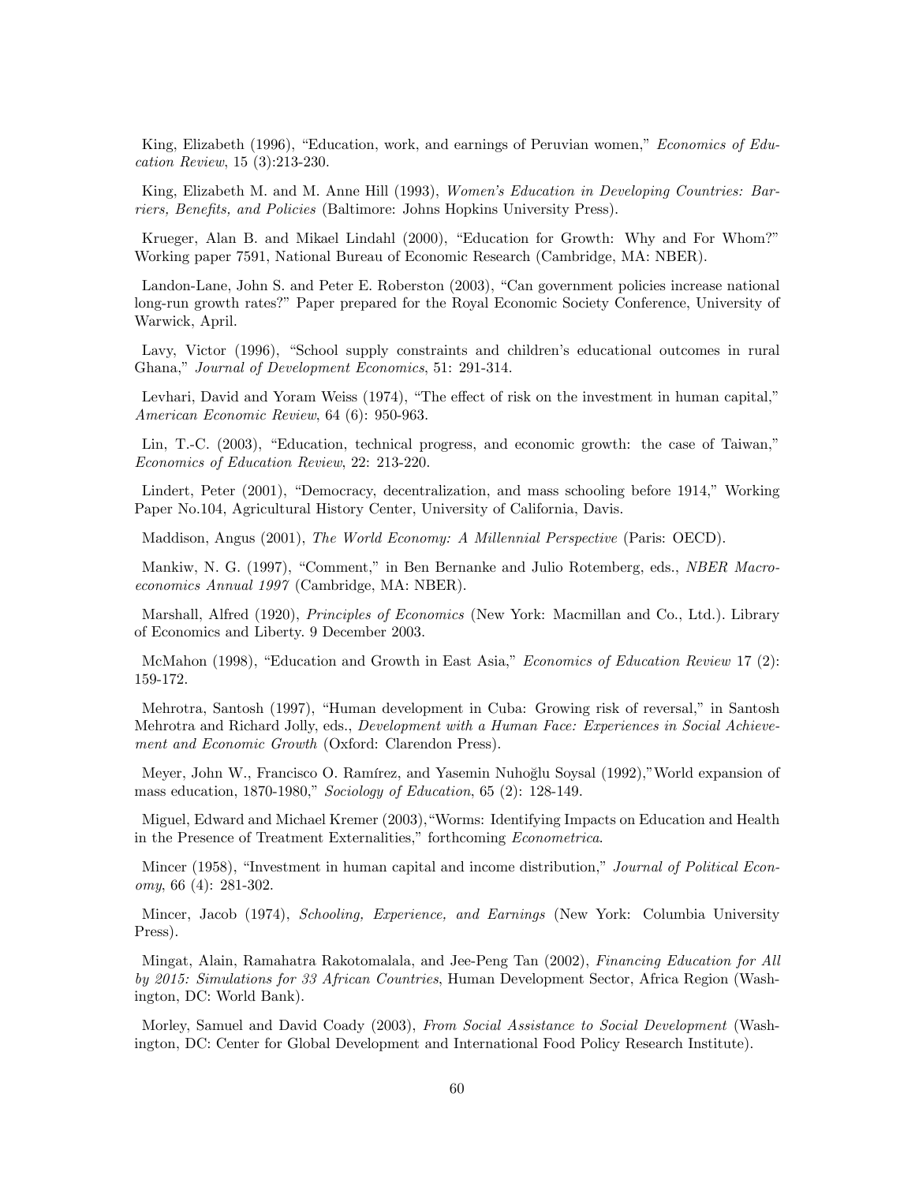King, Elizabeth (1996), "Education, work, and earnings of Peruvian women," *Economics of Education Review*, 15 (3):213-230.

King, Elizabeth M. and M. Anne Hill (1993), *Women's Education in Developing Countries: Barriers, Benefits, and Policies* (Baltimore: Johns Hopkins University Press).

Krueger, Alan B. and Mikael Lindahl (2000), "Education for Growth: Why and For Whom?" Working paper 7591, National Bureau of Economic Research (Cambridge, MA: NBER).

Landon-Lane, John S. and Peter E. Roberston (2003), "Can government policies increase national long-run growth rates?" Paper prepared for the Royal Economic Society Conference, University of Warwick, April.

Lavy, Victor (1996), "School supply constraints and children's educational outcomes in rural Ghana," *Journal of Development Economics*, 51: 291-314.

Levhari, David and Yoram Weiss (1974), "The effect of risk on the investment in human capital," *American Economic Review*, 64 (6): 950-963.

Lin, T.-C. (2003), "Education, technical progress, and economic growth: the case of Taiwan," *Economics of Education Review*, 22: 213-220.

Lindert, Peter (2001), "Democracy, decentralization, and mass schooling before 1914," Working Paper No.104, Agricultural History Center, University of California, Davis.

Maddison, Angus (2001), *The World Economy: A Millennial Perspective* (Paris: OECD).

Mankiw, N. G. (1997), "Comment," in Ben Bernanke and Julio Rotemberg, eds., *NBER Macroeconomics Annual 1997* (Cambridge, MA: NBER).

Marshall, Alfred (1920), *Principles of Economics* (New York: Macmillan and Co., Ltd.). Library of Economics and Liberty. 9 December 2003.

McMahon (1998), "Education and Growth in East Asia," *Economics of Education Review* 17 (2): 159-172.

Mehrotra, Santosh (1997), "Human development in Cuba: Growing risk of reversal," in Santosh Mehrotra and Richard Jolly, eds., *Development with a Human Face: Experiences in Social Achievement and Economic Growth* (Oxford: Clarendon Press).

Meyer, John W., Francisco O. Ramírez, and Yasemin Nuhoğlu Soysal (1992),"World expansion of mass education, 1870-1980," *Sociology of Education*, 65 (2): 128-149.

Miguel, Edward and Michael Kremer (2003),"Worms: Identifying Impacts on Education and Health in the Presence of Treatment Externalities," forthcoming *Econometrica*.

Mincer (1958), "Investment in human capital and income distribution," *Journal of Political Economy*, 66 (4): 281-302.

Mincer, Jacob (1974), *Schooling, Experience, and Earnings* (New York: Columbia University Press).

Mingat, Alain, Ramahatra Rakotomalala, and Jee-Peng Tan (2002), *Financing Education for All by 2015: Simulations for 33 African Countries*, Human Development Sector, Africa Region (Washington, DC: World Bank).

Morley, Samuel and David Coady (2003), *From Social Assistance to Social Development* (Washington, DC: Center for Global Development and International Food Policy Research Institute).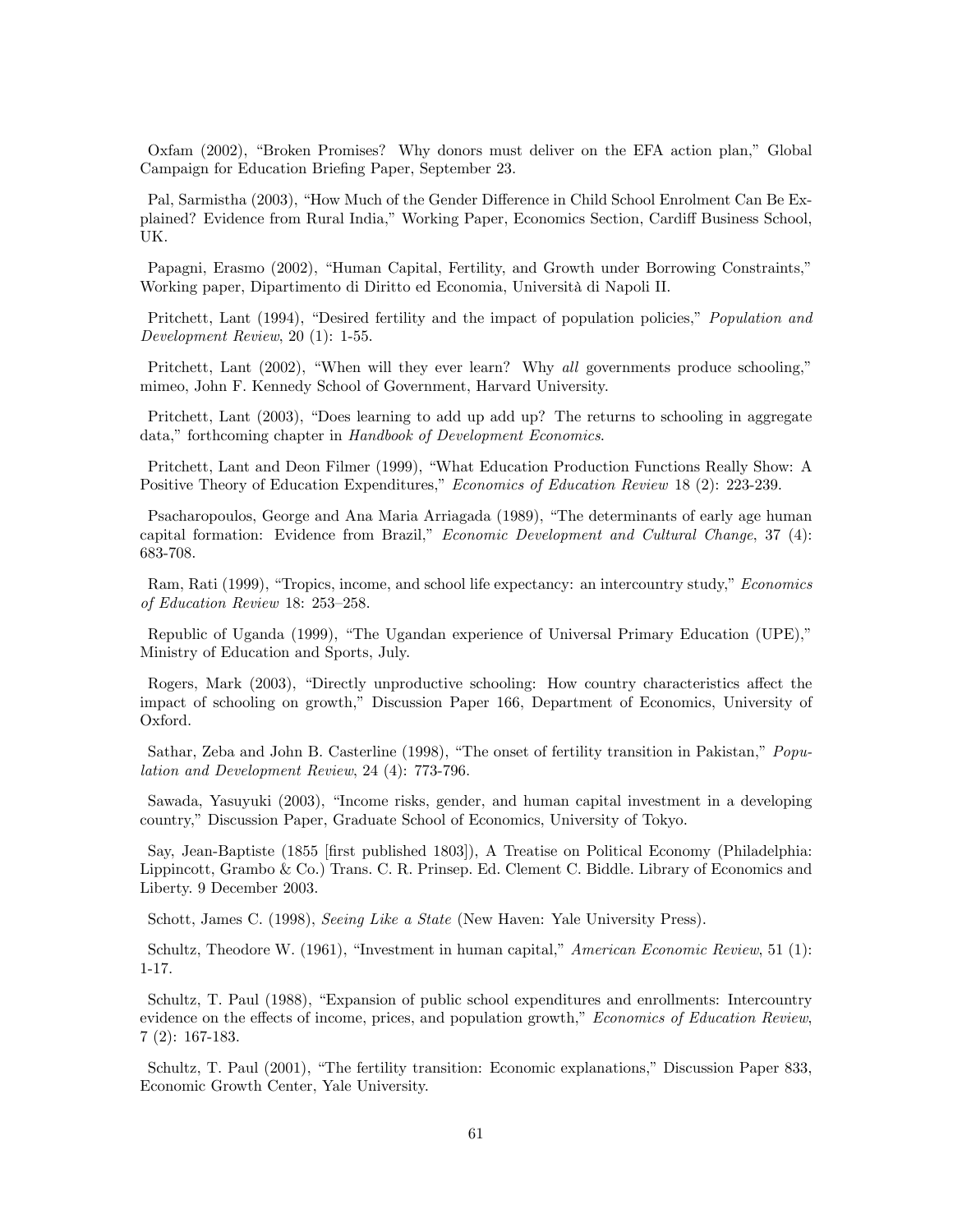Oxfam (2002), "Broken Promises? Why donors must deliver on the EFA action plan," Global Campaign for Education Briefing Paper, September 23.

Pal, Sarmistha (2003), "How Much of the Gender Difference in Child School Enrolment Can Be Explained? Evidence from Rural India," Working Paper, Economics Section, Cardiff Business School, UK.

Papagni, Erasmo (2002), "Human Capital, Fertility, and Growth under Borrowing Constraints," Working paper, Dipartimento di Diritto ed Economia, Università di Napoli II.

Pritchett, Lant (1994), "Desired fertility and the impact of population policies," *Population and Development Review*, 20 (1): 1-55.

Pritchett, Lant (2002), "When will they ever learn? Why *all* governments produce schooling," mimeo, John F. Kennedy School of Government, Harvard University.

Pritchett, Lant (2003), "Does learning to add up add up? The returns to schooling in aggregate data," forthcoming chapter in *Handbook of Development Economics*.

Pritchett, Lant and Deon Filmer (1999), "What Education Production Functions Really Show: A Positive Theory of Education Expenditures," *Economics of Education Review* 18 (2): 223-239.

Psacharopoulos, George and Ana Maria Arriagada (1989), "The determinants of early age human capital formation: Evidence from Brazil," *Economic Development and Cultural Change*, 37 (4): 683-708.

Ram, Rati (1999), "Tropics, income, and school life expectancy: an intercountry study," *Economics of Education Review* 18: 253–258.

Republic of Uganda (1999), "The Ugandan experience of Universal Primary Education (UPE)," Ministry of Education and Sports, July.

Rogers, Mark (2003), "Directly unproductive schooling: How country characteristics affect the impact of schooling on growth," Discussion Paper 166, Department of Economics, University of Oxford.

Sathar, Zeba and John B. Casterline (1998), "The onset of fertility transition in Pakistan," *Population and Development Review*, 24 (4): 773-796.

Sawada, Yasuyuki (2003), "Income risks, gender, and human capital investment in a developing country," Discussion Paper, Graduate School of Economics, University of Tokyo.

Say, Jean-Baptiste (1855 [first published 1803]), A Treatise on Political Economy (Philadelphia: Lippincott, Grambo & Co.) Trans. C. R. Prinsep. Ed. Clement C. Biddle. Library of Economics and Liberty. 9 December 2003.

Schott, James C. (1998), *Seeing Like a State* (New Haven: Yale University Press).

Schultz, Theodore W. (1961), "Investment in human capital," *American Economic Review*, 51 (1): 1-17.

Schultz, T. Paul (1988), "Expansion of public school expenditures and enrollments: Intercountry evidence on the effects of income, prices, and population growth," *Economics of Education Review*, 7 (2): 167-183.

Schultz, T. Paul (2001), "The fertility transition: Economic explanations," Discussion Paper 833, Economic Growth Center, Yale University.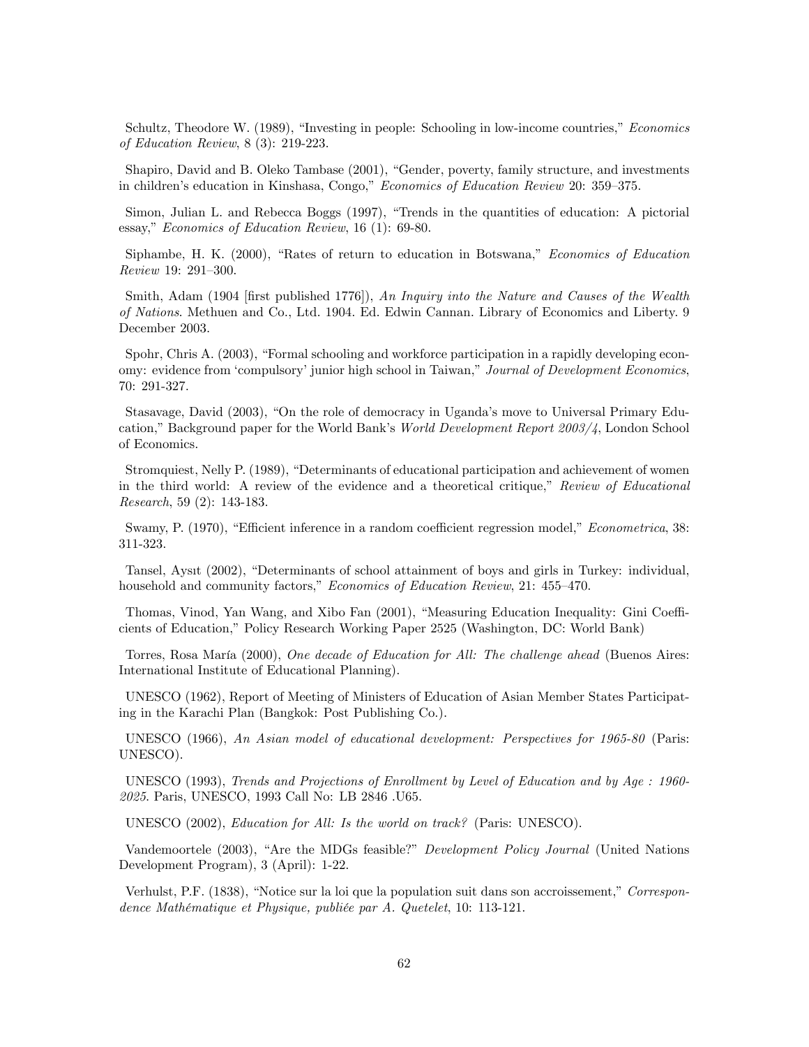Schultz, Theodore W. (1989), "Investing in people: Schooling in low-income countries," *Economics of Education Review*, 8 (3): 219-223.

Shapiro, David and B. Oleko Tambase (2001), "Gender, poverty, family structure, and investments in children's education in Kinshasa, Congo," *Economics of Education Review* 20: 359–375.

Simon, Julian L. and Rebecca Boggs (1997), "Trends in the quantities of education: A pictorial essay," *Economics of Education Review*, 16 (1): 69-80.

Siphambe, H. K. (2000), "Rates of return to education in Botswana," *Economics of Education Review* 19: 291–300.

Smith, Adam (1904 [first published 1776]), *An Inquiry into the Nature and Causes of the Wealth of Nations*. Methuen and Co., Ltd. 1904. Ed. Edwin Cannan. Library of Economics and Liberty. 9 December 2003.

Spohr, Chris A. (2003), "Formal schooling and workforce participation in a rapidly developing economy: evidence from 'compulsory' junior high school in Taiwan," *Journal of Development Economics*, 70: 291-327.

Stasavage, David (2003), "On the role of democracy in Uganda's move to Universal Primary Education," Background paper for the World Bank's *World Development Report 2003/4*, London School of Economics.

Stromquiest, Nelly P. (1989), "Determinants of educational participation and achievement of women in the third world: A review of the evidence and a theoretical critique," *Review of Educational Research*, 59 (2): 143-183.

Swamy, P. (1970), "Efficient inference in a random coefficient regression model," *Econometrica*, 38: 311-323.

Tansel, Aysıt (2002), "Determinants of school attainment of boys and girls in Turkey: individual, household and community factors," *Economics of Education Review*, 21: 455–470.

Thomas, Vinod, Yan Wang, and Xibo Fan (2001), "Measuring Education Inequality: Gini Coefficients of Education," Policy Research Working Paper 2525 (Washington, DC: World Bank)

Torres, Rosa María (2000), *One decade of Education for All: The challenge ahead* (Buenos Aires: International Institute of Educational Planning).

UNESCO (1962), Report of Meeting of Ministers of Education of Asian Member States Participating in the Karachi Plan (Bangkok: Post Publishing Co.).

UNESCO (1966), *An Asian model of educational development: Perspectives for 1965-80* (Paris: UNESCO).

UNESCO (1993), *Trends and Projections of Enrollment by Level of Education and by Age : 1960-2025*. Paris, UNESCO, 1993 Call No: LB 2846 .U65.

UNESCO (2002), *Education for All: Is the world on track?* (Paris: UNESCO).

Vandemoortele (2003), "Are the MDGs feasible?" *Development Policy Journal* (United Nations Development Program), 3 (April): 1-22.

Verhulst, P.F. (1838), "Notice sur la loi que la population suit dans son accroissement," *Correspondence Mathématique et Physique, publiée par A. Quetelet*, 10: 113-121.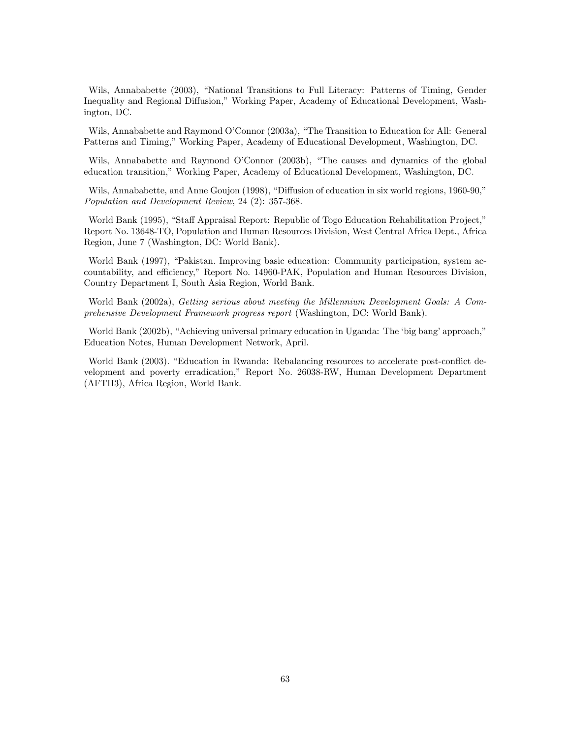Wils, Annababette (2003), "National Transitions to Full Literacy: Patterns of Timing, Gender Inequality and Regional Diffusion," Working Paper, Academy of Educational Development, Washington, DC.

Wils, Annababette and Raymond O'Connor (2003a), "The Transition to Education for All: General Patterns and Timing," Working Paper, Academy of Educational Development, Washington, DC.

Wils, Annababette and Raymond O'Connor (2003b), "The causes and dynamics of the global education transition," Working Paper, Academy of Educational Development, Washington, DC.

Wils, Annababette, and Anne Goujon (1998), "Diffusion of education in six world regions, 1960-90," *Population and Development Review*, 24 (2): 357-368.

World Bank (1995), "Staff Appraisal Report: Republic of Togo Education Rehabilitation Project," Report No. 13648-TO, Population and Human Resources Division, West Central Africa Dept., Africa Region, June 7 (Washington, DC: World Bank).

World Bank (1997), "Pakistan. Improving basic education: Community participation, system accountability, and efficiency," Report No. 14960-PAK, Population and Human Resources Division, Country Department I, South Asia Region, World Bank.

World Bank (2002a), *Getting serious about meeting the Millennium Development Goals: A Comprehensive Development Framework progress report* (Washington, DC: World Bank).

World Bank (2002b), "Achieving universal primary education in Uganda: The 'big bang' approach," Education Notes, Human Development Network, April.

World Bank (2003). "Education in Rwanda: Rebalancing resources to accelerate post-conflict development and poverty erradication," Report No. 26038-RW, Human Development Department (AFTH3), Africa Region, World Bank.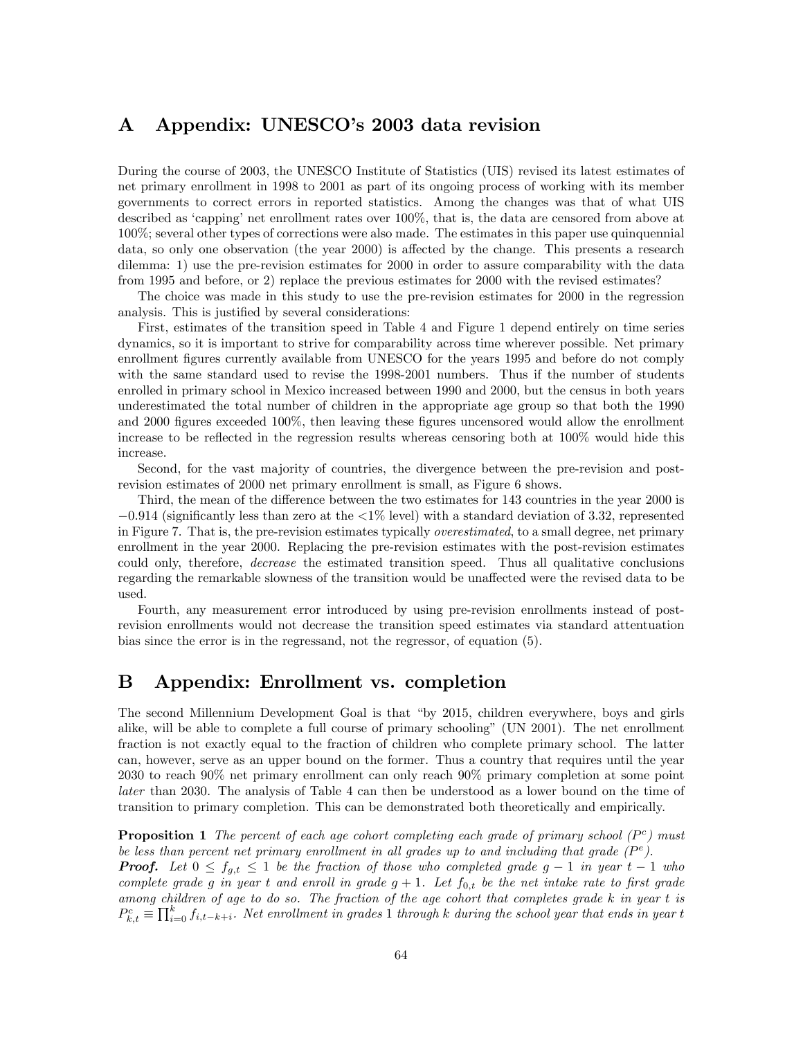# A Appendix: UNESCO's 2003 data revision

During the course of 2003, the UNESCO Institute of Statistics (UIS) revised its latest estimates of net primary enrollment in 1998 to 2001 as part of its ongoing process of working with its member governments to correct errors in reported statistics. Among the changes was that of what UIS described as 'capping' net enrollment rates over 100%, that is, the data are censored from above at 100%; several other types of corrections were also made. The estimates in this paper use quinquennial data, so only one observation (the year 2000) is affected by the change. This presents a research dilemma: 1) use the pre-revision estimates for 2000 in order to assure comparability with the data from 1995 and before, or 2) replace the previous estimates for 2000 with the revised estimates?

The choice was made in this study to use the pre-revision estimates for 2000 in the regression analysis. This is justified by several considerations:

First, estimates of the transition speed in Table 4 and Figure 1 depend entirely on time series dynamics, so it is important to strive for comparability across time wherever possible. Net primary enrollment figures currently available from UNESCO for the years 1995 and before do not comply with the same standard used to revise the 1998-2001 numbers. Thus if the number of students enrolled in primary school in Mexico increased between 1990 and 2000, but the census in both years underestimated the total number of children in the appropriate age group so that both the 1990 and 2000 figures exceeded 100%, then leaving these figures uncensored would allow the enrollment increase to be reflected in the regression results whereas censoring both at 100% would hide this increase.

Second, for the vast majority of countries, the divergence between the pre-revision and post-revision estimates of 2000 net primary enrollment is small, as Figure 6 shows.

Third, the mean of the difference between the two estimates for 143 countries in the year 2000 is $-0.914$ (significantly less than zero at the <1% level) with a standard deviation of 3.32, represented in Figure 7. That is, the pre-revision estimates typically *overestimated*, to a small degree, net primary enrollment in the year 2000. Replacing the pre-revision estimates with the post-revision estimates could only, therefore, *decrease* the estimated transition speed. Thus all qualitative conclusions regarding the remarkable slowness of the transition would be unaffected were the revised data to be used.

Fourth, any measurement error introduced by using pre-revision enrollments instead of post-revision enrollments would not decrease the transition speed estimates via standard attentuation bias since the error is in the regressand, not the regressor, of equation (5).

# B Appendix: Enrollment vs. completion

The second Millennium Development Goal is that "by 2015, children everywhere, boys and girls alike, will be able to complete a full course of primary schooling" (UN 2001). The net enrollment fraction is not exactly equal to the fraction of children who complete primary school. The latter can, however, serve as an upper bound on the former. Thus a country that requires until the year 2030 to reach 90% net primary enrollment can only reach 90% primary completion at some point *later* than 2030. The analysis of Table 4 can then be understood as a lower bound on the time of transition to primary completion. This can be demonstrated both theoretically and empirically.

**Proposition 1** *The percent of each age cohort completing each grade of primary school ($P^c$) must be less than percent net primary enrollment in all grades up to and including that grade ($P^e$).*

***Proof.*** *Let $0 \leq f_{g,t} \leq 1$ be the fraction of those who completed grade $g-1$ in year $t-1$ who complete grade $g$ in year $t$ and enroll in grade $g+1$. Let $f_{0,t}$ be the net intake rate to first grade among children of age to do so. The fraction of the age cohort that completes grade $k$ in year $t$ is $P^c_{k,t} \equiv \prod_{i=0}^{k} f_{i,t-k+i}$. Net enrollment in grades 1 through $k$ during the school year that ends in year $t$*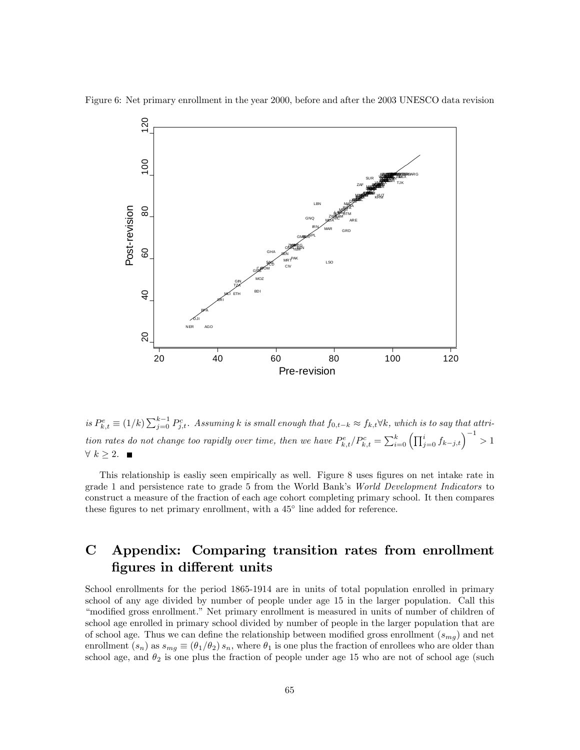Figure 6: Net primary enrollment in the year 2000, before and after the 2003 UNESCO data revision

*is* $P^e_{k,t} \equiv (1/k)\sum_{j=0}^{k-1} P^c_{j,t}$*. Assuming* $k$ *is small enough that* $f_{0,t-k} \approx f_{k,t} \forall k$*, which is to say that attrition rates do not change too rapidly over time, then we have* $P^e_{k,t}/P^c_{k,t} = \sum_{i=0}^{k}\left(\prod_{j=0}^{i} f_{k-j,t}\right)^{-1} > 1$ $\forall\ k \geq 2$. ■

This relationship is easliy seen empirically as well. Figure 8 uses figures on net intake rate in grade 1 and persistence rate to grade 5 from the World Bank's *World Development Indicators* to construct a measure of the fraction of each age cohort completing primary school. It then compares these figures to net primary enrollment, with a 45° line added for reference.

# C Appendix: Comparing transition rates from enrollment figures in different units

School enrollments for the period 1865-1914 are in units of total population enrolled in primary school of any age divided by number of people under age 15 in the larger population. Call this "modified gross enrollment." Net primary enrollment is measured in units of number of children of school age enrolled in primary school divided by number of people in the larger population that are of school age. Thus we can define the relationship between modified gross enrollment ($s_{mg}$) and net enrollment ($s_n$) as $s_{mg} \equiv (\theta_1/\theta_2)\, s_n$, where $\theta_1$ is one plus the fraction of enrollees who are older than school age, and $\theta_2$ is one plus the fraction of people under age 15 who are not of school age (such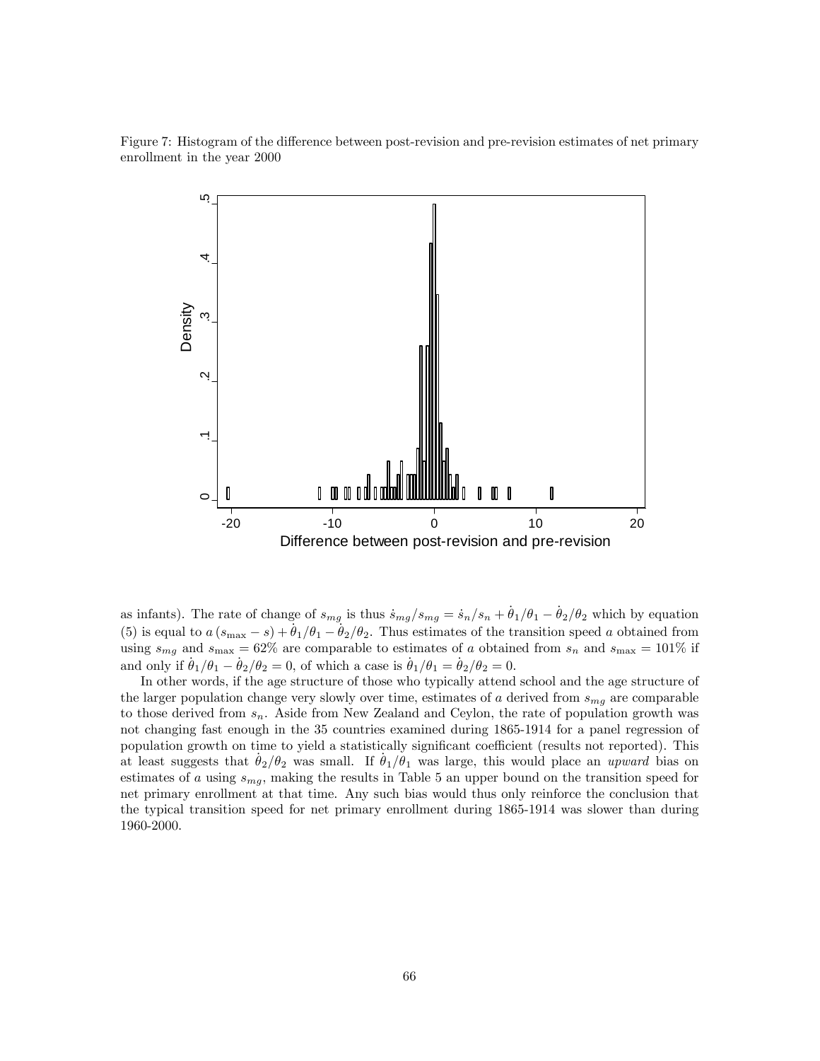Figure 7: Histogram of the difference between post-revision and pre-revision estimates of net primary enrollment in the year 2000

as infants). The rate of change of $s_{mg}$ is thus $\dot{s}_{mg}/s_{mg} = \dot{s}_n/s_n + \dot{\theta}_1/\theta_1 - \dot{\theta}_2/\theta_2$ which by equation (5) is equal to $a\,(s_{\max} - s) + \dot{\theta}_1/\theta_1 - \dot{\theta}_2/\theta_2$. Thus estimates of the transition speed $a$ obtained from using $s_{mg}$ and $s_{\max} = 62\%$ are comparable to estimates of $a$ obtained from $s_n$ and $s_{\max} = 101\%$ if and only if $\dot{\theta}_1/\theta_1 - \dot{\theta}_2/\theta_2 = 0$, of which a case is $\dot{\theta}_1/\theta_1 = \dot{\theta}_2/\theta_2 = 0$.

In other words, if the age structure of those who typically attend school and the age structure of the larger population change very slowly over time, estimates of $a$ derived from $s_{mg}$ are comparable to those derived from $s_n$. Aside from New Zealand and Ceylon, the rate of population growth was not changing fast enough in the 35 countries examined during 1865-1914 for a panel regression of population growth on time to yield a statistically significant coefficient (results not reported). This at least suggests that $\dot{\theta}_2/\theta_2$ was small. If $\dot{\theta}_1/\theta_1$ was large, this would place an *upward* bias on estimates of $a$ using $s_{mg}$, making the results in Table 5 an upper bound on the transition speed for net primary enrollment at that time. Any such bias would thus only reinforce the conclusion that the typical transition speed for net primary enrollment during 1865-1914 was slower than during 1960-2000.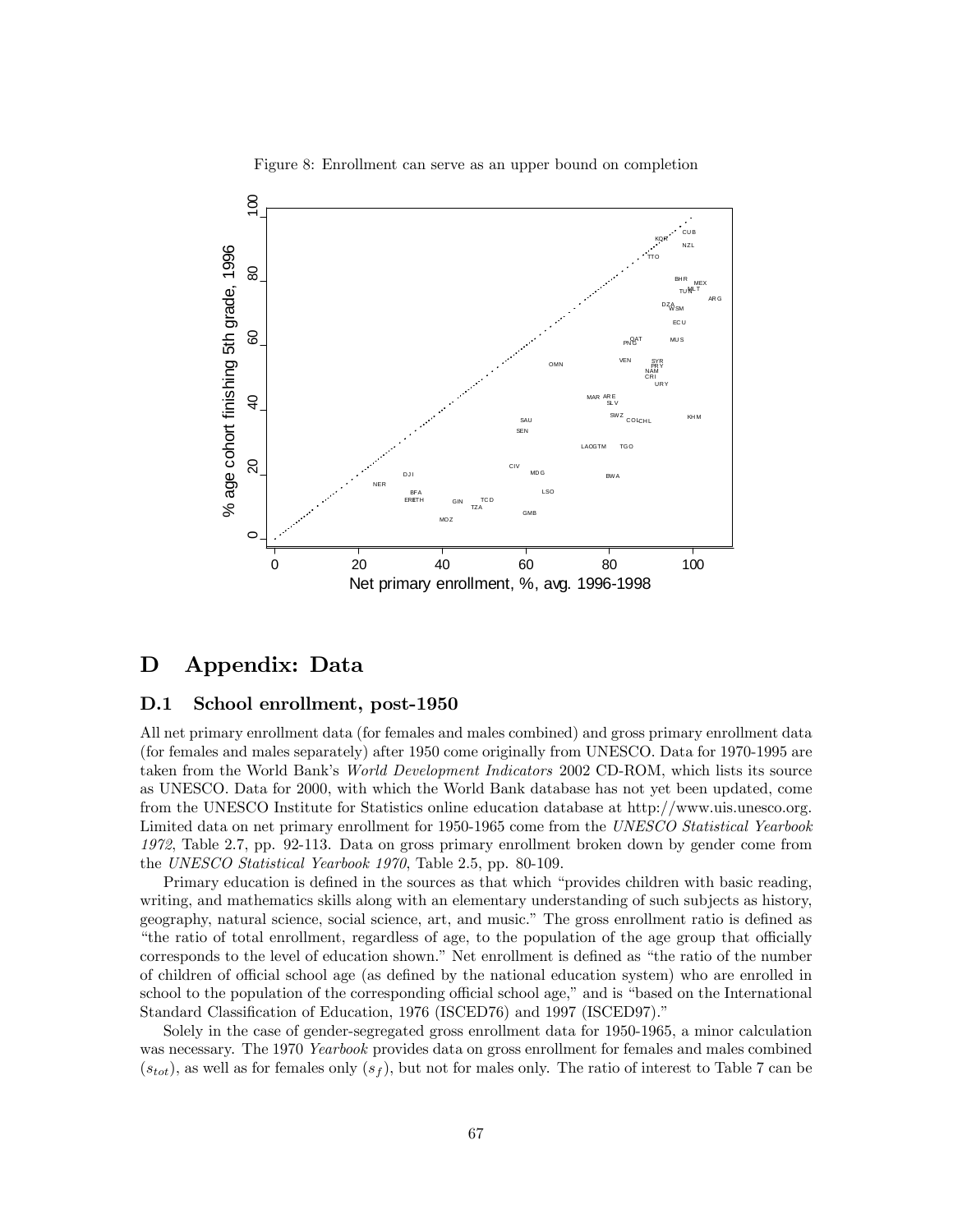Figure 8: Enrollment can serve as an upper bound on completion

# D Appendix: Data

## D.1 School enrollment, post-1950

All net primary enrollment data (for females and males combined) and gross primary enrollment data (for females and males separately) after 1950 come originally from UNESCO. Data for 1970-1995 are taken from the World Bank's *World Development Indicators* 2002 CD-ROM, which lists its source as UNESCO. Data for 2000, with which the World Bank database has not yet been updated, come from the UNESCO Institute for Statistics online education database at http://www.uis.unesco.org. Limited data on net primary enrollment for 1950-1965 come from the *UNESCO Statistical Yearbook 1972*, Table 2.7, pp. 92-113. Data on gross primary enrollment broken down by gender come from the *UNESCO Statistical Yearbook 1970*, Table 2.5, pp. 80-109.

Primary education is defined in the sources as that which "provides children with basic reading, writing, and mathematics skills along with an elementary understanding of such subjects as history, geography, natural science, social science, art, and music." The gross enrollment ratio is defined as "the ratio of total enrollment, regardless of age, to the population of the age group that officially corresponds to the level of education shown." Net enrollment is defined as "the ratio of the number of children of official school age (as defined by the national education system) who are enrolled in school to the population of the corresponding official school age," and is "based on the International Standard Classification of Education, 1976 (ISCED76) and 1997 (ISCED97)."

Solely in the case of gender-segregated gross enrollment data for 1950-1965, a minor calculation was necessary. The 1970 *Yearbook* provides data on gross enrollment for females and males combined ($s_{tot}$), as well as for females only ($s_f$), but not for males only. The ratio of interest to Table 7 can be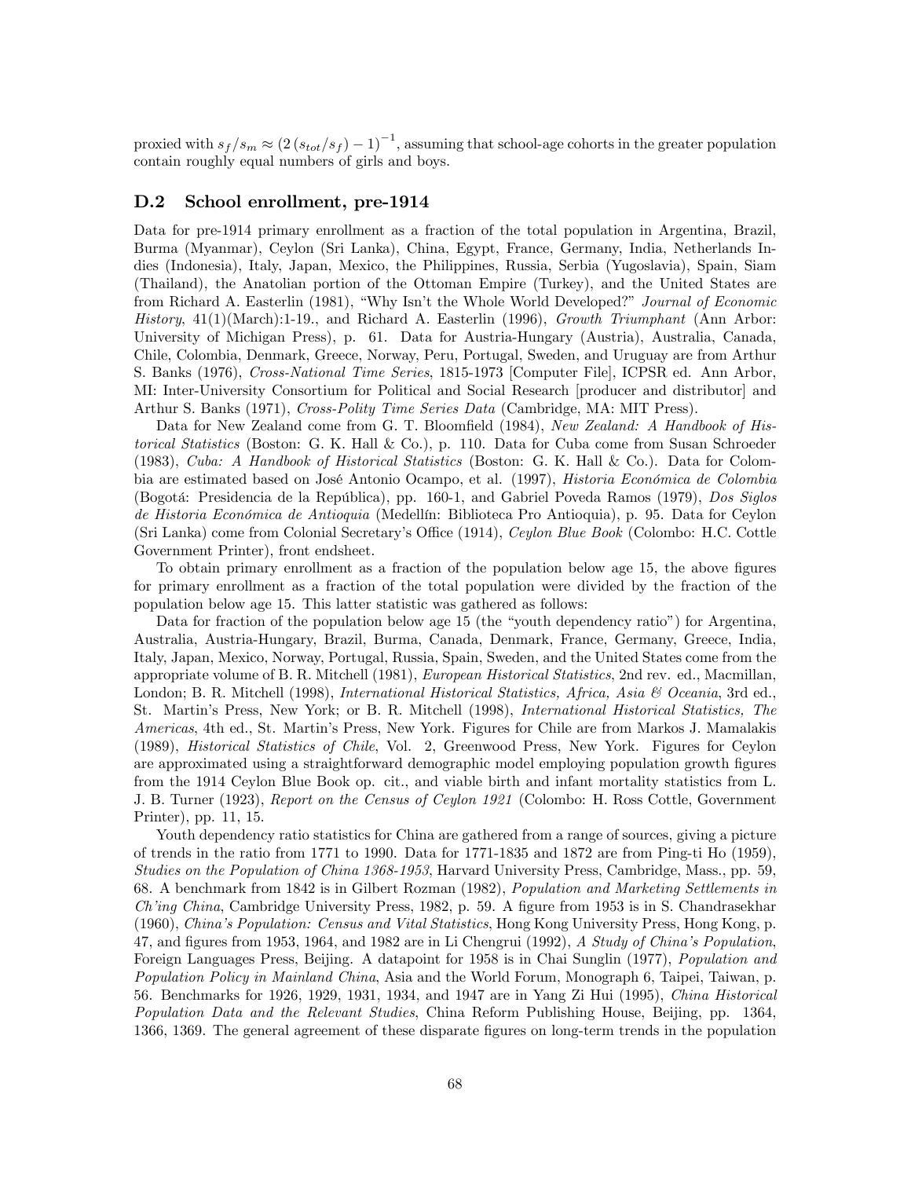proxied with $s_f/s_m \approx \left(2\left(s_{tot}/s_f\right)-1\right)^{-1}$, assuming that school-age cohorts in the greater population contain roughly equal numbers of girls and boys.

### D.2 School enrollment, pre-1914

Data for pre-1914 primary enrollment as a fraction of the total population in Argentina, Brazil, Burma (Myanmar), Ceylon (Sri Lanka), China, Egypt, France, Germany, India, Netherlands Indies (Indonesia), Italy, Japan, Mexico, the Philippines, Russia, Serbia (Yugoslavia), Spain, Siam (Thailand), the Anatolian portion of the Ottoman Empire (Turkey), and the United States are from Richard A. Easterlin (1981), "Why Isn't the Whole World Developed?" *Journal of Economic History*, 41(1)(March):1-19., and Richard A. Easterlin (1996), *Growth Triumphant* (Ann Arbor: University of Michigan Press), p. 61. Data for Austria-Hungary (Austria), Australia, Canada, Chile, Colombia, Denmark, Greece, Norway, Peru, Portugal, Sweden, and Uruguay are from Arthur S. Banks (1976), *Cross-National Time Series*, 1815-1973 [Computer File], ICPSR ed. Ann Arbor, MI: Inter-University Consortium for Political and Social Research [producer and distributor] and Arthur S. Banks (1971), *Cross-Polity Time Series Data* (Cambridge, MA: MIT Press).

Data for New Zealand come from G. T. Bloomfield (1984), *New Zealand: A Handbook of Historical Statistics* (Boston: G. K. Hall & Co.), p. 110. Data for Cuba come from Susan Schroeder (1983), *Cuba: A Handbook of Historical Statistics* (Boston: G. K. Hall & Co.). Data for Colombia are estimated based on José Antonio Ocampo, et al. (1997), *Historia Económica de Colombia* (Bogotá: Presidencia de la República), pp. 160-1, and Gabriel Poveda Ramos (1979), *Dos Siglos de Historia Económica de Antioquia* (Medellín: Biblioteca Pro Antioquia), p. 95. Data for Ceylon (Sri Lanka) come from Colonial Secretary's Office (1914), *Ceylon Blue Book* (Colombo: H.C. Cottle Government Printer), front endsheet.

To obtain primary enrollment as a fraction of the population below age 15, the above figures for primary enrollment as a fraction of the total population were divided by the fraction of the population below age 15. This latter statistic was gathered as follows:

Data for fraction of the population below age 15 (the "youth dependency ratio") for Argentina, Australia, Austria-Hungary, Brazil, Burma, Canada, Denmark, France, Germany, Greece, India, Italy, Japan, Mexico, Norway, Portugal, Russia, Spain, Sweden, and the United States come from the appropriate volume of B. R. Mitchell (1981), *European Historical Statistics*, 2nd rev. ed., Macmillan, London; B. R. Mitchell (1998), *International Historical Statistics, Africa, Asia & Oceania*, 3rd ed., St. Martin's Press, New York; or B. R. Mitchell (1998), *International Historical Statistics, The Americas*, 4th ed., St. Martin's Press, New York. Figures for Chile are from Markos J. Mamalakis (1989), *Historical Statistics of Chile*, Vol. 2, Greenwood Press, New York. Figures for Ceylon are approximated using a straightforward demographic model employing population growth figures from the 1914 Ceylon Blue Book op. cit., and viable birth and infant mortality statistics from L. J. B. Turner (1923), *Report on the Census of Ceylon 1921* (Colombo: H. Ross Cottle, Government Printer), pp. 11, 15.

Youth dependency ratio statistics for China are gathered from a range of sources, giving a picture of trends in the ratio from 1771 to 1990. Data for 1771-1835 and 1872 are from Ping-ti Ho (1959), *Studies on the Population of China 1368-1953*, Harvard University Press, Cambridge, Mass., pp. 59, 68. A benchmark from 1842 is in Gilbert Rozman (1982), *Population and Marketing Settlements in Ch'ing China*, Cambridge University Press, 1982, p. 59. A figure from 1953 is in S. Chandrasekhar (1960), *China's Population: Census and Vital Statistics*, Hong Kong University Press, Hong Kong, p. 47, and figures from 1953, 1964, and 1982 are in Li Chengrui (1992), *A Study of China's Population*, Foreign Languages Press, Beijing. A datapoint for 1958 is in Chai Sunglin (1977), *Population and Population Policy in Mainland China*, Asia and the World Forum, Monograph 6, Taipei, Taiwan, p. 56. Benchmarks for 1926, 1929, 1931, 1934, and 1947 are in Yang Zi Hui (1995), *China Historical Population Data and the Relevant Studies*, China Reform Publishing House, Beijing, pp. 1364, 1366, 1369. The general agreement of these disparate figures on long-term trends in the population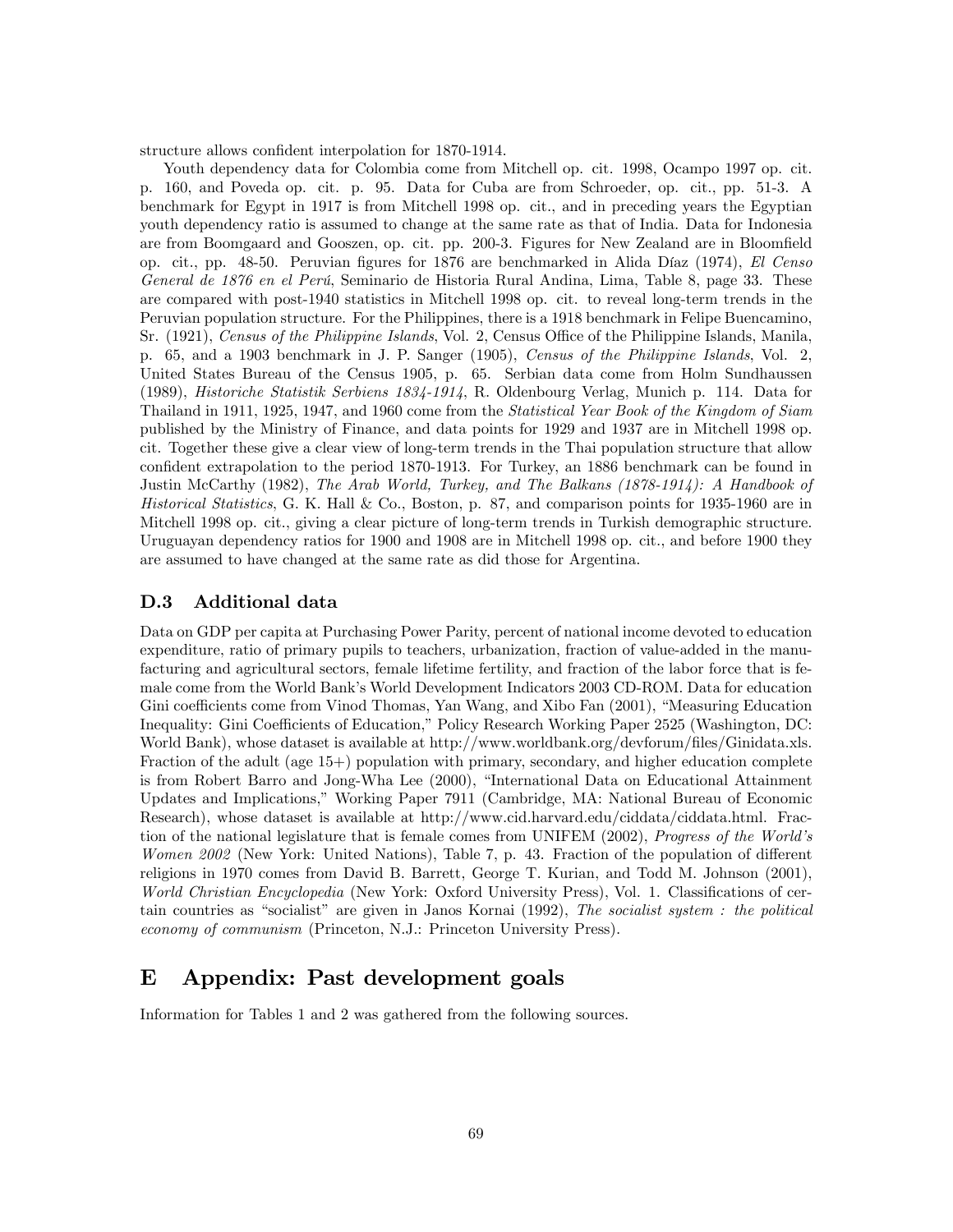structure allows confident interpolation for 1870-1914.

Youth dependency data for Colombia come from Mitchell op. cit. 1998, Ocampo 1997 op. cit. p. 160, and Poveda op. cit. p. 95. Data for Cuba are from Schroeder, op. cit., pp. 51-3. A benchmark for Egypt in 1917 is from Mitchell 1998 op. cit., and in preceding years the Egyptian youth dependency ratio is assumed to change at the same rate as that of India. Data for Indonesia are from Boomgaard and Gooszen, op. cit. pp. 200-3. Figures for New Zealand are in Bloomfield op. cit., pp. 48-50. Peruvian figures for 1876 are benchmarked in Alida Díaz (1974), *El Censo General de 1876 en el Perú*, Seminario de Historia Rural Andina, Lima, Table 8, page 33. These are compared with post-1940 statistics in Mitchell 1998 op. cit. to reveal long-term trends in the Peruvian population structure. For the Philippines, there is a 1918 benchmark in Felipe Buencamino, Sr. (1921), *Census of the Philippine Islands*, Vol. 2, Census Office of the Philippine Islands, Manila, p. 65, and a 1903 benchmark in J. P. Sanger (1905), *Census of the Philippine Islands*, Vol. 2, United States Bureau of the Census 1905, p. 65. Serbian data come from Holm Sundhaussen (1989), *Historiche Statistik Serbiens 1834-1914*, R. Oldenbourg Verlag, Munich p. 114. Data for Thailand in 1911, 1925, 1947, and 1960 come from the *Statistical Year Book of the Kingdom of Siam* published by the Ministry of Finance, and data points for 1929 and 1937 are in Mitchell 1998 op. cit. Together these give a clear view of long-term trends in the Thai population structure that allow confident extrapolation to the period 1870-1913. For Turkey, an 1886 benchmark can be found in Justin McCarthy (1982), *The Arab World, Turkey, and The Balkans (1878-1914): A Handbook of Historical Statistics*, G. K. Hall & Co., Boston, p. 87, and comparison points for 1935-1960 are in Mitchell 1998 op. cit., giving a clear picture of long-term trends in Turkish demographic structure. Uruguayan dependency ratios for 1900 and 1908 are in Mitchell 1998 op. cit., and before 1900 they are assumed to have changed at the same rate as did those for Argentina.

### D.3 Additional data

Data on GDP per capita at Purchasing Power Parity, percent of national income devoted to education expenditure, ratio of primary pupils to teachers, urbanization, fraction of value-added in the manufacturing and agricultural sectors, female lifetime fertility, and fraction of the labor force that is female come from the World Bank's World Development Indicators 2003 CD-ROM. Data for education Gini coefficients come from Vinod Thomas, Yan Wang, and Xibo Fan (2001), "Measuring Education Inequality: Gini Coefficients of Education," Policy Research Working Paper 2525 (Washington, DC: World Bank), whose dataset is available at http://www.worldbank.org/devforum/files/Ginidata.xls. Fraction of the adult (age 15+) population with primary, secondary, and higher education complete is from Robert Barro and Jong-Wha Lee (2000), "International Data on Educational Attainment Updates and Implications," Working Paper 7911 (Cambridge, MA: National Bureau of Economic Research), whose dataset is available at http://www.cid.harvard.edu/ciddata/ciddata.html. Fraction of the national legislature that is female comes from UNIFEM (2002), *Progress of the World's Women 2002* (New York: United Nations), Table 7, p. 43. Fraction of the population of different religions in 1970 comes from David B. Barrett, George T. Kurian, and Todd M. Johnson (2001), *World Christian Encyclopedia* (New York: Oxford University Press), Vol. 1. Classifications of certain countries as "socialist" are given in Janos Kornai (1992), *The socialist system : the political economy of communism* (Princeton, N.J.: Princeton University Press).

## E Appendix: Past development goals

Information for Tables 1 and 2 was gathered from the following sources.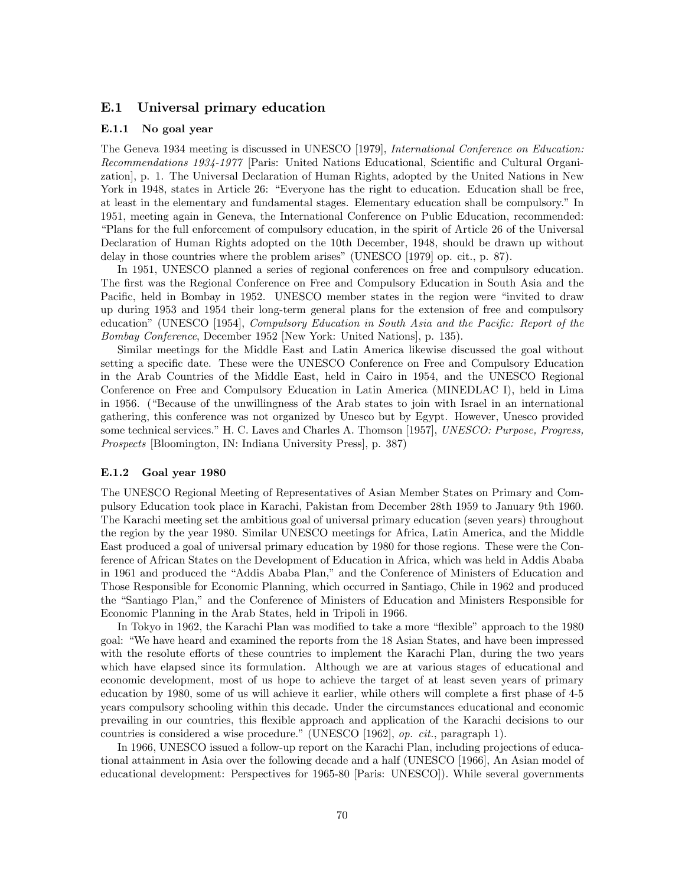## E.1 Universal primary education

### E.1.1 No goal year

The Geneva 1934 meeting is discussed in UNESCO [1979], *International Conference on Education: Recommendations 1934-1977* [Paris: United Nations Educational, Scientific and Cultural Organization], p. 1. The Universal Declaration of Human Rights, adopted by the United Nations in New York in 1948, states in Article 26: "Everyone has the right to education. Education shall be free, at least in the elementary and fundamental stages. Elementary education shall be compulsory." In 1951, meeting again in Geneva, the International Conference on Public Education, recommended: "Plans for the full enforcement of compulsory education, in the spirit of Article 26 of the Universal Declaration of Human Rights adopted on the 10th December, 1948, should be drawn up without delay in those countries where the problem arises" (UNESCO [1979] op. cit., p. 87).

In 1951, UNESCO planned a series of regional conferences on free and compulsory education. The first was the Regional Conference on Free and Compulsory Education in South Asia and the Pacific, held in Bombay in 1952. UNESCO member states in the region were "invited to draw up during 1953 and 1954 their long-term general plans for the extension of free and compulsory education" (UNESCO [1954], *Compulsory Education in South Asia and the Pacific: Report of the Bombay Conference*, December 1952 [New York: United Nations], p. 135).

Similar meetings for the Middle East and Latin America likewise discussed the goal without setting a specific date. These were the UNESCO Conference on Free and Compulsory Education in the Arab Countries of the Middle East, held in Cairo in 1954, and the UNESCO Regional Conference on Free and Compulsory Education in Latin America (MINEDLAC I), held in Lima in 1956. ("Because of the unwillingness of the Arab states to join with Israel in an international gathering, this conference was not organized by Unesco but by Egypt. However, Unesco provided some technical services." H. C. Laves and Charles A. Thomson [1957], *UNESCO: Purpose, Progress, Prospects* [Bloomington, IN: Indiana University Press], p. 387)

### E.1.2 Goal year 1980

The UNESCO Regional Meeting of Representatives of Asian Member States on Primary and Compulsory Education took place in Karachi, Pakistan from December 28th 1959 to January 9th 1960. The Karachi meeting set the ambitious goal of universal primary education (seven years) throughout the region by the year 1980. Similar UNESCO meetings for Africa, Latin America, and the Middle East produced a goal of universal primary education by 1980 for those regions. These were the Conference of African States on the Development of Education in Africa, which was held in Addis Ababa in 1961 and produced the "Addis Ababa Plan," and the Conference of Ministers of Education and Those Responsible for Economic Planning, which occurred in Santiago, Chile in 1962 and produced the "Santiago Plan," and the Conference of Ministers of Education and Ministers Responsible for Economic Planning in the Arab States, held in Tripoli in 1966.

In Tokyo in 1962, the Karachi Plan was modified to take a more "flexible" approach to the 1980 goal: "We have heard and examined the reports from the 18 Asian States, and have been impressed with the resolute efforts of these countries to implement the Karachi Plan, during the two years which have elapsed since its formulation. Although we are at various stages of educational and economic development, most of us hope to achieve the target of at least seven years of primary education by 1980, some of us will achieve it earlier, while others will complete a first phase of 4-5 years compulsory schooling within this decade. Under the circumstances educational and economic prevailing in our countries, this flexible approach and application of the Karachi decisions to our countries is considered a wise procedure." (UNESCO [1962], *op. cit.*, paragraph 1).

In 1966, UNESCO issued a follow-up report on the Karachi Plan, including projections of educational attainment in Asia over the following decade and a half (UNESCO [1966], An Asian model of educational development: Perspectives for 1965-80 [Paris: UNESCO]). While several governments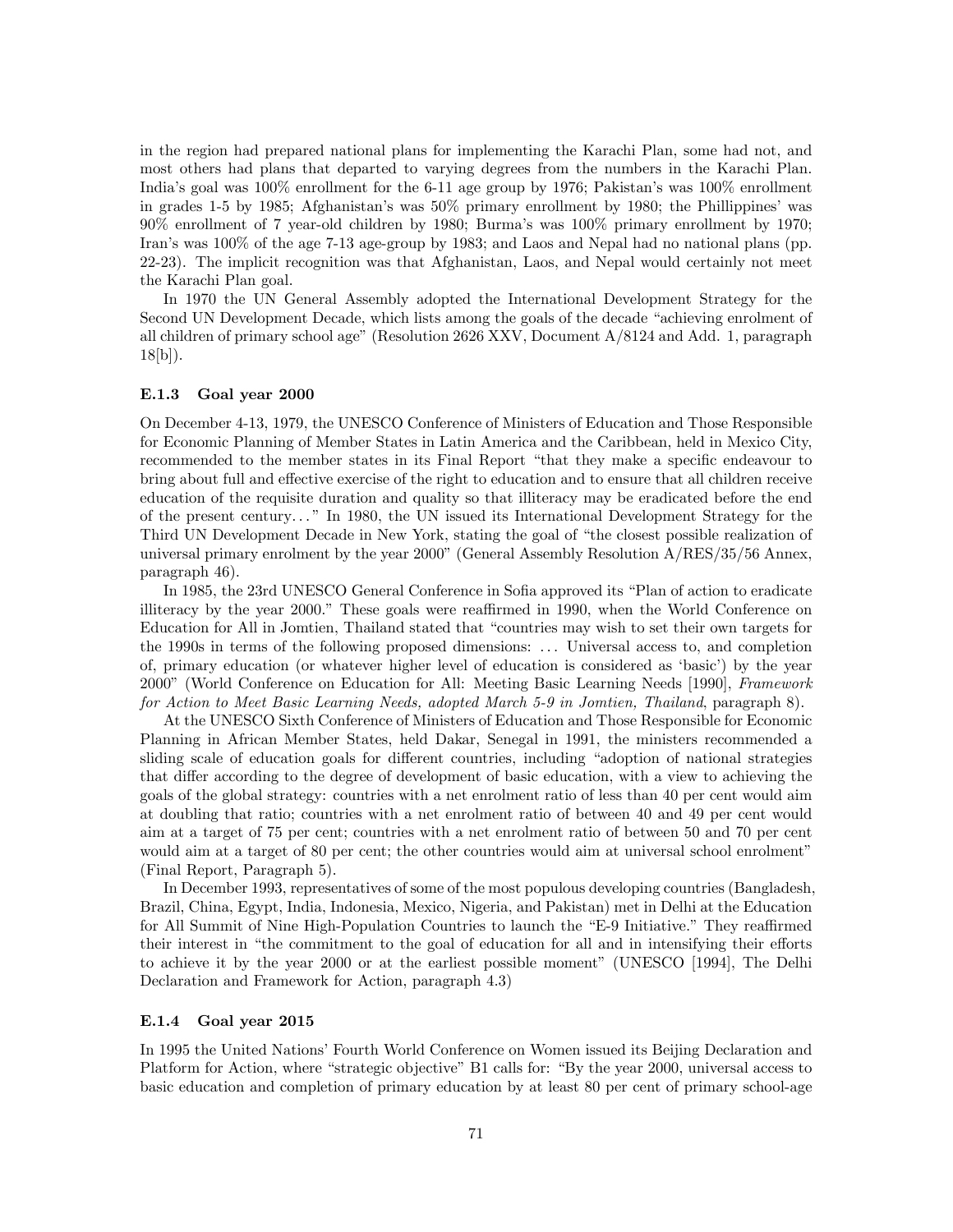in the region had prepared national plans for implementing the Karachi Plan, some had not, and most others had plans that departed to varying degrees from the numbers in the Karachi Plan. India's goal was 100% enrollment for the 6-11 age group by 1976; Pakistan's was 100% enrollment in grades 1-5 by 1985; Afghanistan's was 50% primary enrollment by 1980; the Phillippines' was 90% enrollment of 7 year-old children by 1980; Burma's was 100% primary enrollment by 1970; Iran's was 100% of the age 7-13 age-group by 1983; and Laos and Nepal had no national plans (pp. 22-23). The implicit recognition was that Afghanistan, Laos, and Nepal would certainly not meet the Karachi Plan goal.

In 1970 the UN General Assembly adopted the International Development Strategy for the Second UN Development Decade, which lists among the goals of the decade "achieving enrolment of all children of primary school age" (Resolution 2626 XXV, Document A/8124 and Add. 1, paragraph 18[b]).

#### E.1.3 Goal year 2000

On December 4-13, 1979, the UNESCO Conference of Ministers of Education and Those Responsible for Economic Planning of Member States in Latin America and the Caribbean, held in Mexico City, recommended to the member states in its Final Report "that they make a specific endeavour to bring about full and effective exercise of the right to education and to ensure that all children receive education of the requisite duration and quality so that illiteracy may be eradicated before the end of the present century. . . " In 1980, the UN issued its International Development Strategy for the Third UN Development Decade in New York, stating the goal of "the closest possible realization of universal primary enrolment by the year 2000" (General Assembly Resolution A/RES/35/56 Annex, paragraph 46).

In 1985, the 23rd UNESCO General Conference in Sofia approved its "Plan of action to eradicate illiteracy by the year 2000." These goals were reaffirmed in 1990, when the World Conference on Education for All in Jomtien, Thailand stated that "countries may wish to set their own targets for the 1990s in terms of the following proposed dimensions: . . . Universal access to, and completion of, primary education (or whatever higher level of education is considered as 'basic') by the year 2000" (World Conference on Education for All: Meeting Basic Learning Needs [1990], *Framework for Action to Meet Basic Learning Needs, adopted March 5-9 in Jomtien, Thailand*, paragraph 8).

At the UNESCO Sixth Conference of Ministers of Education and Those Responsible for Economic Planning in African Member States, held Dakar, Senegal in 1991, the ministers recommended a sliding scale of education goals for different countries, including "adoption of national strategies that differ according to the degree of development of basic education, with a view to achieving the goals of the global strategy: countries with a net enrolment ratio of less than 40 per cent would aim at doubling that ratio; countries with a net enrolment ratio of between 40 and 49 per cent would aim at a target of 75 per cent; countries with a net enrolment ratio of between 50 and 70 per cent would aim at a target of 80 per cent; the other countries would aim at universal school enrolment" (Final Report, Paragraph 5).

In December 1993, representatives of some of the most populous developing countries (Bangladesh, Brazil, China, Egypt, India, Indonesia, Mexico, Nigeria, and Pakistan) met in Delhi at the Education for All Summit of Nine High-Population Countries to launch the "E-9 Initiative." They reaffirmed their interest in "the commitment to the goal of education for all and in intensifying their efforts to achieve it by the year 2000 or at the earliest possible moment" (UNESCO [1994], The Delhi Declaration and Framework for Action, paragraph 4.3)

#### E.1.4 Goal year 2015

In 1995 the United Nations' Fourth World Conference on Women issued its Beijing Declaration and Platform for Action, where "strategic objective" B1 calls for: "By the year 2000, universal access to basic education and completion of primary education by at least 80 per cent of primary school-age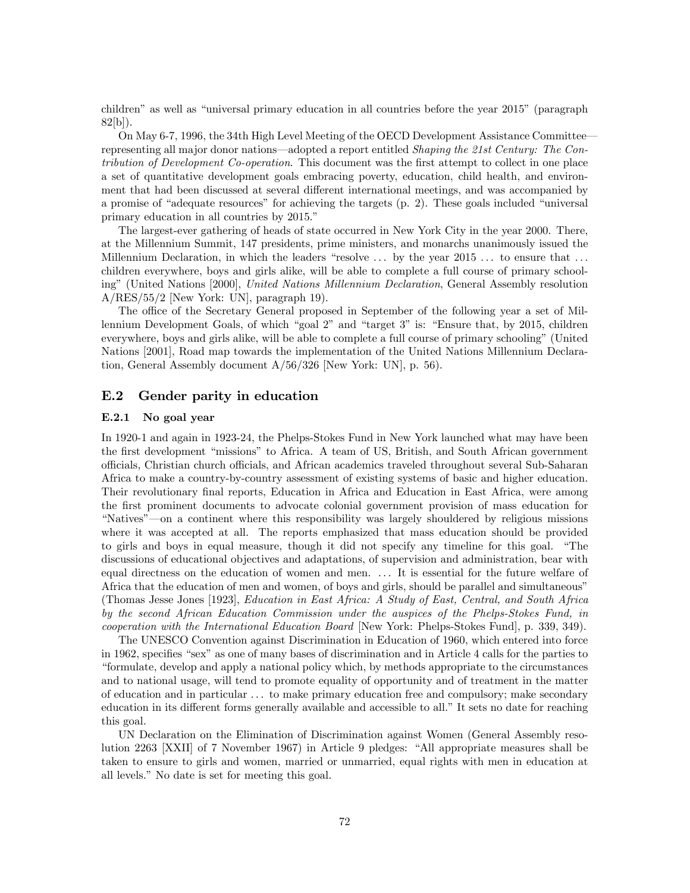children" as well as "universal primary education in all countries before the year 2015" (paragraph 82[b]).

On May 6-7, 1996, the 34th High Level Meeting of the OECD Development Assistance Committee—representing all major donor nations—adopted a report entitled *Shaping the 21st Century: The Contribution of Development Co-operation*. This document was the first attempt to collect in one place a set of quantitative development goals embracing poverty, education, child health, and environment that had been discussed at several different international meetings, and was accompanied by a promise of "adequate resources" for achieving the targets (p. 2). These goals included "universal primary education in all countries by 2015."

The largest-ever gathering of heads of state occurred in New York City in the year 2000. There, at the Millennium Summit, 147 presidents, prime ministers, and monarchs unanimously issued the Millennium Declaration, in which the leaders "resolve ... by the year 2015 ... to ensure that ... children everywhere, boys and girls alike, will be able to complete a full course of primary schooling" (United Nations [2000], *United Nations Millennium Declaration*, General Assembly resolution A/RES/55/2 [New York: UN], paragraph 19).

The office of the Secretary General proposed in September of the following year a set of Millennium Development Goals, of which "goal 2" and "target 3" is: "Ensure that, by 2015, children everywhere, boys and girls alike, will be able to complete a full course of primary schooling" (United Nations [2001], Road map towards the implementation of the United Nations Millennium Declaration, General Assembly document A/56/326 [New York: UN], p. 56).

## E.2 Gender parity in education

### E.2.1 No goal year

In 1920-1 and again in 1923-24, the Phelps-Stokes Fund in New York launched what may have been the first development "missions" to Africa. A team of US, British, and South African government officials, Christian church officials, and African academics traveled throughout several Sub-Saharan Africa to make a country-by-country assessment of existing systems of basic and higher education. Their revolutionary final reports, Education in Africa and Education in East Africa, were among the first prominent documents to advocate colonial government provision of mass education for "Natives"—on a continent where this responsibility was largely shouldered by religious missions where it was accepted at all. The reports emphasized that mass education should be provided to girls and boys in equal measure, though it did not specify any timeline for this goal. "The discussions of educational objectives and adaptations, of supervision and administration, bear with equal directness on the education of women and men. ... It is essential for the future welfare of Africa that the education of men and women, of boys and girls, should be parallel and simultaneous" (Thomas Jesse Jones [1923], *Education in East Africa: A Study of East, Central, and South Africa by the second African Education Commission under the auspices of the Phelps-Stokes Fund, in cooperation with the International Education Board* [New York: Phelps-Stokes Fund], p. 339, 349).

The UNESCO Convention against Discrimination in Education of 1960, which entered into force in 1962, specifies "sex" as one of many bases of discrimination and in Article 4 calls for the parties to "formulate, develop and apply a national policy which, by methods appropriate to the circumstances and to national usage, will tend to promote equality of opportunity and of treatment in the matter of education and in particular ... to make primary education free and compulsory; make secondary education in its different forms generally available and accessible to all." It sets no date for reaching this goal.

UN Declaration on the Elimination of Discrimination against Women (General Assembly resolution 2263 [XXII] of 7 November 1967) in Article 9 pledges: "All appropriate measures shall be taken to ensure to girls and women, married or unmarried, equal rights with men in education at all levels." No date is set for meeting this goal.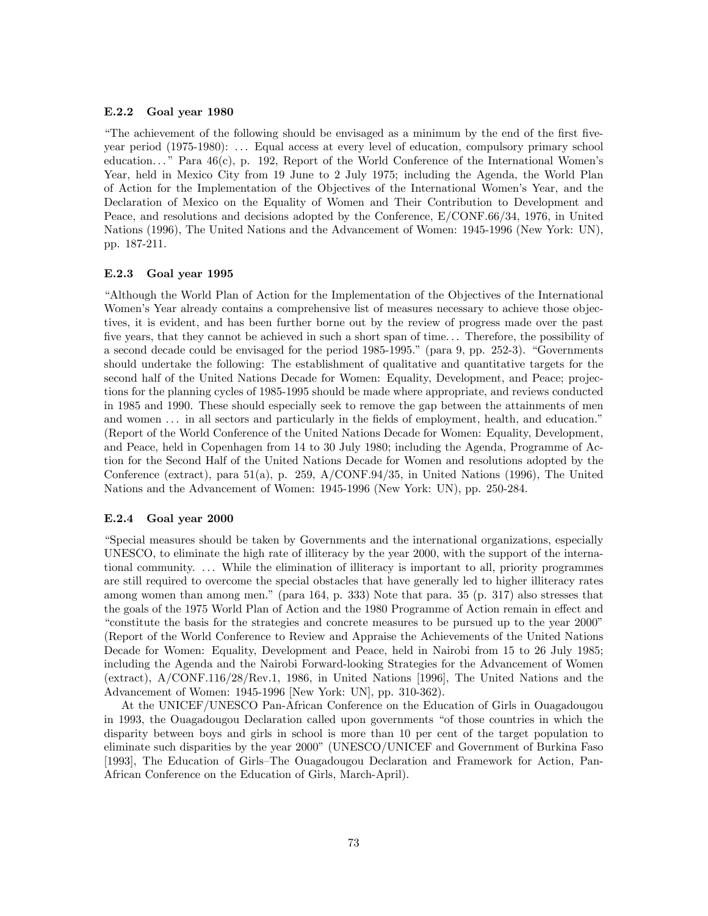#### E.2.2 Goal year 1980

"The achievement of the following should be envisaged as a minimum by the end of the first five-year period (1975-1980): ... Equal access at every level of education, compulsory primary school education..." Para 46(c), p. 192, Report of the World Conference of the International Women's Year, held in Mexico City from 19 June to 2 July 1975; including the Agenda, the World Plan of Action for the Implementation of the Objectives of the International Women's Year, and the Declaration of Mexico on the Equality of Women and Their Contribution to Development and Peace, and resolutions and decisions adopted by the Conference, E/CONF.66/34, 1976, in United Nations (1996), The United Nations and the Advancement of Women: 1945-1996 (New York: UN), pp. 187-211.

#### E.2.3 Goal year 1995

"Although the World Plan of Action for the Implementation of the Objectives of the International Women's Year already contains a comprehensive list of measures necessary to achieve those objectives, it is evident, and has been further borne out by the review of progress made over the past five years, that they cannot be achieved in such a short span of time... Therefore, the possibility of a second decade could be envisaged for the period 1985-1995." (para 9, pp. 252-3). "Governments should undertake the following: The establishment of qualitative and quantitative targets for the second half of the United Nations Decade for Women: Equality, Development, and Peace; projections for the planning cycles of 1985-1995 should be made where appropriate, and reviews conducted in 1985 and 1990. These should especially seek to remove the gap between the attainments of men and women ... in all sectors and particularly in the fields of employment, health, and education." (Report of the World Conference of the United Nations Decade for Women: Equality, Development, and Peace, held in Copenhagen from 14 to 30 July 1980; including the Agenda, Programme of Action for the Second Half of the United Nations Decade for Women and resolutions adopted by the Conference (extract), para 51(a), p. 259, A/CONF.94/35, in United Nations (1996), The United Nations and the Advancement of Women: 1945-1996 (New York: UN), pp. 250-284.

#### E.2.4 Goal year 2000

"Special measures should be taken by Governments and the international organizations, especially UNESCO, to eliminate the high rate of illiteracy by the year 2000, with the support of the international community. ... While the elimination of illiteracy is important to all, priority programmes are still required to overcome the special obstacles that have generally led to higher illiteracy rates among women than among men." (para 164, p. 333) Note that para. 35 (p. 317) also stresses that the goals of the 1975 World Plan of Action and the 1980 Programme of Action remain in effect and "constitute the basis for the strategies and concrete measures to be pursued up to the year 2000" (Report of the World Conference to Review and Appraise the Achievements of the United Nations Decade for Women: Equality, Development and Peace, held in Nairobi from 15 to 26 July 1985; including the Agenda and the Nairobi Forward-looking Strategies for the Advancement of Women (extract), A/CONF.116/28/Rev.1, 1986, in United Nations [1996], The United Nations and the Advancement of Women: 1945-1996 [New York: UN], pp. 310-362).

At the UNICEF/UNESCO Pan-African Conference on the Education of Girls in Ouagadougou in 1993, the Ouagadougou Declaration called upon governments "of those countries in which the disparity between boys and girls in school is more than 10 per cent of the target population to eliminate such disparities by the year 2000" (UNESCO/UNICEF and Government of Burkina Faso [1993], The Education of Girls–The Ouagadougou Declaration and Framework for Action, Pan-African Conference on the Education of Girls, March-April).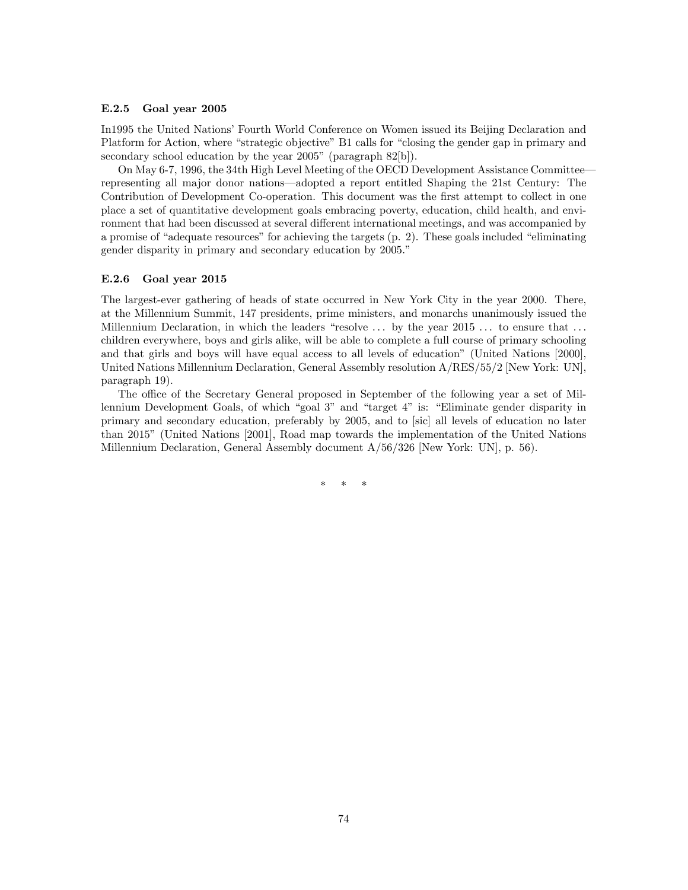### E.2.5 Goal year 2005

In1995 the United Nations' Fourth World Conference on Women issued its Beijing Declaration and Platform for Action, where "strategic objective" B1 calls for "closing the gender gap in primary and secondary school education by the year 2005" (paragraph 82[b]).

On May 6-7, 1996, the 34th High Level Meeting of the OECD Development Assistance Committee—representing all major donor nations—adopted a report entitled Shaping the 21st Century: The Contribution of Development Co-operation. This document was the first attempt to collect in one place a set of quantitative development goals embracing poverty, education, child health, and environment that had been discussed at several different international meetings, and was accompanied by a promise of "adequate resources" for achieving the targets (p. 2). These goals included "eliminating gender disparity in primary and secondary education by 2005."

### E.2.6 Goal year 2015

The largest-ever gathering of heads of state occurred in New York City in the year 2000. There, at the Millennium Summit, 147 presidents, prime ministers, and monarchs unanimously issued the Millennium Declaration, in which the leaders "resolve ... by the year 2015 ... to ensure that ... children everywhere, boys and girls alike, will be able to complete a full course of primary schooling and that girls and boys will have equal access to all levels of education" (United Nations [2000], United Nations Millennium Declaration, General Assembly resolution A/RES/55/2 [New York: UN], paragraph 19).

The office of the Secretary General proposed in September of the following year a set of Millennium Development Goals, of which "goal 3" and "target 4" is: "Eliminate gender disparity in primary and secondary education, preferably by 2005, and to [sic] all levels of education no later than 2015" (United Nations [2001], Road map towards the implementation of the United Nations Millennium Declaration, General Assembly document A/56/326 [New York: UN], p. 56).

\* \* \*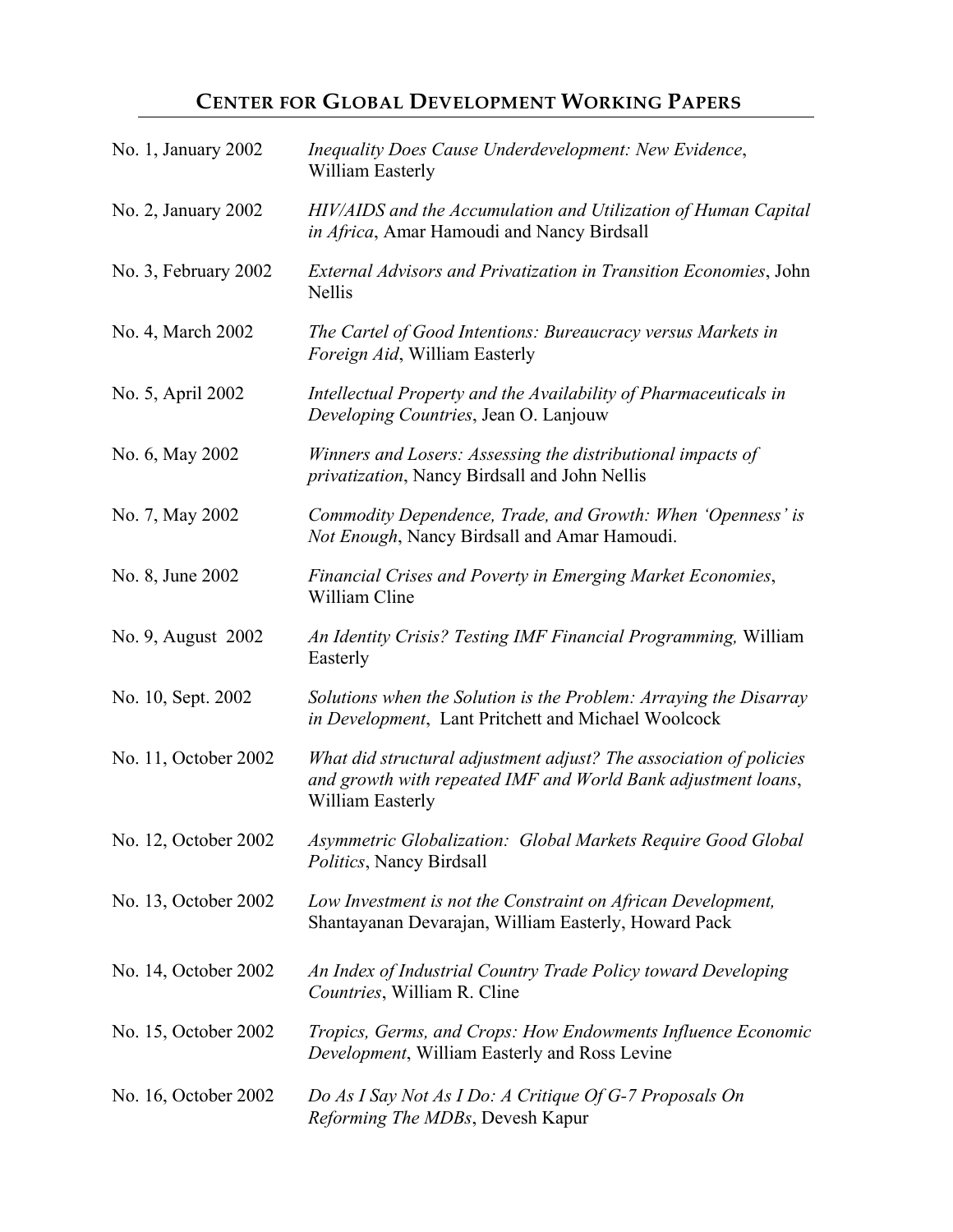## CENTER FOR GLOBAL DEVELOPMENT WORKING PAPERS

| | |
|---|---|
| No. 1, January 2002 | *Inequality Does Cause Underdevelopment: New Evidence*, William Easterly |
| No. 2, January 2002 | *HIV/AIDS and the Accumulation and Utilization of Human Capital in Africa*, Amar Hamoudi and Nancy Birdsall |
| No. 3, February 2002 | *External Advisors and Privatization in Transition Economies*, John Nellis |
| No. 4, March 2002 | *The Cartel of Good Intentions: Bureaucracy versus Markets in Foreign Aid*, William Easterly |
| No. 5, April 2002 | *Intellectual Property and the Availability of Pharmaceuticals in Developing Countries*, Jean O. Lanjouw |
| No. 6, May 2002 | *Winners and Losers: Assessing the distributional impacts of privatization*, Nancy Birdsall and John Nellis |
| No. 7, May 2002 | *Commodity Dependence, Trade, and Growth: When 'Openness' is Not Enough*, Nancy Birdsall and Amar Hamoudi. |
| No. 8, June 2002 | *Financial Crises and Poverty in Emerging Market Economies*, William Cline |
| No. 9, August 2002 | *An Identity Crisis? Testing IMF Financial Programming,* William Easterly |
| No. 10, Sept. 2002 | *Solutions when the Solution is the Problem: Arraying the Disarray in Development*, Lant Pritchett and Michael Woolcock |
| No. 11, October 2002 | *What did structural adjustment adjust? The association of policies and growth with repeated IMF and World Bank adjustment loans*, William Easterly |
| No. 12, October 2002 | *Asymmetric Globalization: Global Markets Require Good Global Politics*, Nancy Birdsall |
| No. 13, October 2002 | *Low Investment is not the Constraint on African Development,* Shantayanan Devarajan, William Easterly, Howard Pack |
| No. 14, October 2002 | *An Index of Industrial Country Trade Policy toward Developing Countries*, William R. Cline |
| No. 15, October 2002 | *Tropics, Germs, and Crops: How Endowments Influence Economic Development*, William Easterly and Ross Levine |
| No. 16, October 2002 | *Do As I Say Not As I Do: A Critique Of G-7 Proposals On Reforming The MDBs*, Devesh Kapur |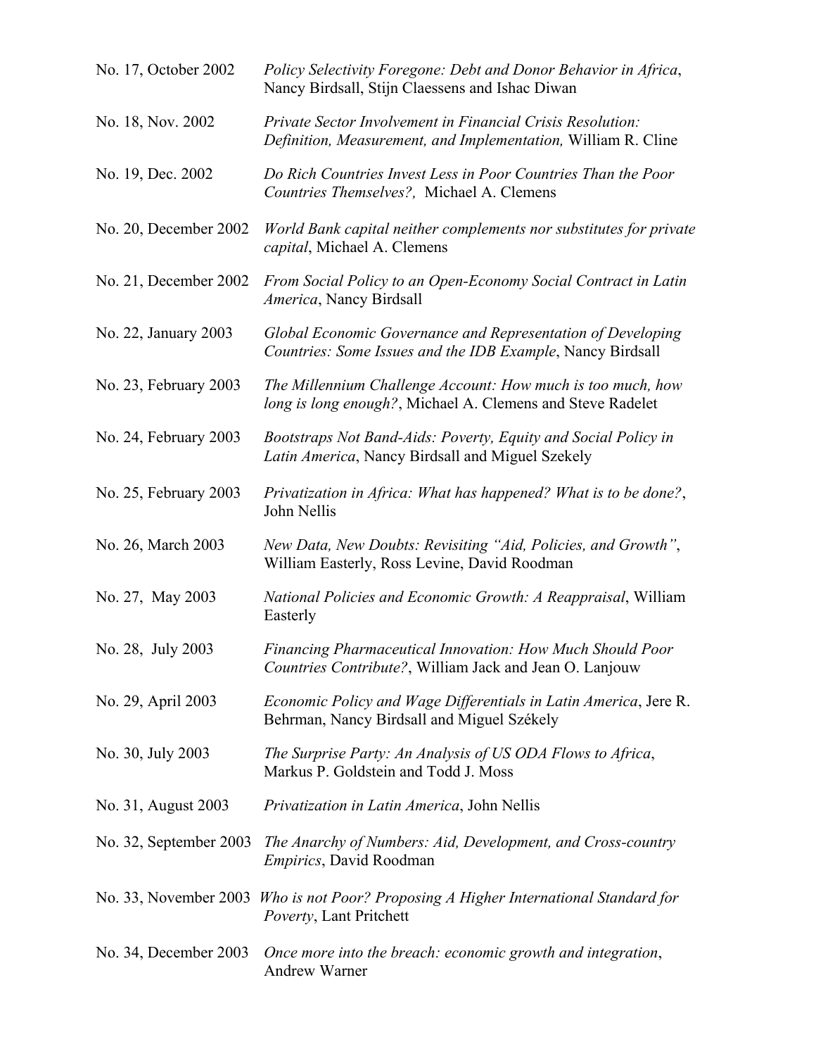No. 17, October 2002 *Policy Selectivity Foregone: Debt and Donor Behavior in Africa*, Nancy Birdsall, Stijn Claessens and Ishac Diwan

No. 18, Nov. 2002 *Private Sector Involvement in Financial Crisis Resolution: Definition, Measurement, and Implementation,* William R. Cline

No. 19, Dec. 2002 *Do Rich Countries Invest Less in Poor Countries Than the Poor Countries Themselves?,* Michael A. Clemens

No. 20, December 2002 *World Bank capital neither complements nor substitutes for private capital*, Michael A. Clemens

No. 21, December 2002 *From Social Policy to an Open-Economy Social Contract in Latin America*, Nancy Birdsall

No. 22, January 2003 *Global Economic Governance and Representation of Developing Countries: Some Issues and the IDB Example*, Nancy Birdsall

No. 23, February 2003 *The Millennium Challenge Account: How much is too much, how long is long enough?*, Michael A. Clemens and Steve Radelet

No. 24, February 2003 *Bootstraps Not Band-Aids: Poverty, Equity and Social Policy in Latin America*, Nancy Birdsall and Miguel Szekely

No. 25, February 2003 *Privatization in Africa: What has happened? What is to be done?*, John Nellis

No. 26, March 2003 *New Data, New Doubts: Revisiting "Aid, Policies, and Growth"*, William Easterly, Ross Levine, David Roodman

No. 27, May 2003 *National Policies and Economic Growth: A Reappraisal*, William Easterly

No. 28, July 2003 *Financing Pharmaceutical Innovation: How Much Should Poor Countries Contribute?*, William Jack and Jean O. Lanjouw

No. 29, April 2003 *Economic Policy and Wage Differentials in Latin America*, Jere R. Behrman, Nancy Birdsall and Miguel Székely

No. 30, July 2003 *The Surprise Party: An Analysis of US ODA Flows to Africa*, Markus P. Goldstein and Todd J. Moss

No. 31, August 2003 *Privatization in Latin America*, John Nellis

No. 32, September 2003 *The Anarchy of Numbers: Aid, Development, and Cross-country Empirics*, David Roodman

No. 33, November 2003 *Who is not Poor? Proposing A Higher International Standard for Poverty*, Lant Pritchett

No. 34, December 2003 *Once more into the breach: economic growth and integration*, Andrew Warner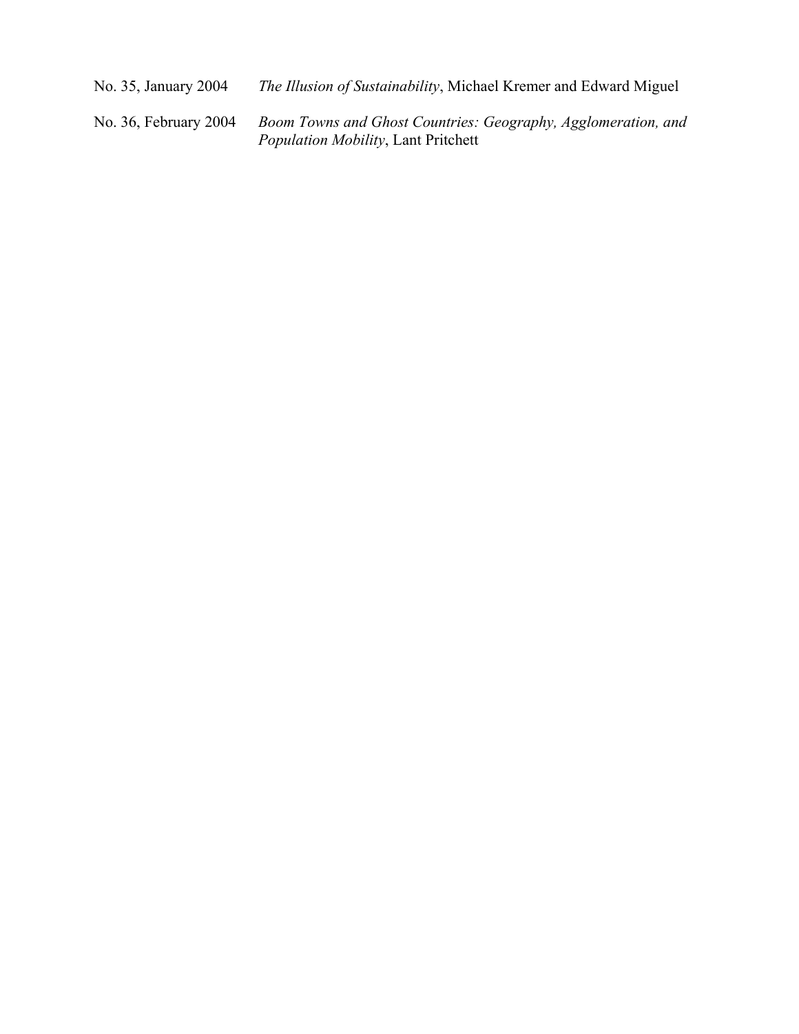No. 35, January 2004 *The Illusion of Sustainability*, Michael Kremer and Edward Miguel

No. 36, February 2004 *Boom Towns and Ghost Countries: Geography, Agglomeration, and Population Mobility*, Lant Pritchett